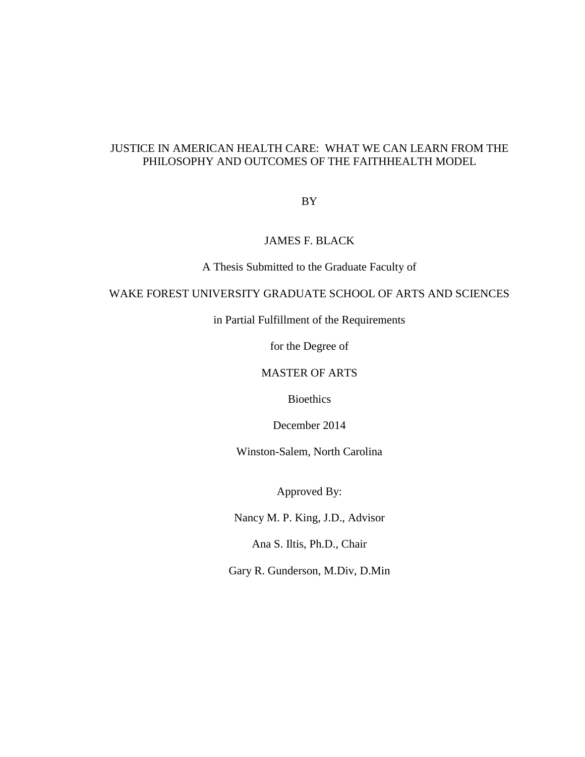# JUSTICE IN AMERICAN HEALTH CARE: WHAT WE CAN LEARN FROM THE PHILOSOPHY AND OUTCOMES OF THE FAITHHEALTH MODEL

BY

JAMES F. BLACK

A Thesis Submitted to the Graduate Faculty of

WAKE FOREST UNIVERSITY GRADUATE SCHOOL OF ARTS AND SCIENCES

in Partial Fulfillment of the Requirements

for the Degree of

MASTER OF ARTS

Bioethics

December 2014

Winston-Salem, North Carolina

Approved By:

Nancy M. P. King, J.D., Advisor

Ana S. Iltis, Ph.D., Chair

Gary R. Gunderson, M.Div, D.Min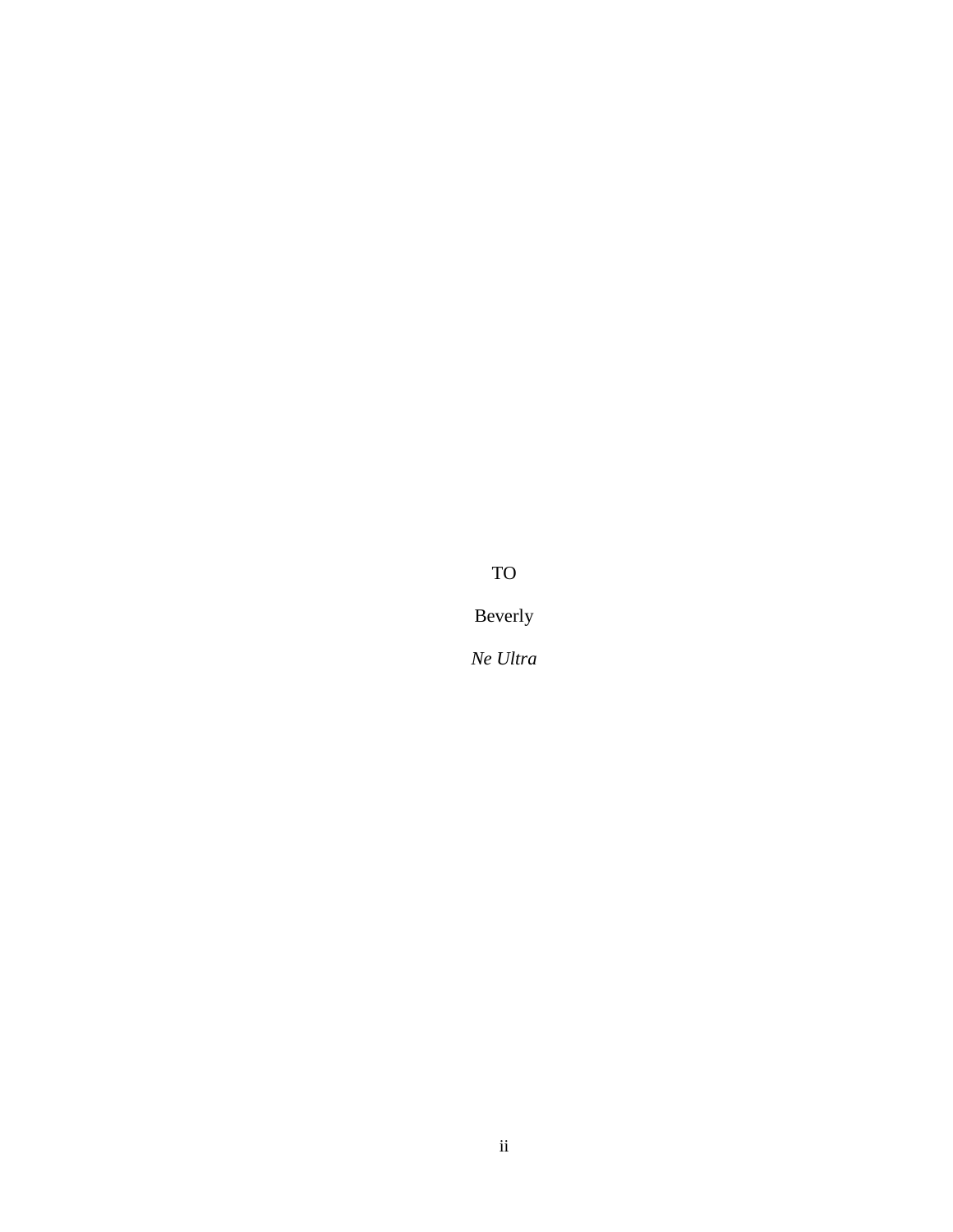TO

Beverly

*Ne Ultra*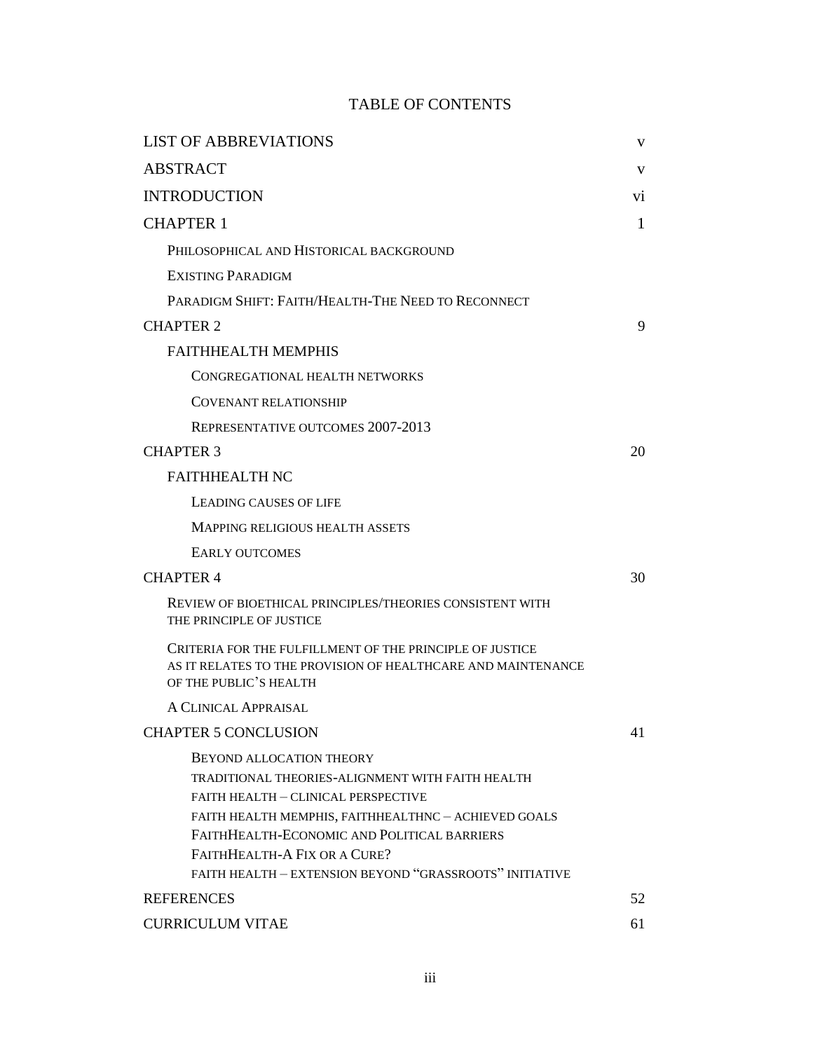# TABLE OF CONTENTS

| | |
|---|---|
| LIST OF ABBREVIATIONS | v |
| ABSTRACT | v |
| INTRODUCTION | vi |
| CHAPTER 1 | 1 |
| PHILOSOPHICAL AND HISTORICAL BACKGROUND | |
| EXISTING PARADIGM | |
| PARADIGM SHIFT: FAITH/HEALTH-THE NEED TO RECONNECT | |
| CHAPTER 2 | 9 |
| FAITHHEALTH MEMPHIS | |
| CONGREGATIONAL HEALTH NETWORKS | |
| COVENANT RELATIONSHIP | |
| REPRESENTATIVE OUTCOMES 2007-2013 | |
| CHAPTER 3 | 20 |
| FAITHHEALTH NC | |
| LEADING CAUSES OF LIFE | |
| MAPPING RELIGIOUS HEALTH ASSETS | |
| EARLY OUTCOMES | |
| CHAPTER 4 | 30 |
| REVIEW OF BIOETHICAL PRINCIPLES/THEORIES CONSISTENT WITH THE PRINCIPLE OF JUSTICE | |
| CRITERIA FOR THE FULFILLMENT OF THE PRINCIPLE OF JUSTICE AS IT RELATES TO THE PROVISION OF HEALTHCARE AND MAINTENANCE OF THE PUBLIC'S HEALTH | |
| A CLINICAL APPRAISAL | |
| CHAPTER 5 CONCLUSION | 41 |
| BEYOND ALLOCATION THEORY | |
| TRADITIONAL THEORIES-ALIGNMENT WITH FAITH HEALTH | |
| FAITH HEALTH – CLINICAL PERSPECTIVE | |
| FAITH HEALTH MEMPHIS, FAITHHEALTHNC – ACHIEVED GOALS | |
| FAITHHEALTH-ECONOMIC AND POLITICAL BARRIERS | |
| FAITHHEALTH-A FIX OR A CURE? | |
| FAITH HEALTH – EXTENSION BEYOND "GRASSROOTS" INITIATIVE | |
| REFERENCES | 52 |
| CURRICULUM VITAE | 61 |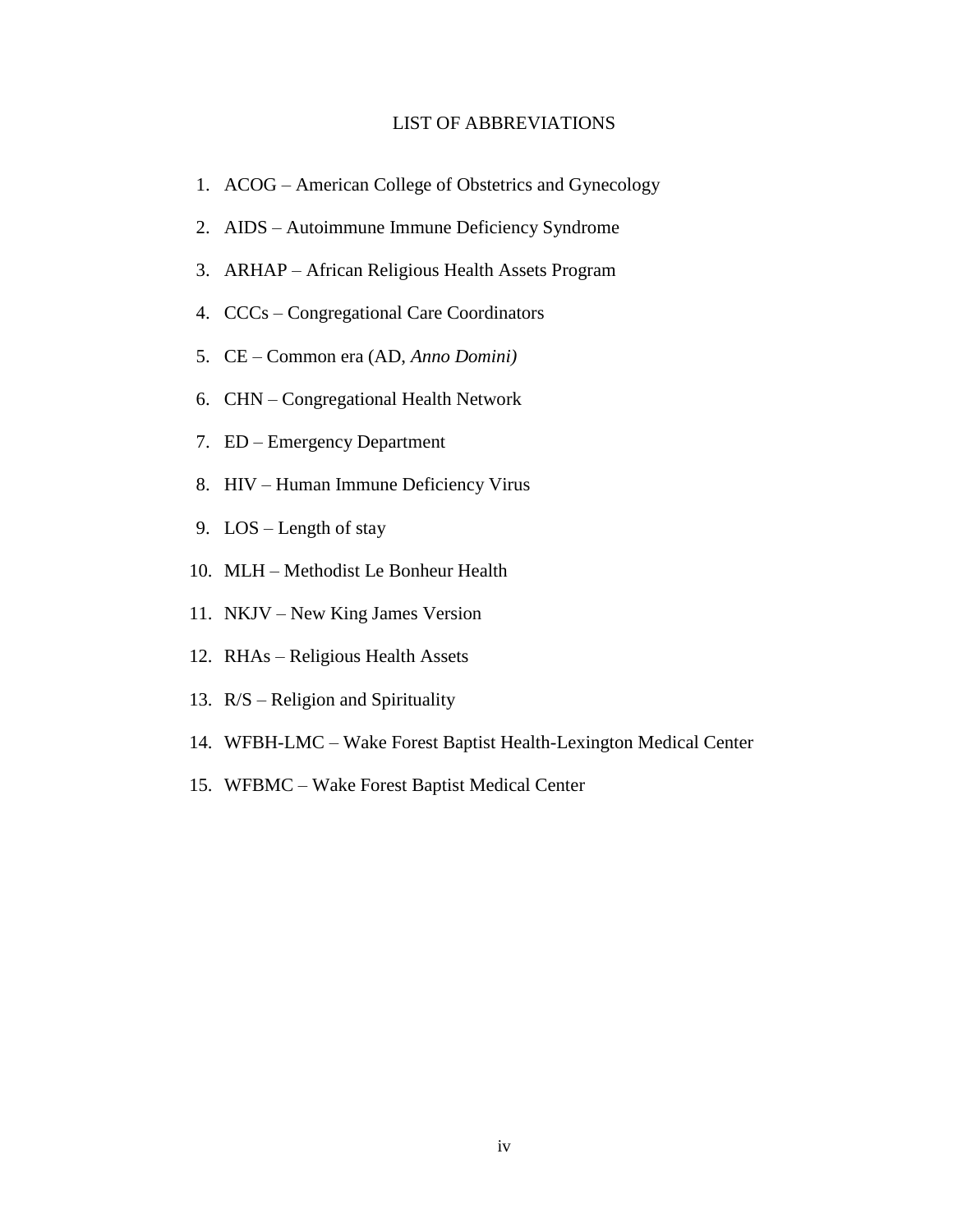# LIST OF ABBREVIATIONS

1. ACOG – American College of Obstetrics and Gynecology
2. AIDS – Autoimmune Immune Deficiency Syndrome
3. ARHAP – African Religious Health Assets Program
4. CCCs – Congregational Care Coordinators
5. CE – Common era (AD, *Anno Domini)*
6. CHN – Congregational Health Network
7. ED – Emergency Department
8. HIV – Human Immune Deficiency Virus
9. LOS – Length of stay
10. MLH – Methodist Le Bonheur Health
11. NKJV – New King James Version
12. RHAs – Religious Health Assets
13. R/S – Religion and Spirituality
14. WFBH-LMC – Wake Forest Baptist Health-Lexington Medical Center
15. WFBMC – Wake Forest Baptist Medical Center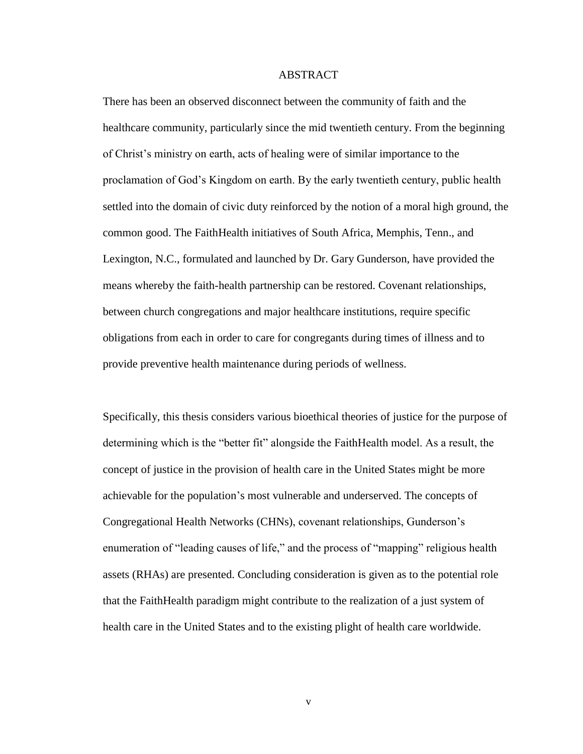# ABSTRACT

There has been an observed disconnect between the community of faith and the healthcare community, particularly since the mid twentieth century. From the beginning of Christ's ministry on earth, acts of healing were of similar importance to the proclamation of God's Kingdom on earth. By the early twentieth century, public health settled into the domain of civic duty reinforced by the notion of a moral high ground, the common good. The FaithHealth initiatives of South Africa, Memphis, Tenn., and Lexington, N.C., formulated and launched by Dr. Gary Gunderson, have provided the means whereby the faith-health partnership can be restored. Covenant relationships, between church congregations and major healthcare institutions, require specific obligations from each in order to care for congregants during times of illness and to provide preventive health maintenance during periods of wellness.

Specifically, this thesis considers various bioethical theories of justice for the purpose of determining which is the "better fit" alongside the FaithHealth model. As a result, the concept of justice in the provision of health care in the United States might be more achievable for the population's most vulnerable and underserved. The concepts of Congregational Health Networks (CHNs), covenant relationships, Gunderson's enumeration of "leading causes of life," and the process of "mapping" religious health assets (RHAs) are presented. Concluding consideration is given as to the potential role that the FaithHealth paradigm might contribute to the realization of a just system of health care in the United States and to the existing plight of health care worldwide.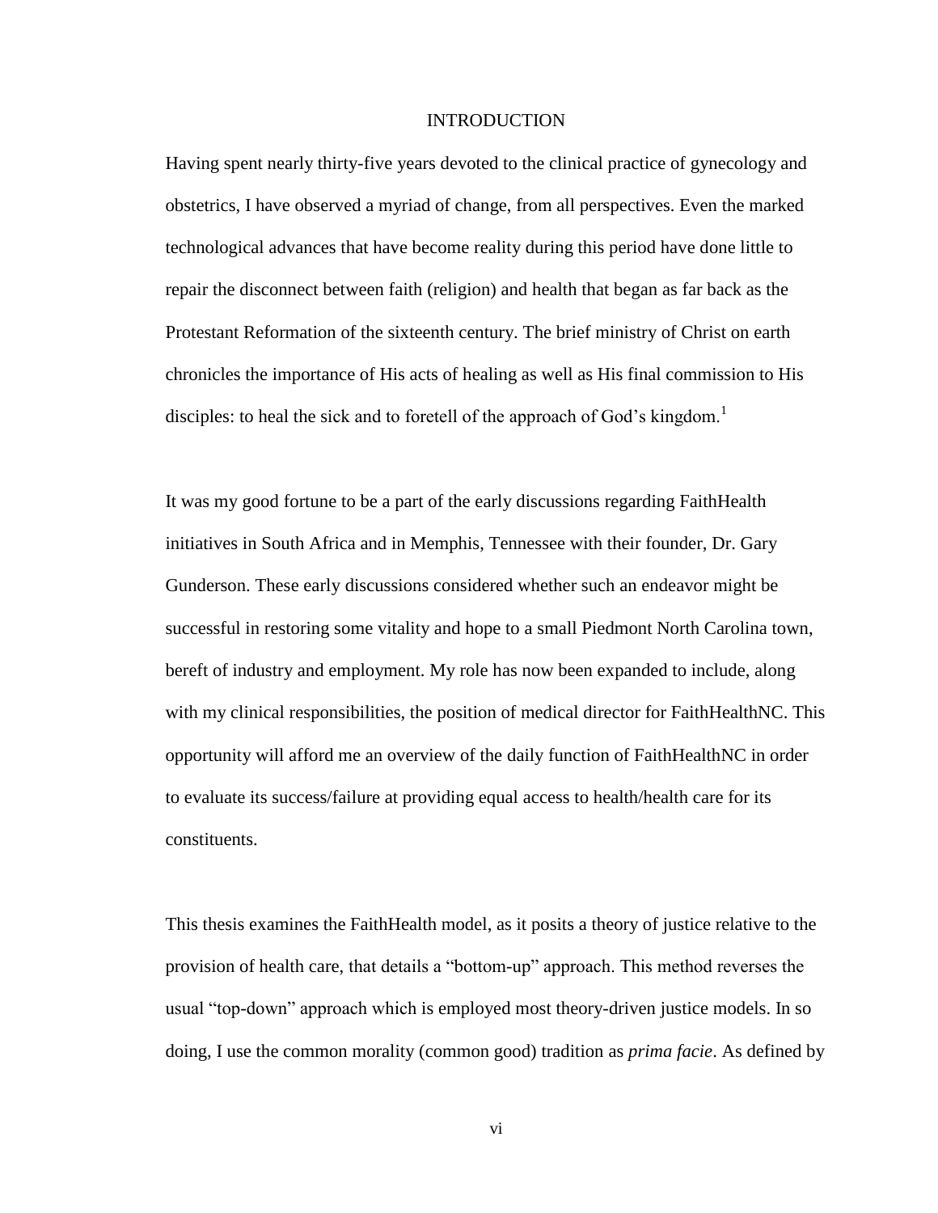# INTRODUCTION

Having spent nearly thirty-five years devoted to the clinical practice of gynecology and obstetrics, I have observed a myriad of change, from all perspectives. Even the marked technological advances that have become reality during this period have done little to repair the disconnect between faith (religion) and health that began as far back as the Protestant Reformation of the sixteenth century. The brief ministry of Christ on earth chronicles the importance of His acts of healing as well as His final commission to His disciples: to heal the sick and to foretell of the approach of God's kingdom.[1]

It was my good fortune to be a part of the early discussions regarding FaithHealth initiatives in South Africa and in Memphis, Tennessee with their founder, Dr. Gary Gunderson. These early discussions considered whether such an endeavor might be successful in restoring some vitality and hope to a small Piedmont North Carolina town, bereft of industry and employment. My role has now been expanded to include, along with my clinical responsibilities, the position of medical director for FaithHealthNC. This opportunity will afford me an overview of the daily function of FaithHealthNC in order to evaluate its success/failure at providing equal access to health/health care for its constituents.

This thesis examines the FaithHealth model, as it posits a theory of justice relative to the provision of health care, that details a "bottom-up" approach. This method reverses the usual "top-down" approach which is employed most theory-driven justice models. In so doing, I use the common morality (common good) tradition as *prima facie*. As defined by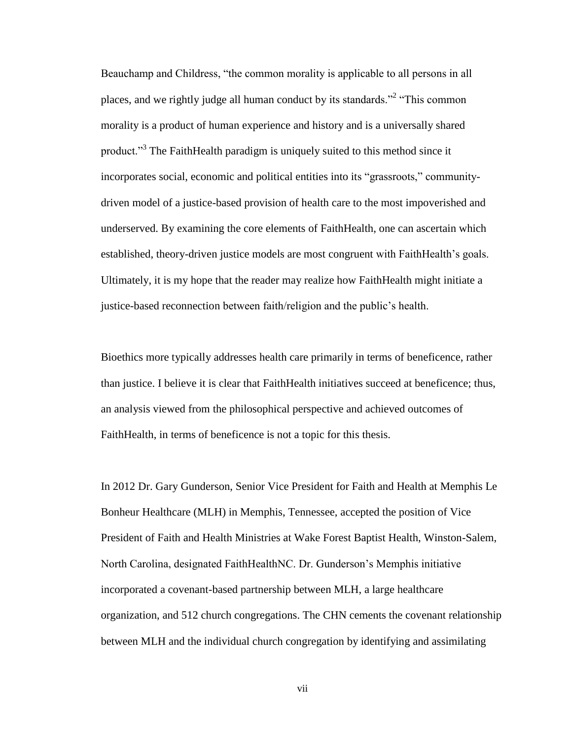Beauchamp and Childress, "the common morality is applicable to all persons in all places, and we rightly judge all human conduct by its standards."[2] "This common morality is a product of human experience and history and is a universally shared product."[3] The FaithHealth paradigm is uniquely suited to this method since it incorporates social, economic and political entities into its "grassroots," community-driven model of a justice-based provision of health care to the most impoverished and underserved. By examining the core elements of FaithHealth, one can ascertain which established, theory-driven justice models are most congruent with FaithHealth's goals. Ultimately, it is my hope that the reader may realize how FaithHealth might initiate a justice-based reconnection between faith/religion and the public's health.

Bioethics more typically addresses health care primarily in terms of beneficence, rather than justice. I believe it is clear that FaithHealth initiatives succeed at beneficence; thus, an analysis viewed from the philosophical perspective and achieved outcomes of FaithHealth, in terms of beneficence is not a topic for this thesis.

In 2012 Dr. Gary Gunderson, Senior Vice President for Faith and Health at Memphis Le Bonheur Healthcare (MLH) in Memphis, Tennessee, accepted the position of Vice President of Faith and Health Ministries at Wake Forest Baptist Health, Winston-Salem, North Carolina, designated FaithHealthNC. Dr. Gunderson's Memphis initiative incorporated a covenant-based partnership between MLH, a large healthcare organization, and 512 church congregations. The CHN cements the covenant relationship between MLH and the individual church congregation by identifying and assimilating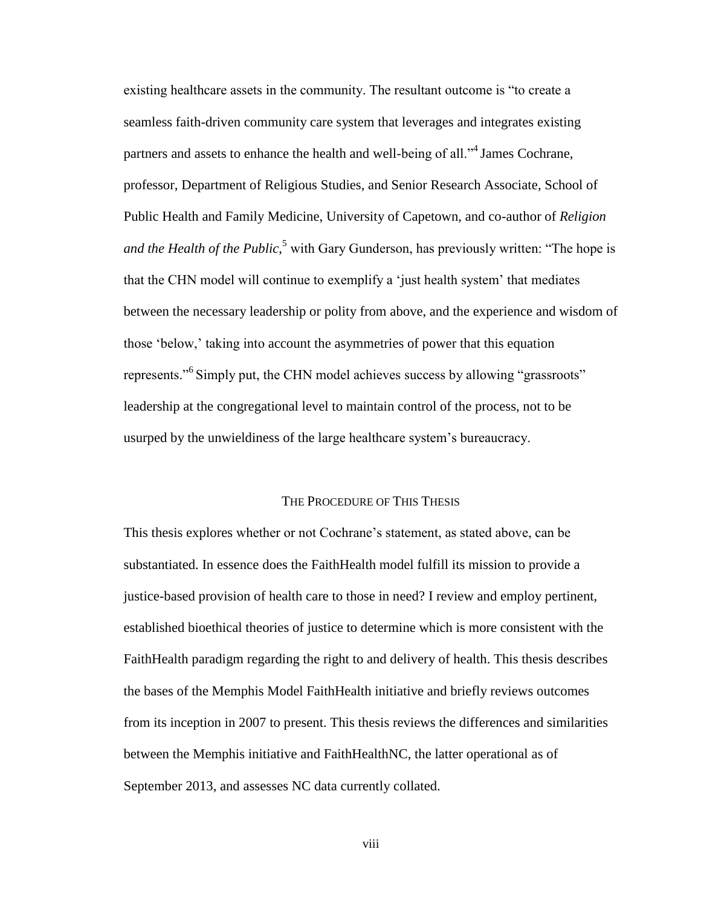existing healthcare assets in the community. The resultant outcome is "to create a seamless faith-driven community care system that leverages and integrates existing partners and assets to enhance the health and well-being of all."[4] James Cochrane, professor, Department of Religious Studies, and Senior Research Associate, School of Public Health and Family Medicine, University of Capetown, and co-author of *Religion and the Health of the Public*,[5] with Gary Gunderson, has previously written: "The hope is that the CHN model will continue to exemplify a 'just health system' that mediates between the necessary leadership or polity from above, and the experience and wisdom of those 'below,' taking into account the asymmetries of power that this equation represents."[6] Simply put, the CHN model achieves success by allowing "grassroots" leadership at the congregational level to maintain control of the process, not to be usurped by the unwieldiness of the large healthcare system's bureaucracy.

## The Procedure of This Thesis

This thesis explores whether or not Cochrane's statement, as stated above, can be substantiated. In essence does the FaithHealth model fulfill its mission to provide a justice-based provision of health care to those in need? I review and employ pertinent, established bioethical theories of justice to determine which is more consistent with the FaithHealth paradigm regarding the right to and delivery of health. This thesis describes the bases of the Memphis Model FaithHealth initiative and briefly reviews outcomes from its inception in 2007 to present. This thesis reviews the differences and similarities between the Memphis initiative and FaithHealthNC, the latter operational as of September 2013, and assesses NC data currently collated.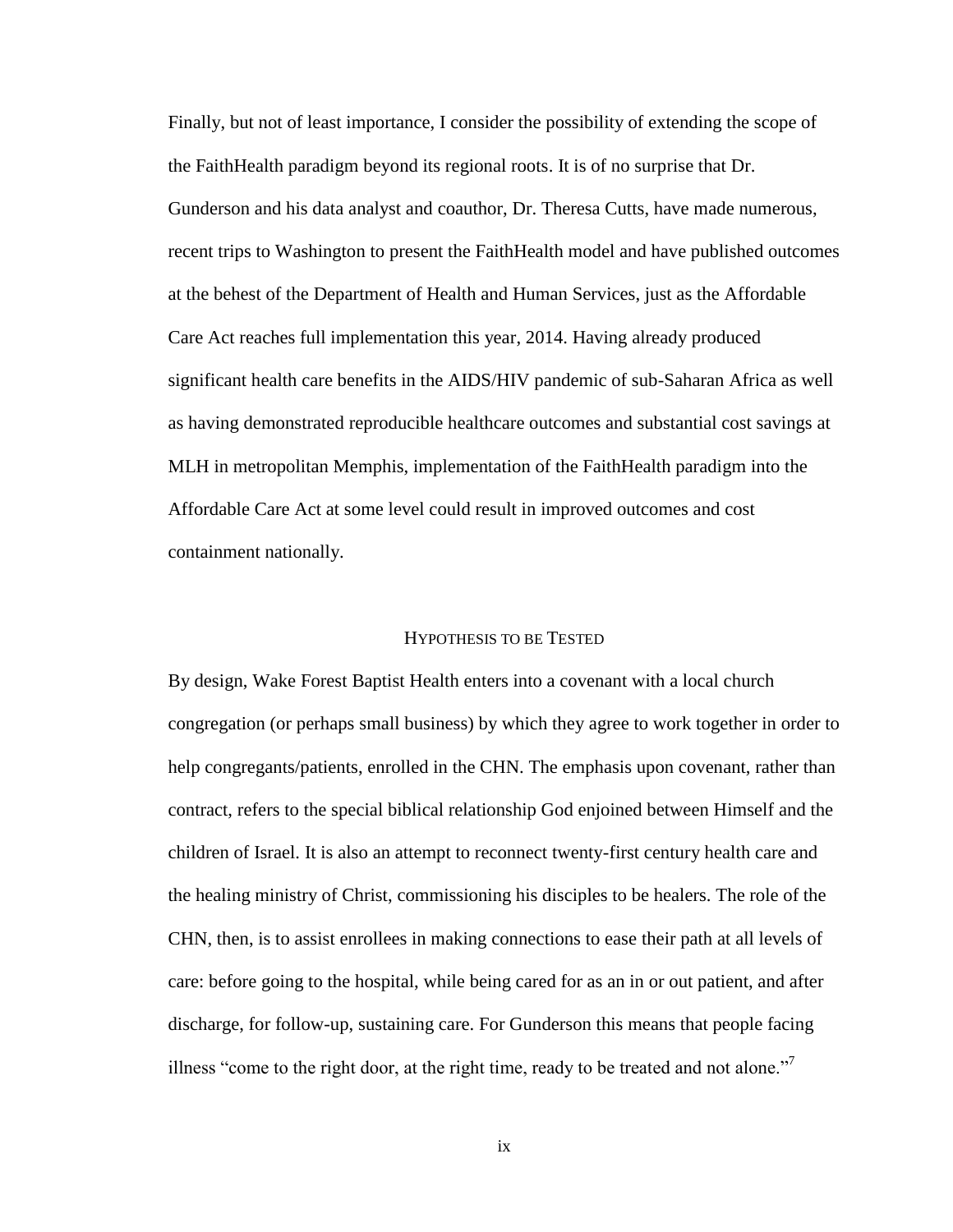Finally, but not of least importance, I consider the possibility of extending the scope of the FaithHealth paradigm beyond its regional roots. It is of no surprise that Dr. Gunderson and his data analyst and coauthor, Dr. Theresa Cutts, have made numerous, recent trips to Washington to present the FaithHealth model and have published outcomes at the behest of the Department of Health and Human Services, just as the Affordable Care Act reaches full implementation this year, 2014. Having already produced significant health care benefits in the AIDS/HIV pandemic of sub-Saharan Africa as well as having demonstrated reproducible healthcare outcomes and substantial cost savings at MLH in metropolitan Memphis, implementation of the FaithHealth paradigm into the Affordable Care Act at some level could result in improved outcomes and cost containment nationally.

## HYPOTHESIS TO BE TESTED

By design, Wake Forest Baptist Health enters into a covenant with a local church congregation (or perhaps small business) by which they agree to work together in order to help congregants/patients, enrolled in the CHN. The emphasis upon covenant, rather than contract, refers to the special biblical relationship God enjoined between Himself and the children of Israel. It is also an attempt to reconnect twenty-first century health care and the healing ministry of Christ, commissioning his disciples to be healers. The role of the CHN, then, is to assist enrollees in making connections to ease their path at all levels of care: before going to the hospital, while being cared for as an in or out patient, and after discharge, for follow-up, sustaining care. For Gunderson this means that people facing illness "come to the right door, at the right time, ready to be treated and not alone."[7]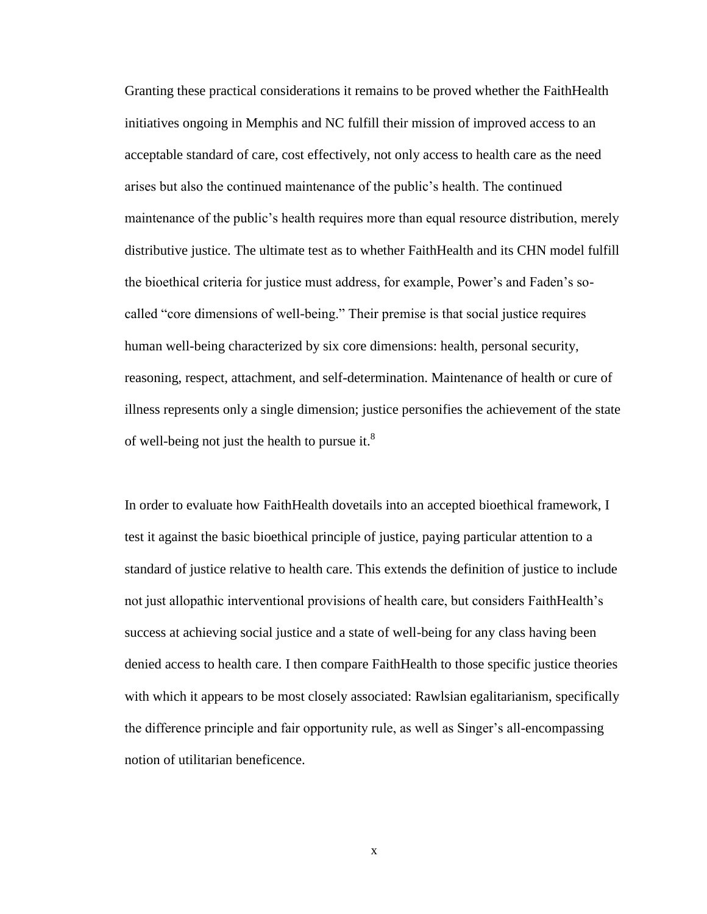Granting these practical considerations it remains to be proved whether the FaithHealth initiatives ongoing in Memphis and NC fulfill their mission of improved access to an acceptable standard of care, cost effectively, not only access to health care as the need arises but also the continued maintenance of the public's health. The continued maintenance of the public's health requires more than equal resource distribution, merely distributive justice. The ultimate test as to whether FaithHealth and its CHN model fulfill the bioethical criteria for justice must address, for example, Power's and Faden's so-called "core dimensions of well-being." Their premise is that social justice requires human well-being characterized by six core dimensions: health, personal security, reasoning, respect, attachment, and self-determination. Maintenance of health or cure of illness represents only a single dimension; justice personifies the achievement of the state of well-being not just the health to pursue it.[8]

In order to evaluate how FaithHealth dovetails into an accepted bioethical framework, I test it against the basic bioethical principle of justice, paying particular attention to a standard of justice relative to health care. This extends the definition of justice to include not just allopathic interventional provisions of health care, but considers FaithHealth's success at achieving social justice and a state of well-being for any class having been denied access to health care. I then compare FaithHealth to those specific justice theories with which it appears to be most closely associated: Rawlsian egalitarianism, specifically the difference principle and fair opportunity rule, as well as Singer's all-encompassing notion of utilitarian beneficence.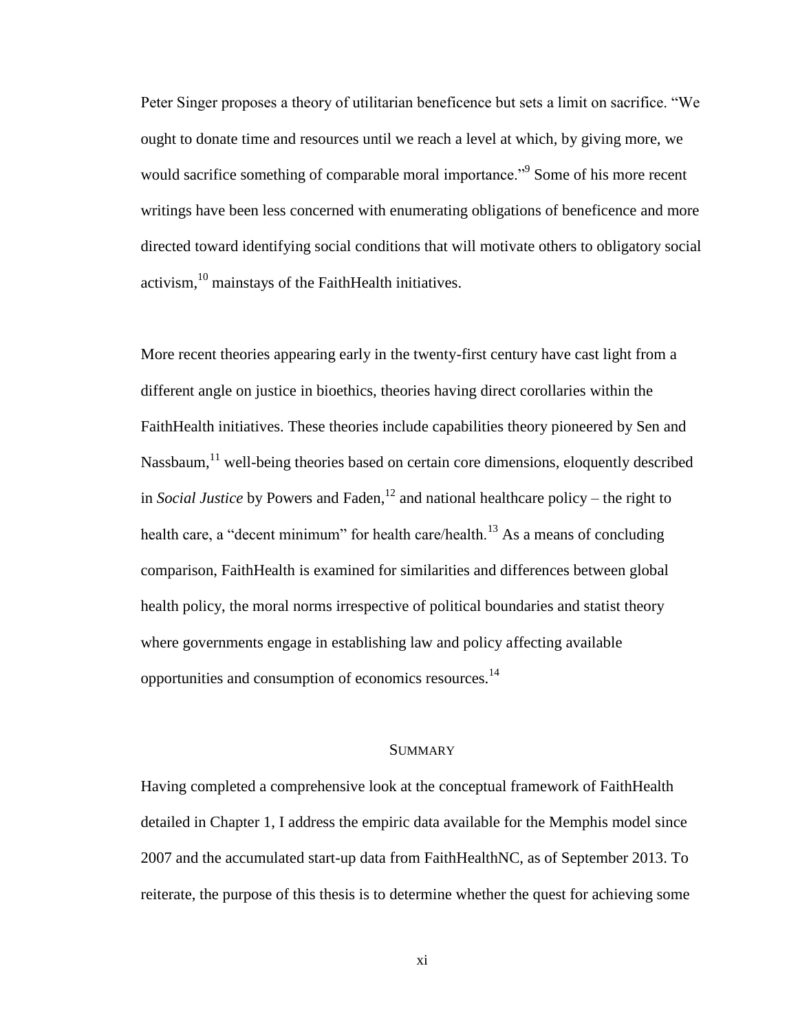Peter Singer proposes a theory of utilitarian beneficence but sets a limit on sacrifice. "We ought to donate time and resources until we reach a level at which, by giving more, we would sacrifice something of comparable moral importance."[9] Some of his more recent writings have been less concerned with enumerating obligations of beneficence and more directed toward identifying social conditions that will motivate others to obligatory social activism,[10] mainstays of the FaithHealth initiatives.

More recent theories appearing early in the twenty-first century have cast light from a different angle on justice in bioethics, theories having direct corollaries within the FaithHealth initiatives. These theories include capabilities theory pioneered by Sen and Nassbaum,[11] well-being theories based on certain core dimensions, eloquently described in *Social Justice* by Powers and Faden,[12] and national healthcare policy – the right to health care, a "decent minimum" for health care/health.[13] As a means of concluding comparison, FaithHealth is examined for similarities and differences between global health policy, the moral norms irrespective of political boundaries and statist theory where governments engage in establishing law and policy affecting available opportunities and consumption of economics resources.[14]

## SUMMARY

Having completed a comprehensive look at the conceptual framework of FaithHealth detailed in Chapter 1, I address the empiric data available for the Memphis model since 2007 and the accumulated start-up data from FaithHealthNC, as of September 2013. To reiterate, the purpose of this thesis is to determine whether the quest for achieving some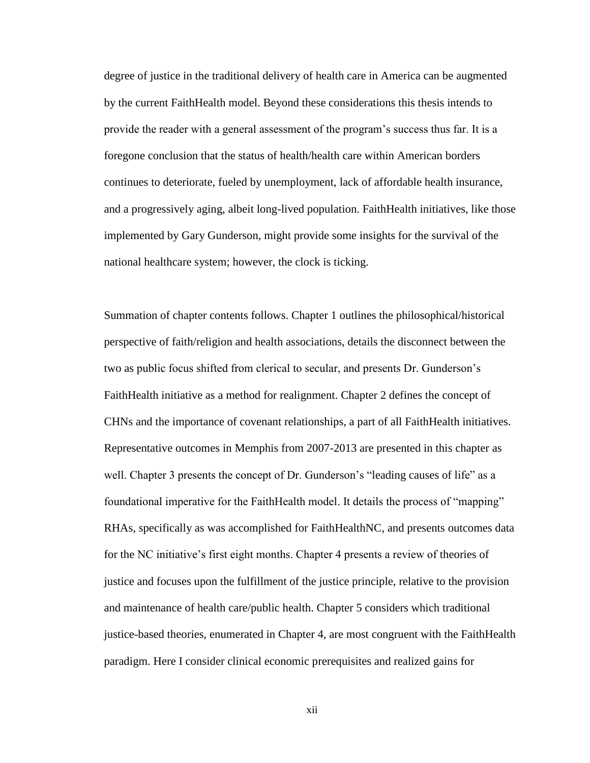degree of justice in the traditional delivery of health care in America can be augmented by the current FaithHealth model. Beyond these considerations this thesis intends to provide the reader with a general assessment of the program's success thus far. It is a foregone conclusion that the status of health/health care within American borders continues to deteriorate, fueled by unemployment, lack of affordable health insurance, and a progressively aging, albeit long-lived population. FaithHealth initiatives, like those implemented by Gary Gunderson, might provide some insights for the survival of the national healthcare system; however, the clock is ticking.

Summation of chapter contents follows. Chapter 1 outlines the philosophical/historical perspective of faith/religion and health associations, details the disconnect between the two as public focus shifted from clerical to secular, and presents Dr. Gunderson's FaithHealth initiative as a method for realignment. Chapter 2 defines the concept of CHNs and the importance of covenant relationships, a part of all FaithHealth initiatives. Representative outcomes in Memphis from 2007-2013 are presented in this chapter as well. Chapter 3 presents the concept of Dr. Gunderson's "leading causes of life" as a foundational imperative for the FaithHealth model. It details the process of "mapping" RHAs, specifically as was accomplished for FaithHealthNC, and presents outcomes data for the NC initiative's first eight months. Chapter 4 presents a review of theories of justice and focuses upon the fulfillment of the justice principle, relative to the provision and maintenance of health care/public health. Chapter 5 considers which traditional justice-based theories, enumerated in Chapter 4, are most congruent with the FaithHealth paradigm. Here I consider clinical economic prerequisites and realized gains for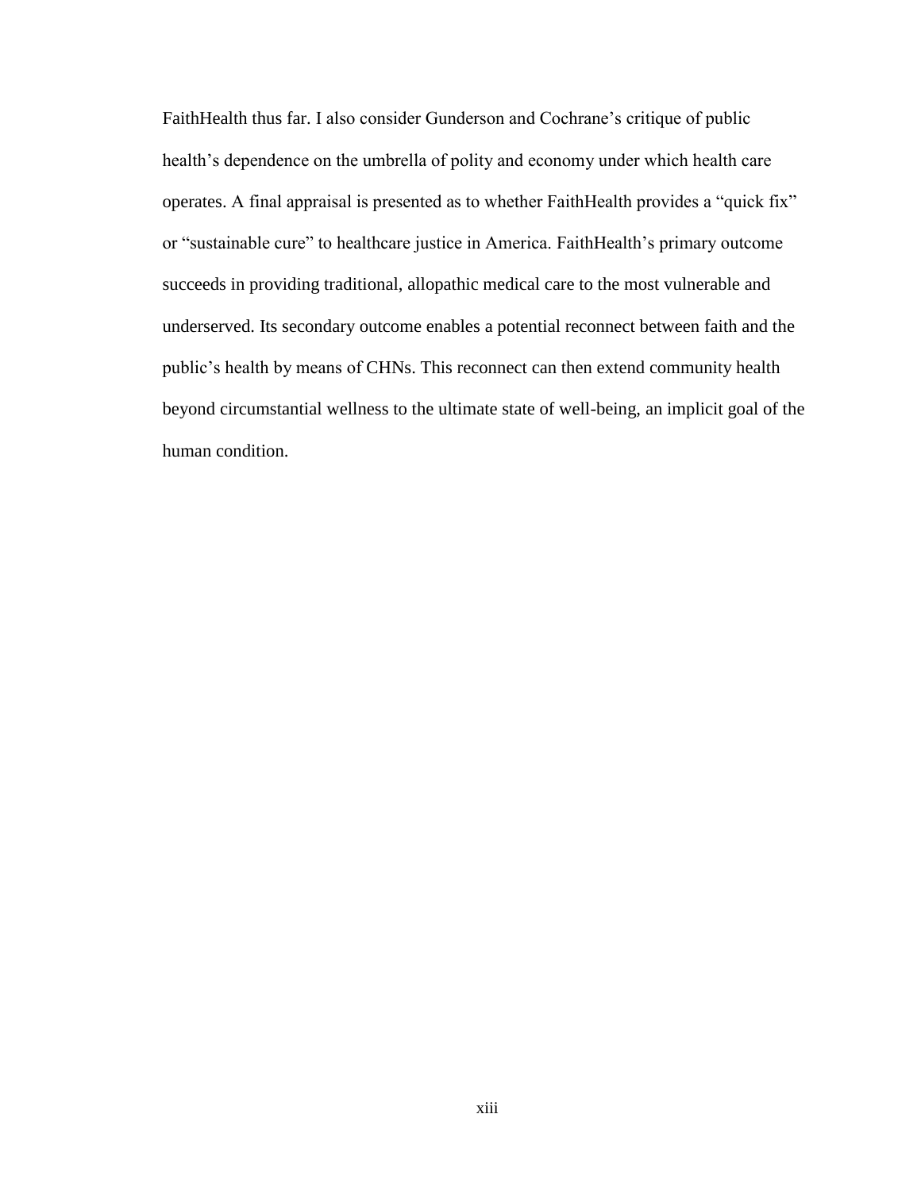FaithHealth thus far. I also consider Gunderson and Cochrane's critique of public health's dependence on the umbrella of polity and economy under which health care operates. A final appraisal is presented as to whether FaithHealth provides a "quick fix" or "sustainable cure" to healthcare justice in America. FaithHealth's primary outcome succeeds in providing traditional, allopathic medical care to the most vulnerable and underserved. Its secondary outcome enables a potential reconnect between faith and the public's health by means of CHNs. This reconnect can then extend community health beyond circumstantial wellness to the ultimate state of well-being, an implicit goal of the human condition.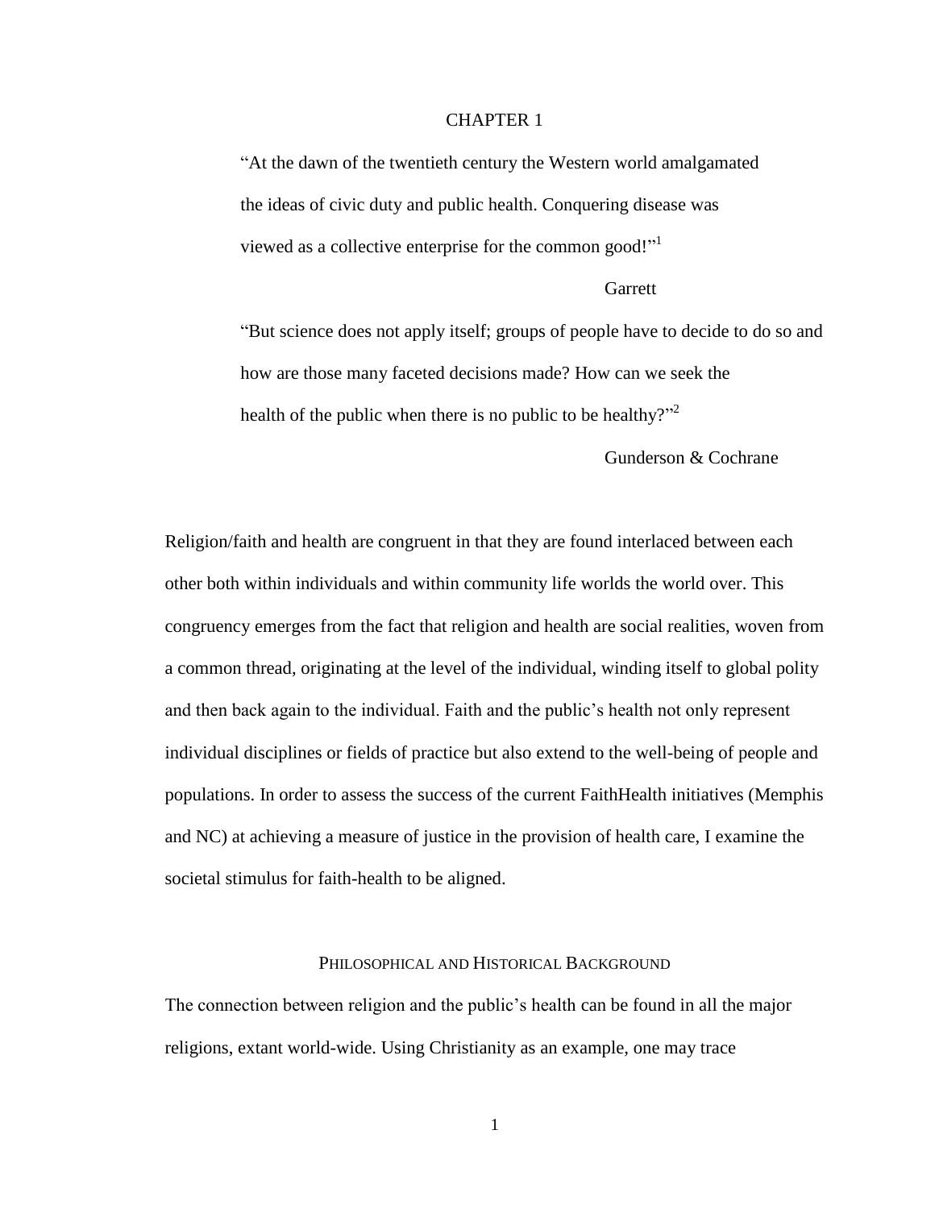# CHAPTER 1

> "At the dawn of the twentieth century the Western world amalgamated the ideas of civic duty and public health. Conquering disease was viewed as a collective enterprise for the common good!"[1]
>
> Garrett

> "But science does not apply itself; groups of people have to decide to do so and how are those many faceted decisions made? How can we seek the health of the public when there is no public to be healthy?"[2]
>
> Gunderson & Cochrane

Religion/faith and health are congruent in that they are found interlaced between each other both within individuals and within community life worlds the world over. This congruency emerges from the fact that religion and health are social realities, woven from a common thread, originating at the level of the individual, winding itself to global polity and then back again to the individual. Faith and the public's health not only represent individual disciplines or fields of practice but also extend to the well-being of people and populations. In order to assess the success of the current FaithHealth initiatives (Memphis and NC) at achieving a measure of justice in the provision of health care, I examine the societal stimulus for faith-health to be aligned.

## Philosophical and Historical Background

The connection between religion and the public's health can be found in all the major religions, extant world-wide. Using Christianity as an example, one may trace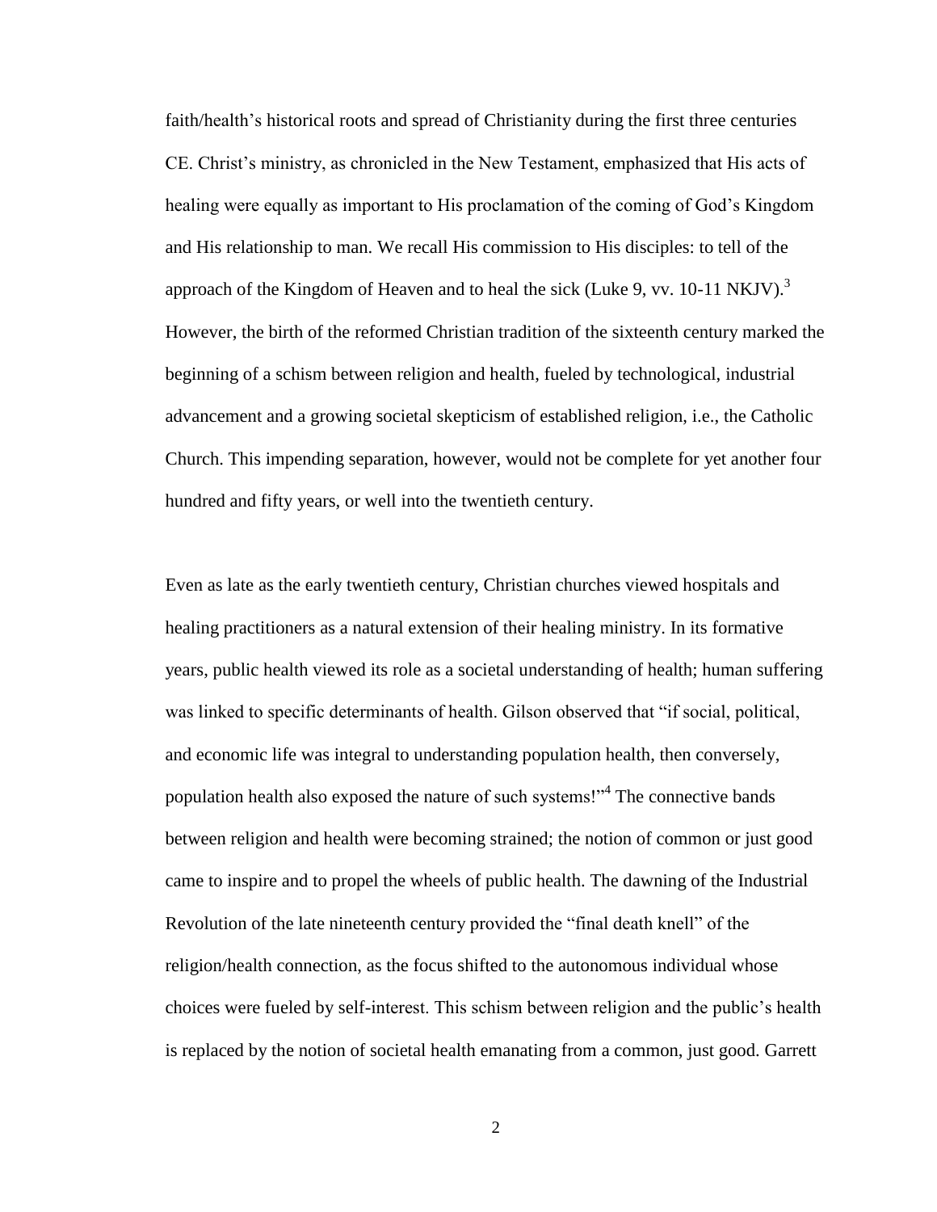faith/health's historical roots and spread of Christianity during the first three centuries CE. Christ's ministry, as chronicled in the New Testament, emphasized that His acts of healing were equally as important to His proclamation of the coming of God's Kingdom and His relationship to man. We recall His commission to His disciples: to tell of the approach of the Kingdom of Heaven and to heal the sick (Luke 9, vv. 10-11 NKJV).[3] However, the birth of the reformed Christian tradition of the sixteenth century marked the beginning of a schism between religion and health, fueled by technological, industrial advancement and a growing societal skepticism of established religion, i.e., the Catholic Church. This impending separation, however, would not be complete for yet another four hundred and fifty years, or well into the twentieth century.

Even as late as the early twentieth century, Christian churches viewed hospitals and healing practitioners as a natural extension of their healing ministry. In its formative years, public health viewed its role as a societal understanding of health; human suffering was linked to specific determinants of health. Gilson observed that "if social, political, and economic life was integral to understanding population health, then conversely, population health also exposed the nature of such systems!"[4] The connective bands between religion and health were becoming strained; the notion of common or just good came to inspire and to propel the wheels of public health. The dawning of the Industrial Revolution of the late nineteenth century provided the "final death knell" of the religion/health connection, as the focus shifted to the autonomous individual whose choices were fueled by self-interest. This schism between religion and the public's health is replaced by the notion of societal health emanating from a common, just good. Garrett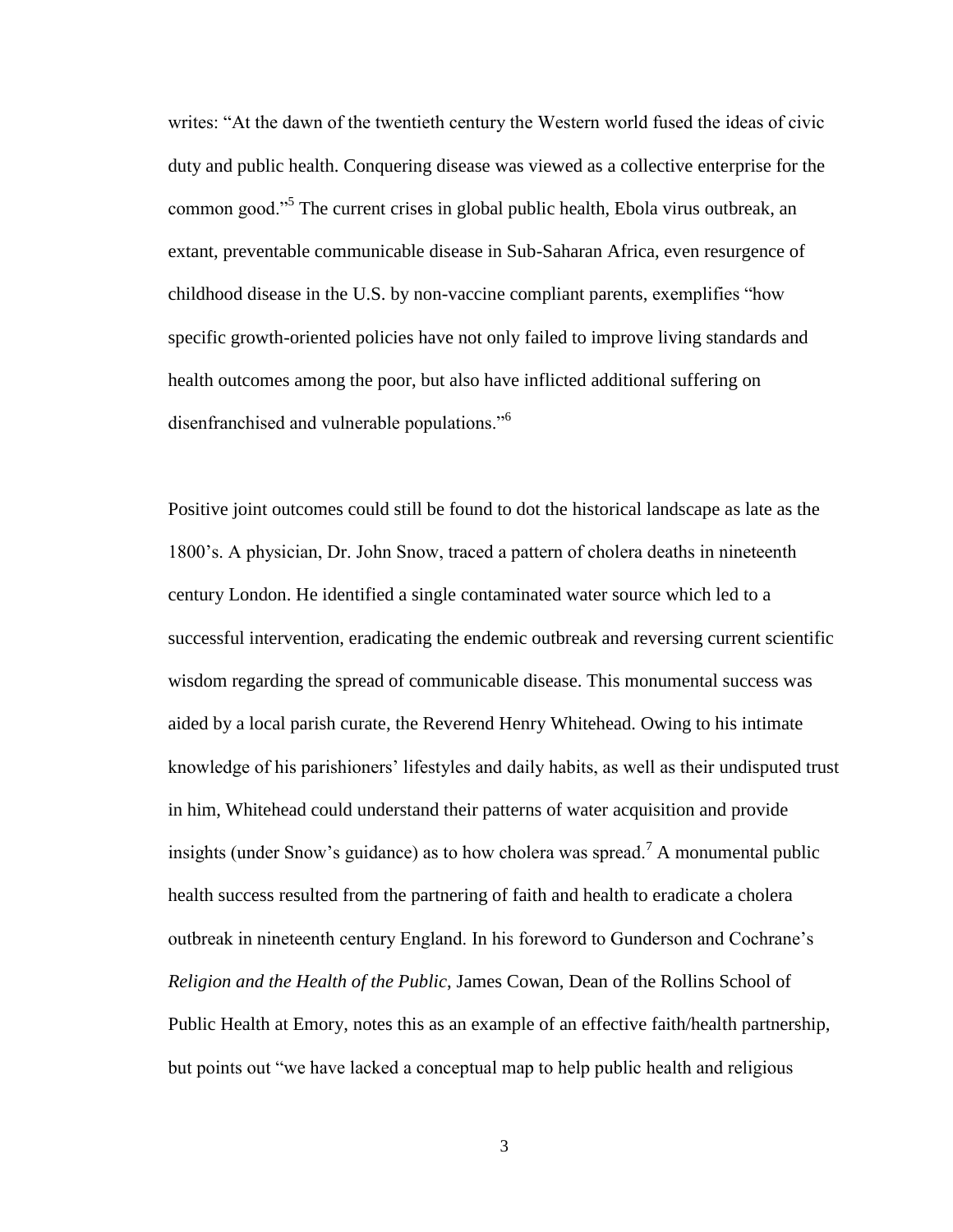writes: “At the dawn of the twentieth century the Western world fused the ideas of civic duty and public health. Conquering disease was viewed as a collective enterprise for the common good.”[5] The current crises in global public health, Ebola virus outbreak, an extant, preventable communicable disease in Sub-Saharan Africa, even resurgence of childhood disease in the U.S. by non-vaccine compliant parents, exemplifies “how specific growth-oriented policies have not only failed to improve living standards and health outcomes among the poor, but also have inflicted additional suffering on disenfranchised and vulnerable populations.”[6]

Positive joint outcomes could still be found to dot the historical landscape as late as the 1800’s. A physician, Dr. John Snow, traced a pattern of cholera deaths in nineteenth century London. He identified a single contaminated water source which led to a successful intervention, eradicating the endemic outbreak and reversing current scientific wisdom regarding the spread of communicable disease. This monumental success was aided by a local parish curate, the Reverend Henry Whitehead. Owing to his intimate knowledge of his parishioners’ lifestyles and daily habits, as well as their undisputed trust in him, Whitehead could understand their patterns of water acquisition and provide insights (under Snow’s guidance) as to how cholera was spread.[7] A monumental public health success resulted from the partnering of faith and health to eradicate a cholera outbreak in nineteenth century England. In his foreword to Gunderson and Cochrane’s *Religion and the Health of the Public*, James Cowan, Dean of the Rollins School of Public Health at Emory, notes this as an example of an effective faith/health partnership, but points out “we have lacked a conceptual map to help public health and religious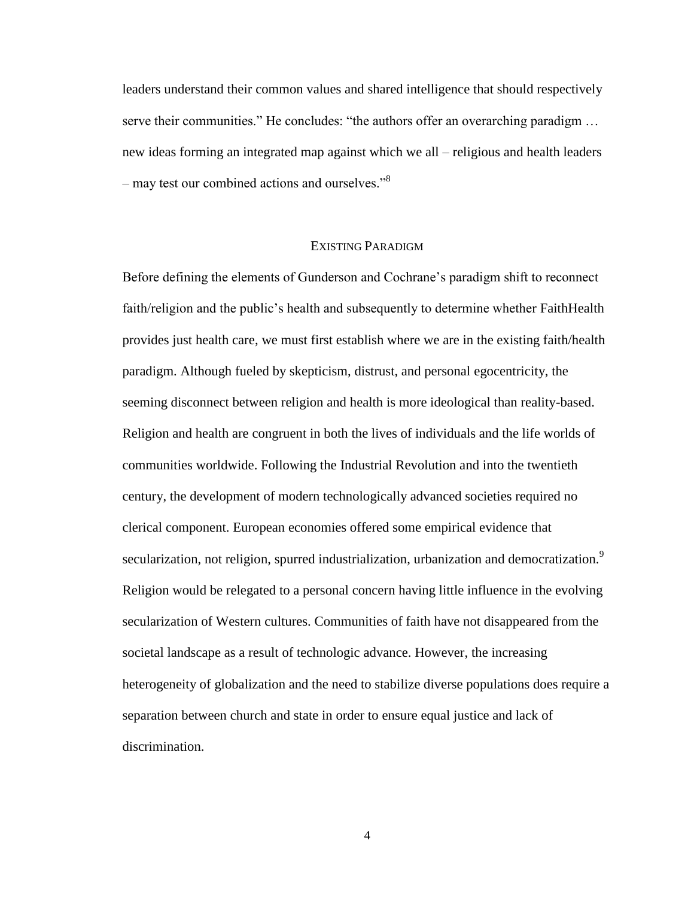leaders understand their common values and shared intelligence that should respectively serve their communities." He concludes: "the authors offer an overarching paradigm … new ideas forming an integrated map against which we all – religious and health leaders – may test our combined actions and ourselves."[8]

## EXISTING PARADIGM

Before defining the elements of Gunderson and Cochrane's paradigm shift to reconnect faith/religion and the public's health and subsequently to determine whether FaithHealth provides just health care, we must first establish where we are in the existing faith/health paradigm. Although fueled by skepticism, distrust, and personal egocentricity, the seeming disconnect between religion and health is more ideological than reality-based. Religion and health are congruent in both the lives of individuals and the life worlds of communities worldwide. Following the Industrial Revolution and into the twentieth century, the development of modern technologically advanced societies required no clerical component. European economies offered some empirical evidence that secularization, not religion, spurred industrialization, urbanization and democratization.[9] Religion would be relegated to a personal concern having little influence in the evolving secularization of Western cultures. Communities of faith have not disappeared from the societal landscape as a result of technologic advance. However, the increasing heterogeneity of globalization and the need to stabilize diverse populations does require a separation between church and state in order to ensure equal justice and lack of discrimination.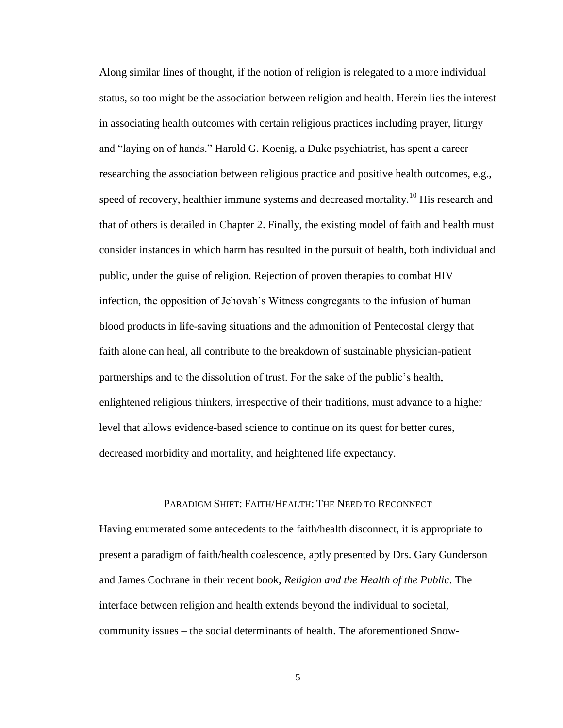Along similar lines of thought, if the notion of religion is relegated to a more individual status, so too might be the association between religion and health. Herein lies the interest in associating health outcomes with certain religious practices including prayer, liturgy and "laying on of hands." Harold G. Koenig, a Duke psychiatrist, has spent a career researching the association between religious practice and positive health outcomes, e.g., speed of recovery, healthier immune systems and decreased mortality.[10] His research and that of others is detailed in Chapter 2. Finally, the existing model of faith and health must consider instances in which harm has resulted in the pursuit of health, both individual and public, under the guise of religion. Rejection of proven therapies to combat HIV infection, the opposition of Jehovah's Witness congregants to the infusion of human blood products in life-saving situations and the admonition of Pentecostal clergy that faith alone can heal, all contribute to the breakdown of sustainable physician-patient partnerships and to the dissolution of trust. For the sake of the public's health, enlightened religious thinkers, irrespective of their traditions, must advance to a higher level that allows evidence-based science to continue on its quest for better cures, decreased morbidity and mortality, and heightened life expectancy.

## Paradigm Shift: Faith/Health: The Need to Reconnect

Having enumerated some antecedents to the faith/health disconnect, it is appropriate to present a paradigm of faith/health coalescence, aptly presented by Drs. Gary Gunderson and James Cochrane in their recent book, *Religion and the Health of the Public*. The interface between religion and health extends beyond the individual to societal, community issues – the social determinants of health. The aforementioned Snow-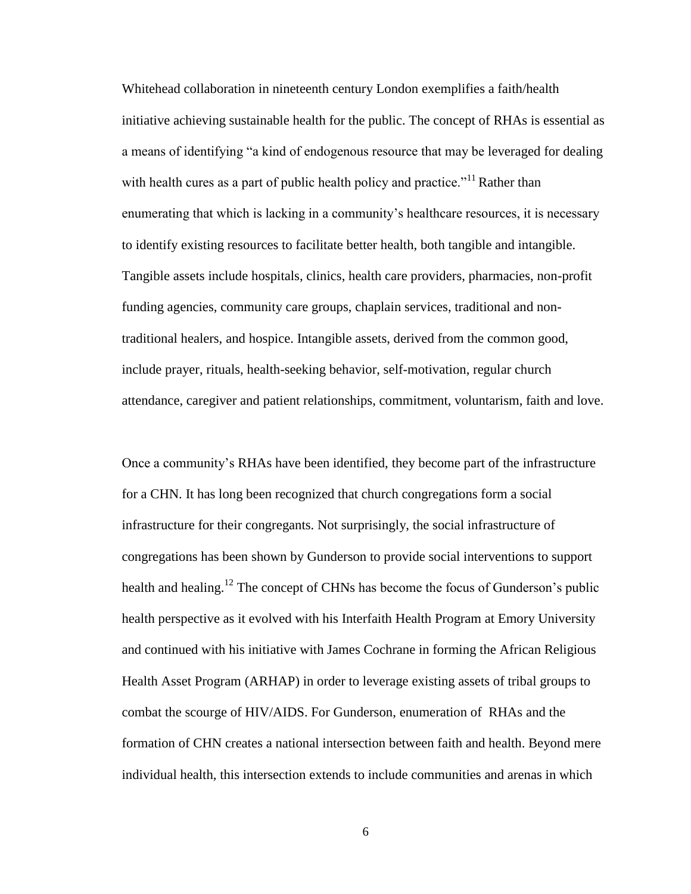Whitehead collaboration in nineteenth century London exemplifies a faith/health initiative achieving sustainable health for the public. The concept of RHAs is essential as a means of identifying "a kind of endogenous resource that may be leveraged for dealing with health cures as a part of public health policy and practice."[11] Rather than enumerating that which is lacking in a community's healthcare resources, it is necessary to identify existing resources to facilitate better health, both tangible and intangible. Tangible assets include hospitals, clinics, health care providers, pharmacies, non-profit funding agencies, community care groups, chaplain services, traditional and non-traditional healers, and hospice. Intangible assets, derived from the common good, include prayer, rituals, health-seeking behavior, self-motivation, regular church attendance, caregiver and patient relationships, commitment, voluntarism, faith and love.

Once a community's RHAs have been identified, they become part of the infrastructure for a CHN. It has long been recognized that church congregations form a social infrastructure for their congregants. Not surprisingly, the social infrastructure of congregations has been shown by Gunderson to provide social interventions to support health and healing.[12] The concept of CHNs has become the focus of Gunderson's public health perspective as it evolved with his Interfaith Health Program at Emory University and continued with his initiative with James Cochrane in forming the African Religious Health Asset Program (ARHAP) in order to leverage existing assets of tribal groups to combat the scourge of HIV/AIDS. For Gunderson, enumeration of RHAs and the formation of CHN creates a national intersection between faith and health. Beyond mere individual health, this intersection extends to include communities and arenas in which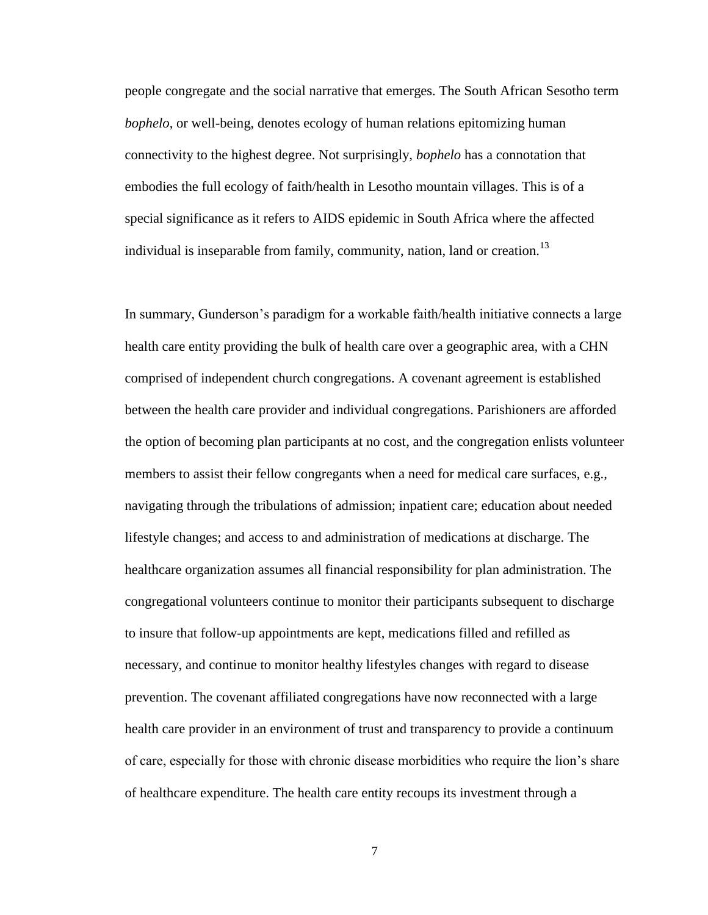people congregate and the social narrative that emerges. The South African Sesotho term *bophelo*, or well-being, denotes ecology of human relations epitomizing human connectivity to the highest degree. Not surprisingly, *bophelo* has a connotation that embodies the full ecology of faith/health in Lesotho mountain villages. This is of a special significance as it refers to AIDS epidemic in South Africa where the affected individual is inseparable from family, community, nation, land or creation.[13]

In summary, Gunderson's paradigm for a workable faith/health initiative connects a large health care entity providing the bulk of health care over a geographic area, with a CHN comprised of independent church congregations. A covenant agreement is established between the health care provider and individual congregations. Parishioners are afforded the option of becoming plan participants at no cost, and the congregation enlists volunteer members to assist their fellow congregants when a need for medical care surfaces, e.g., navigating through the tribulations of admission; inpatient care; education about needed lifestyle changes; and access to and administration of medications at discharge. The healthcare organization assumes all financial responsibility for plan administration. The congregational volunteers continue to monitor their participants subsequent to discharge to insure that follow-up appointments are kept, medications filled and refilled as necessary, and continue to monitor healthy lifestyles changes with regard to disease prevention. The covenant affiliated congregations have now reconnected with a large health care provider in an environment of trust and transparency to provide a continuum of care, especially for those with chronic disease morbidities who require the lion's share of healthcare expenditure. The health care entity recoups its investment through a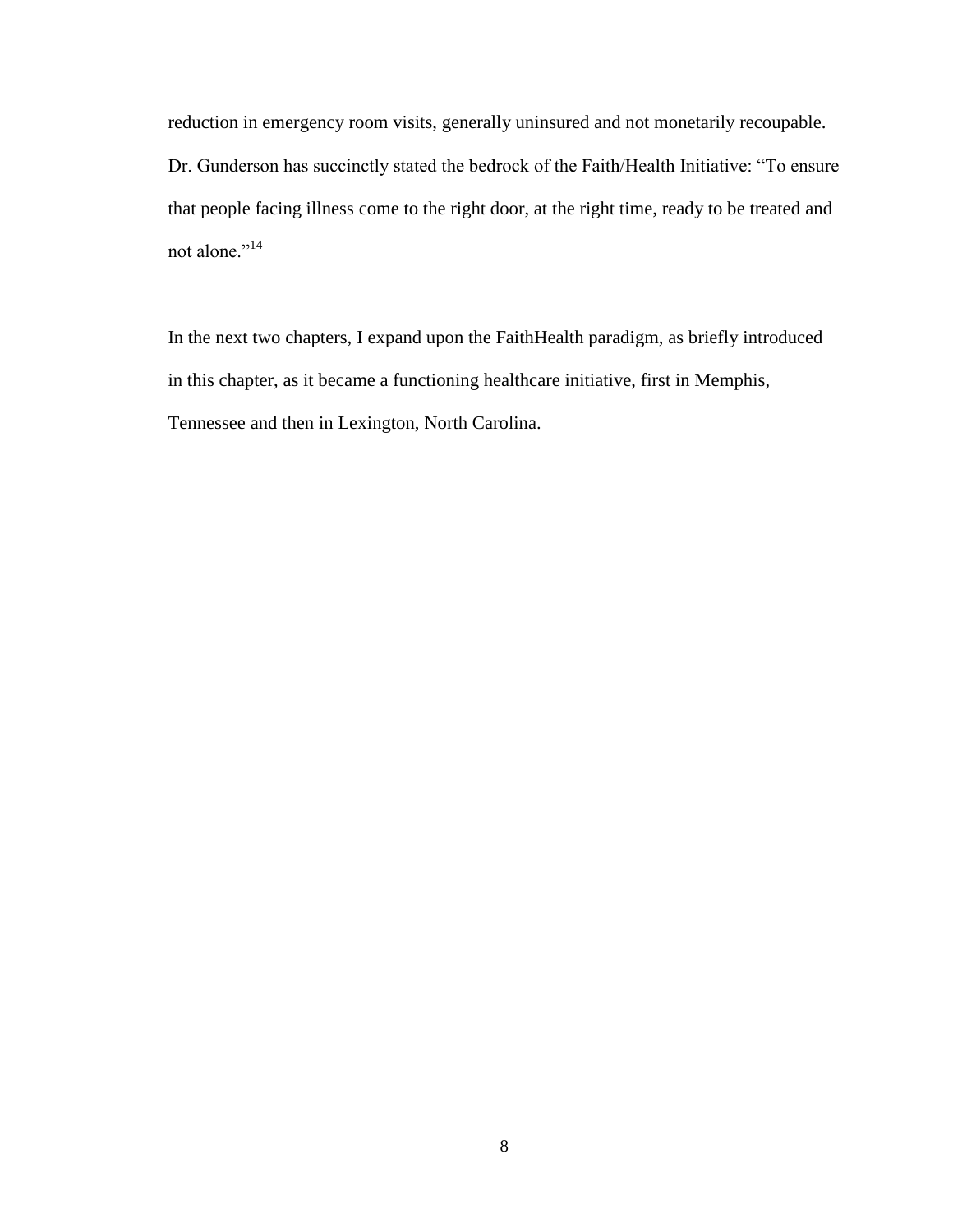reduction in emergency room visits, generally uninsured and not monetarily recoupable. Dr. Gunderson has succinctly stated the bedrock of the Faith/Health Initiative: "To ensure that people facing illness come to the right door, at the right time, ready to be treated and not alone."[14]

In the next two chapters, I expand upon the FaithHealth paradigm, as briefly introduced in this chapter, as it became a functioning healthcare initiative, first in Memphis, Tennessee and then in Lexington, North Carolina.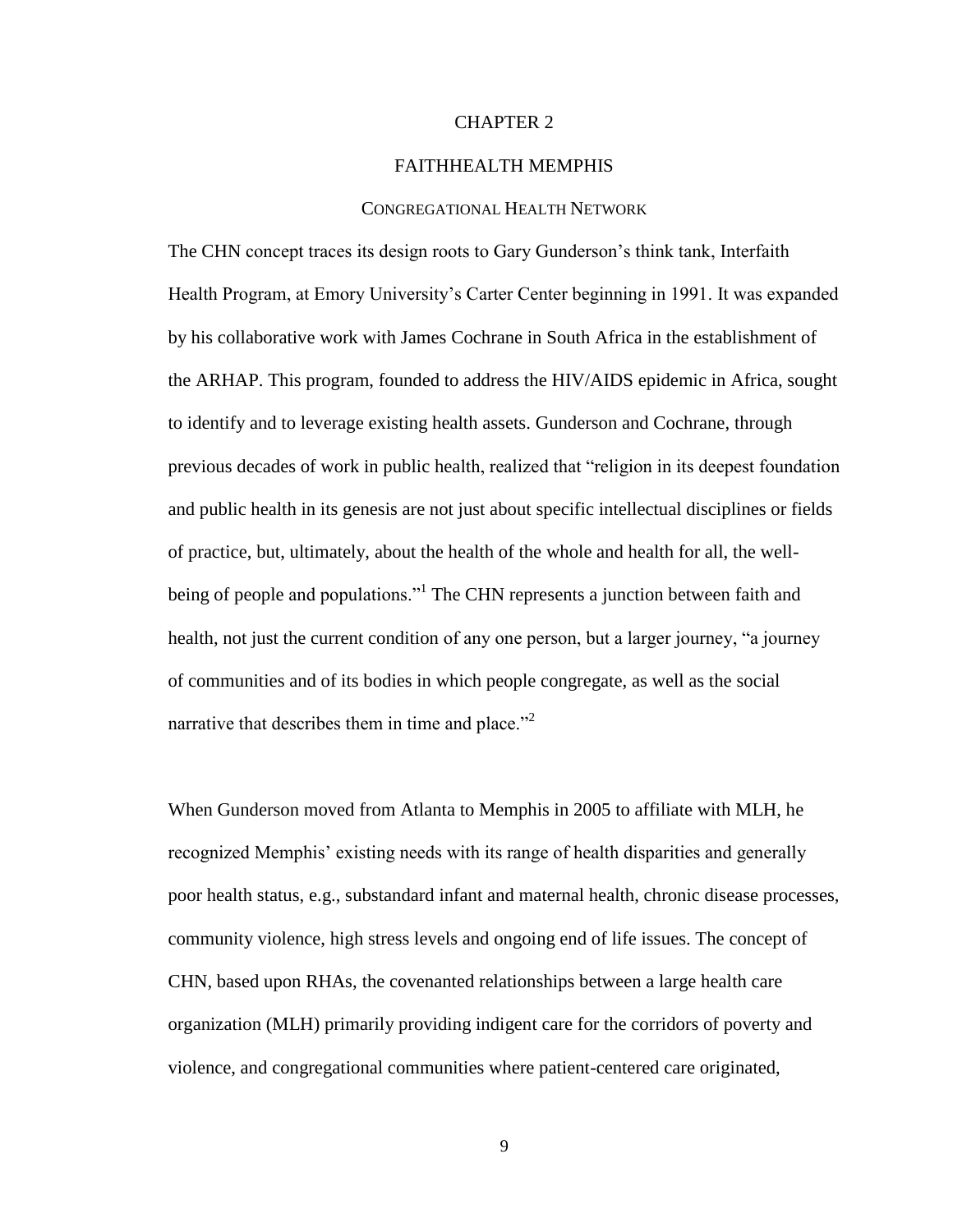# CHAPTER 2

## FAITHHEALTH MEMPHIS

### CONGREGATIONAL HEALTH NETWORK

The CHN concept traces its design roots to Gary Gunderson's think tank, Interfaith Health Program, at Emory University's Carter Center beginning in 1991. It was expanded by his collaborative work with James Cochrane in South Africa in the establishment of the ARHAP. This program, founded to address the HIV/AIDS epidemic in Africa, sought to identify and to leverage existing health assets. Gunderson and Cochrane, through previous decades of work in public health, realized that "religion in its deepest foundation and public health in its genesis are not just about specific intellectual disciplines or fields of practice, but, ultimately, about the health of the whole and health for all, the well-being of people and populations."[1] The CHN represents a junction between faith and health, not just the current condition of any one person, but a larger journey, "a journey of communities and of its bodies in which people congregate, as well as the social narrative that describes them in time and place."[2]

When Gunderson moved from Atlanta to Memphis in 2005 to affiliate with MLH, he recognized Memphis' existing needs with its range of health disparities and generally poor health status, e.g., substandard infant and maternal health, chronic disease processes, community violence, high stress levels and ongoing end of life issues. The concept of CHN, based upon RHAs, the covenanted relationships between a large health care organization (MLH) primarily providing indigent care for the corridors of poverty and violence, and congregational communities where patient-centered care originated,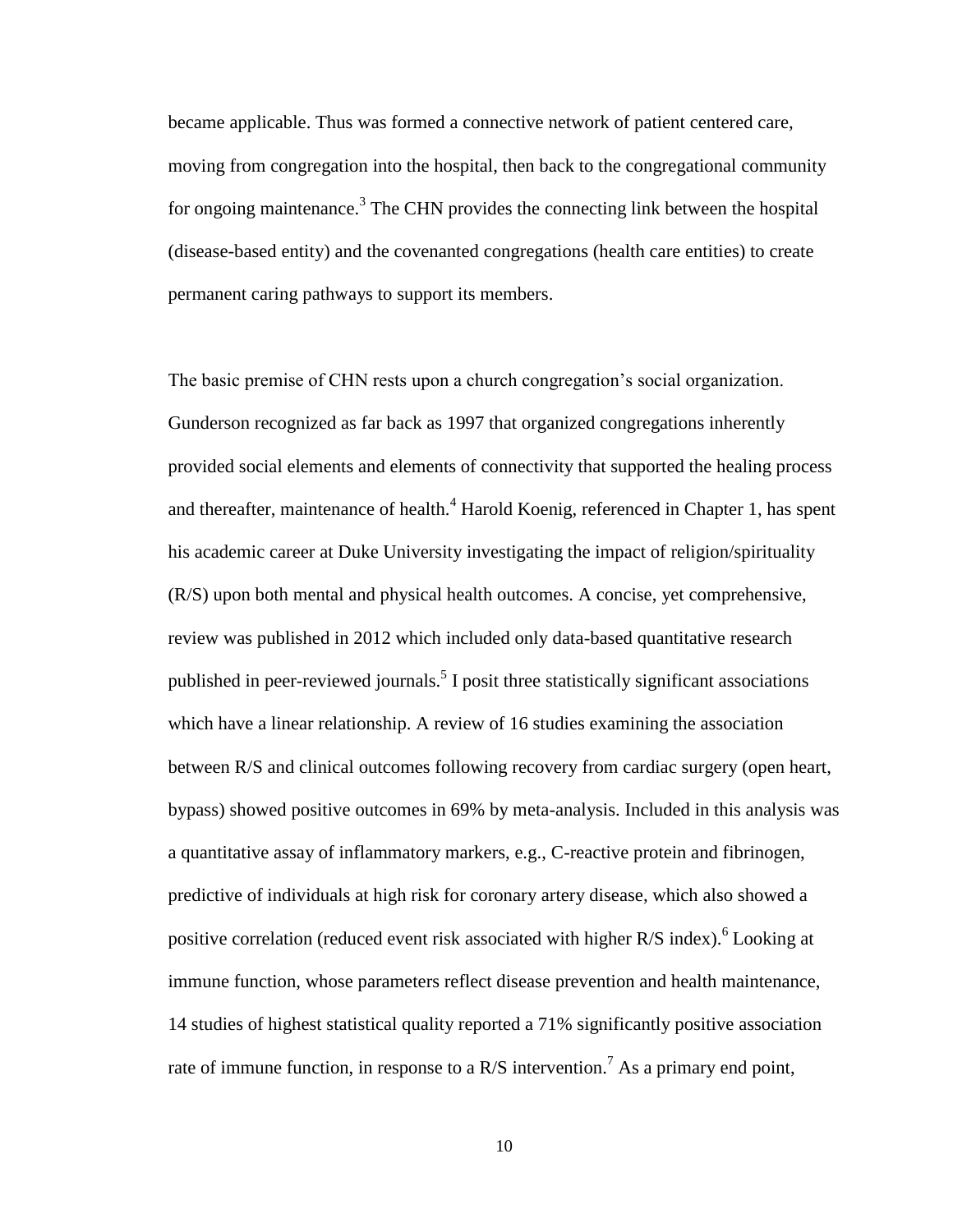became applicable. Thus was formed a connective network of patient centered care, moving from congregation into the hospital, then back to the congregational community for ongoing maintenance.[3] The CHN provides the connecting link between the hospital (disease-based entity) and the covenanted congregations (health care entities) to create permanent caring pathways to support its members.

The basic premise of CHN rests upon a church congregation's social organization. Gunderson recognized as far back as 1997 that organized congregations inherently provided social elements and elements of connectivity that supported the healing process and thereafter, maintenance of health.[4] Harold Koenig, referenced in Chapter 1, has spent his academic career at Duke University investigating the impact of religion/spirituality (R/S) upon both mental and physical health outcomes. A concise, yet comprehensive, review was published in 2012 which included only data-based quantitative research published in peer-reviewed journals.[5] I posit three statistically significant associations which have a linear relationship. A review of 16 studies examining the association between R/S and clinical outcomes following recovery from cardiac surgery (open heart, bypass) showed positive outcomes in 69% by meta-analysis. Included in this analysis was a quantitative assay of inflammatory markers, e.g., C-reactive protein and fibrinogen, predictive of individuals at high risk for coronary artery disease, which also showed a positive correlation (reduced event risk associated with higher R/S index).[6] Looking at immune function, whose parameters reflect disease prevention and health maintenance, 14 studies of highest statistical quality reported a 71% significantly positive association rate of immune function, in response to a R/S intervention.[7] As a primary end point,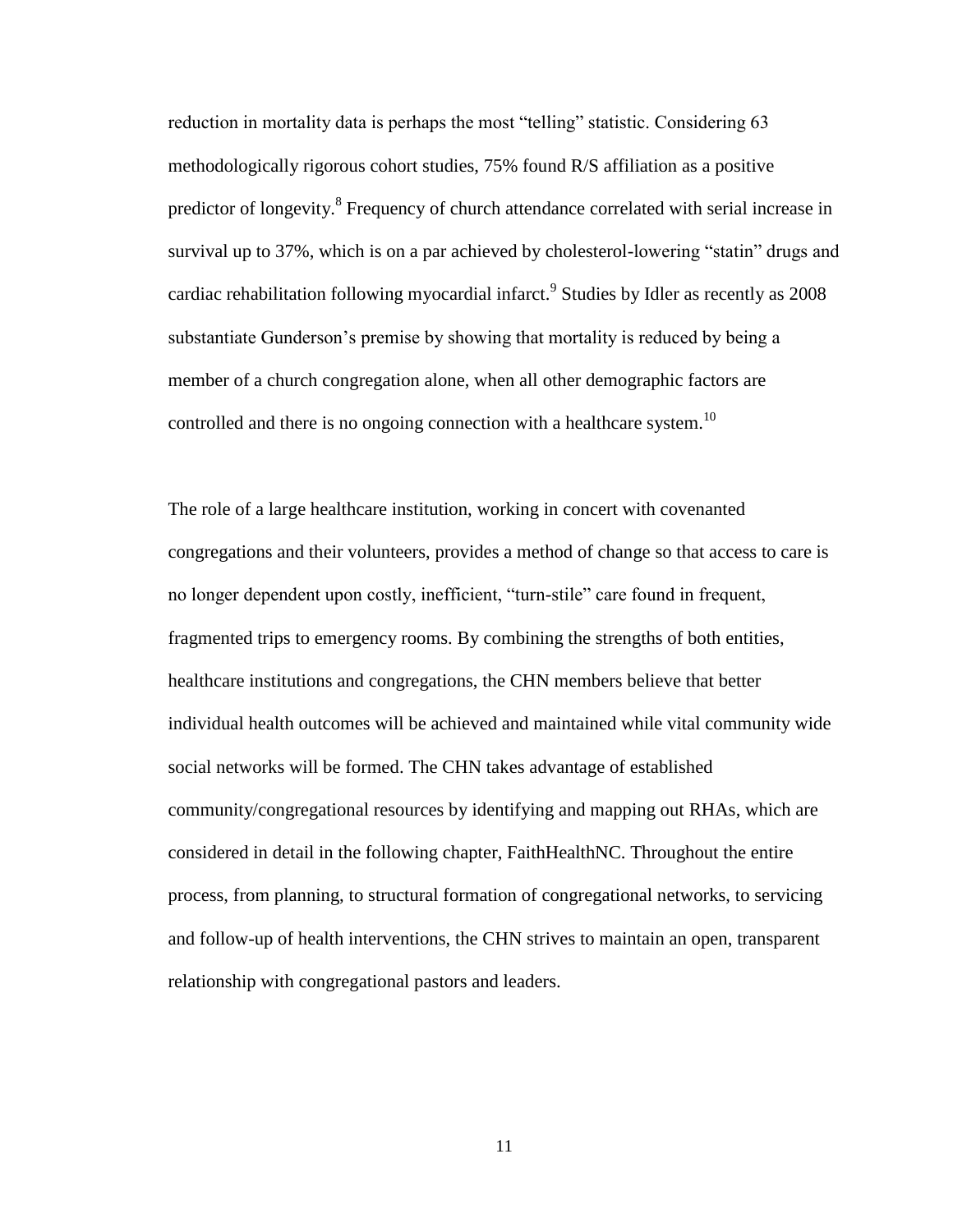reduction in mortality data is perhaps the most "telling" statistic. Considering 63 methodologically rigorous cohort studies, 75% found R/S affiliation as a positive predictor of longevity.[8] Frequency of church attendance correlated with serial increase in survival up to 37%, which is on a par achieved by cholesterol-lowering "statin" drugs and cardiac rehabilitation following myocardial infarct.[9] Studies by Idler as recently as 2008 substantiate Gunderson's premise by showing that mortality is reduced by being a member of a church congregation alone, when all other demographic factors are controlled and there is no ongoing connection with a healthcare system.[10]

The role of a large healthcare institution, working in concert with covenanted congregations and their volunteers, provides a method of change so that access to care is no longer dependent upon costly, inefficient, "turn-stile" care found in frequent, fragmented trips to emergency rooms. By combining the strengths of both entities, healthcare institutions and congregations, the CHN members believe that better individual health outcomes will be achieved and maintained while vital community wide social networks will be formed. The CHN takes advantage of established community/congregational resources by identifying and mapping out RHAs, which are considered in detail in the following chapter, FaithHealthNC. Throughout the entire process, from planning, to structural formation of congregational networks, to servicing and follow-up of health interventions, the CHN strives to maintain an open, transparent relationship with congregational pastors and leaders.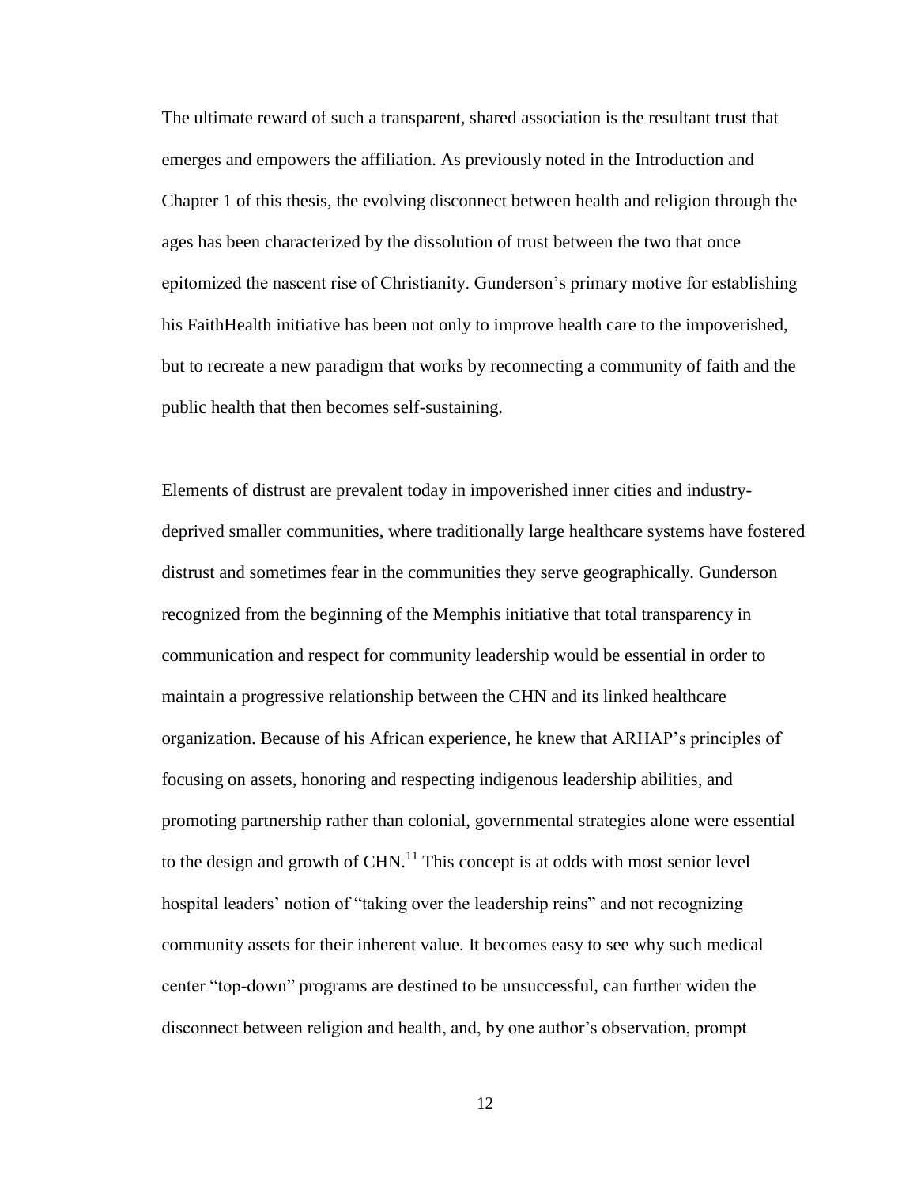The ultimate reward of such a transparent, shared association is the resultant trust that emerges and empowers the affiliation. As previously noted in the Introduction and Chapter 1 of this thesis, the evolving disconnect between health and religion through the ages has been characterized by the dissolution of trust between the two that once epitomized the nascent rise of Christianity. Gunderson's primary motive for establishing his FaithHealth initiative has been not only to improve health care to the impoverished, but to recreate a new paradigm that works by reconnecting a community of faith and the public health that then becomes self-sustaining.

Elements of distrust are prevalent today in impoverished inner cities and industry-deprived smaller communities, where traditionally large healthcare systems have fostered distrust and sometimes fear in the communities they serve geographically. Gunderson recognized from the beginning of the Memphis initiative that total transparency in communication and respect for community leadership would be essential in order to maintain a progressive relationship between the CHN and its linked healthcare organization. Because of his African experience, he knew that ARHAP's principles of focusing on assets, honoring and respecting indigenous leadership abilities, and promoting partnership rather than colonial, governmental strategies alone were essential to the design and growth of CHN.[11] This concept is at odds with most senior level hospital leaders' notion of "taking over the leadership reins" and not recognizing community assets for their inherent value. It becomes easy to see why such medical center "top-down" programs are destined to be unsuccessful, can further widen the disconnect between religion and health, and, by one author's observation, prompt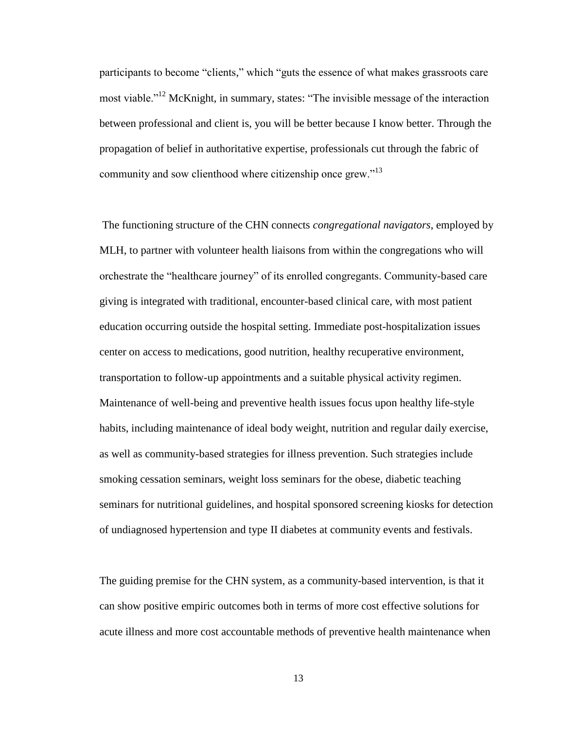participants to become "clients," which "guts the essence of what makes grassroots care most viable."[12] McKnight, in summary, states: "The invisible message of the interaction between professional and client is, you will be better because I know better. Through the propagation of belief in authoritative expertise, professionals cut through the fabric of community and sow clienthood where citizenship once grew."[13]

The functioning structure of the CHN connects *congregational navigators*, employed by MLH, to partner with volunteer health liaisons from within the congregations who will orchestrate the "healthcare journey" of its enrolled congregants. Community-based care giving is integrated with traditional, encounter-based clinical care, with most patient education occurring outside the hospital setting. Immediate post-hospitalization issues center on access to medications, good nutrition, healthy recuperative environment, transportation to follow-up appointments and a suitable physical activity regimen. Maintenance of well-being and preventive health issues focus upon healthy life-style habits, including maintenance of ideal body weight, nutrition and regular daily exercise, as well as community-based strategies for illness prevention. Such strategies include smoking cessation seminars, weight loss seminars for the obese, diabetic teaching seminars for nutritional guidelines, and hospital sponsored screening kiosks for detection of undiagnosed hypertension and type II diabetes at community events and festivals.

The guiding premise for the CHN system, as a community-based intervention, is that it can show positive empiric outcomes both in terms of more cost effective solutions for acute illness and more cost accountable methods of preventive health maintenance when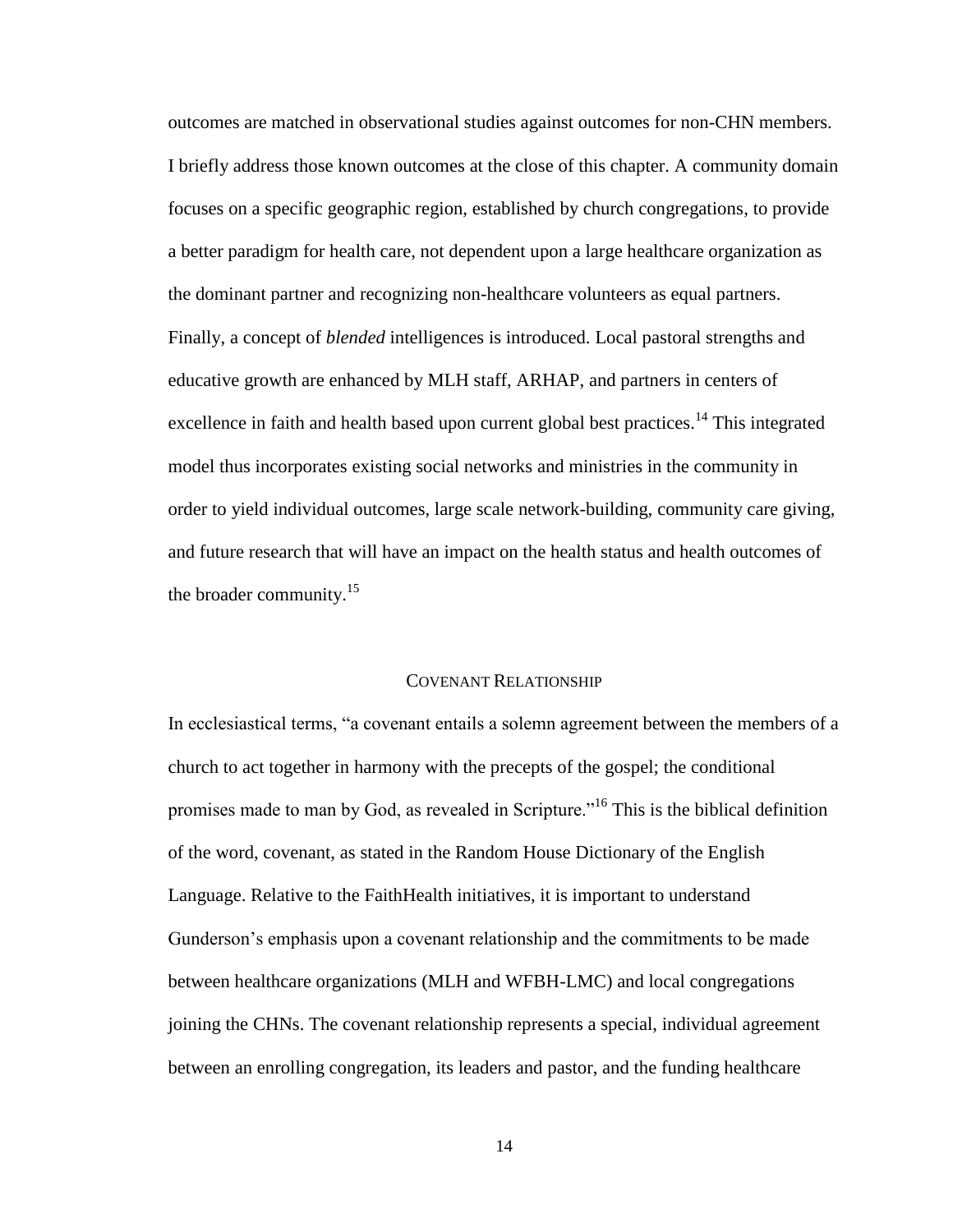outcomes are matched in observational studies against outcomes for non-CHN members. I briefly address those known outcomes at the close of this chapter. A community domain focuses on a specific geographic region, established by church congregations, to provide a better paradigm for health care, not dependent upon a large healthcare organization as the dominant partner and recognizing non-healthcare volunteers as equal partners. Finally, a concept of *blended* intelligences is introduced. Local pastoral strengths and educative growth are enhanced by MLH staff, ARHAP, and partners in centers of excellence in faith and health based upon current global best practices.[14] This integrated model thus incorporates existing social networks and ministries in the community in order to yield individual outcomes, large scale network-building, community care giving, and future research that will have an impact on the health status and health outcomes of the broader community.[15]

## COVENANT RELATIONSHIP

In ecclesiastical terms, "a covenant entails a solemn agreement between the members of a church to act together in harmony with the precepts of the gospel; the conditional promises made to man by God, as revealed in Scripture."[16] This is the biblical definition of the word, covenant, as stated in the Random House Dictionary of the English Language. Relative to the FaithHealth initiatives, it is important to understand Gunderson's emphasis upon a covenant relationship and the commitments to be made between healthcare organizations (MLH and WFBH-LMC) and local congregations joining the CHNs. The covenant relationship represents a special, individual agreement between an enrolling congregation, its leaders and pastor, and the funding healthcare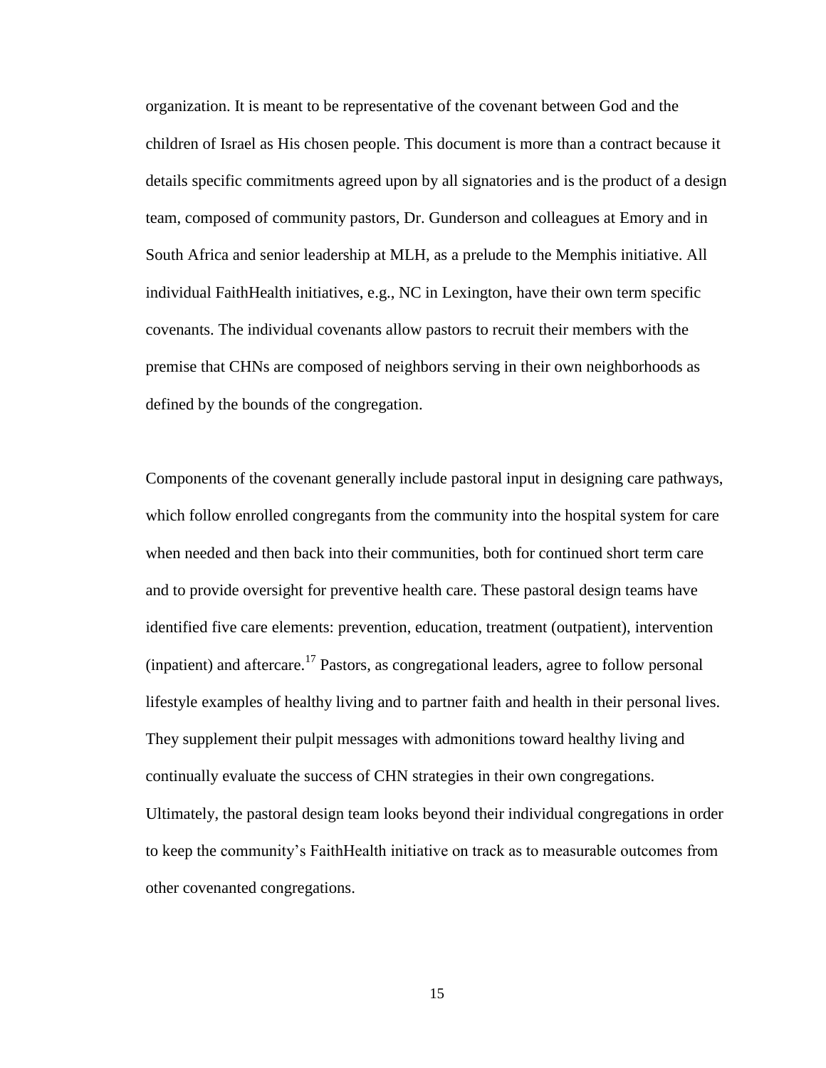organization. It is meant to be representative of the covenant between God and the children of Israel as His chosen people. This document is more than a contract because it details specific commitments agreed upon by all signatories and is the product of a design team, composed of community pastors, Dr. Gunderson and colleagues at Emory and in South Africa and senior leadership at MLH, as a prelude to the Memphis initiative. All individual FaithHealth initiatives, e.g., NC in Lexington, have their own term specific covenants. The individual covenants allow pastors to recruit their members with the premise that CHNs are composed of neighbors serving in their own neighborhoods as defined by the bounds of the congregation.

Components of the covenant generally include pastoral input in designing care pathways, which follow enrolled congregants from the community into the hospital system for care when needed and then back into their communities, both for continued short term care and to provide oversight for preventive health care. These pastoral design teams have identified five care elements: prevention, education, treatment (outpatient), intervention (inpatient) and aftercare.[17] Pastors, as congregational leaders, agree to follow personal lifestyle examples of healthy living and to partner faith and health in their personal lives. They supplement their pulpit messages with admonitions toward healthy living and continually evaluate the success of CHN strategies in their own congregations. Ultimately, the pastoral design team looks beyond their individual congregations in order to keep the community's FaithHealth initiative on track as to measurable outcomes from other covenanted congregations.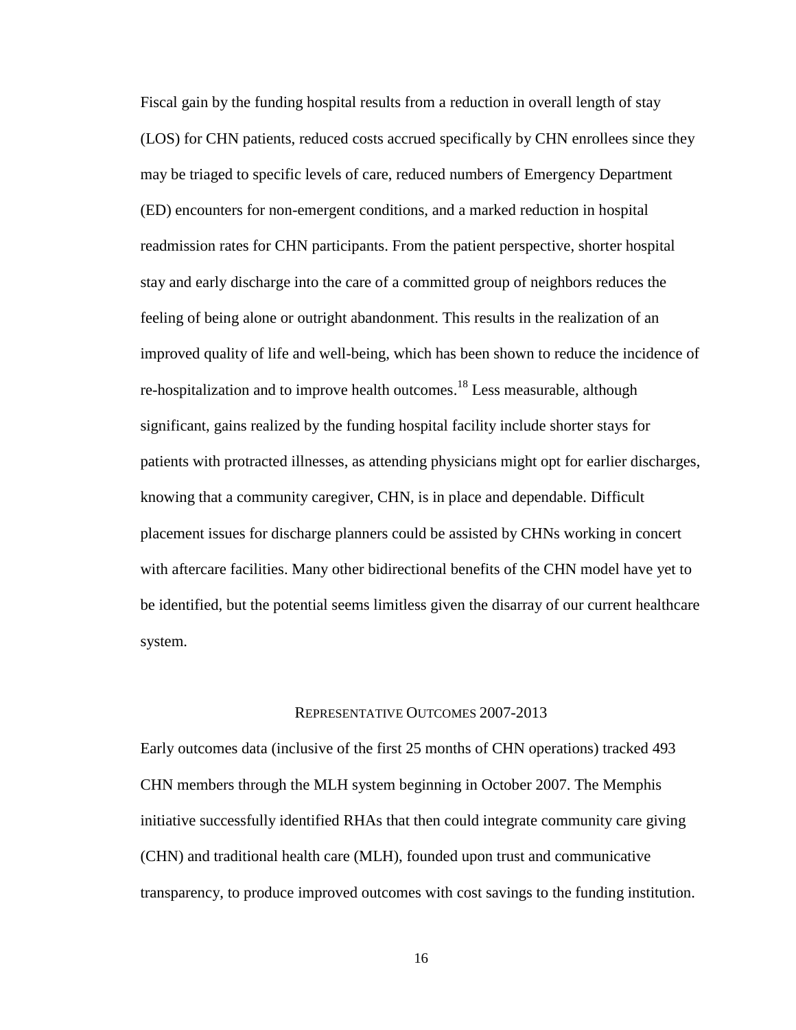Fiscal gain by the funding hospital results from a reduction in overall length of stay (LOS) for CHN patients, reduced costs accrued specifically by CHN enrollees since they may be triaged to specific levels of care, reduced numbers of Emergency Department (ED) encounters for non-emergent conditions, and a marked reduction in hospital readmission rates for CHN participants. From the patient perspective, shorter hospital stay and early discharge into the care of a committed group of neighbors reduces the feeling of being alone or outright abandonment. This results in the realization of an improved quality of life and well-being, which has been shown to reduce the incidence of re-hospitalization and to improve health outcomes.[18] Less measurable, although significant, gains realized by the funding hospital facility include shorter stays for patients with protracted illnesses, as attending physicians might opt for earlier discharges, knowing that a community caregiver, CHN, is in place and dependable. Difficult placement issues for discharge planners could be assisted by CHNs working in concert with aftercare facilities. Many other bidirectional benefits of the CHN model have yet to be identified, but the potential seems limitless given the disarray of our current healthcare system.

## Representative Outcomes 2007-2013

Early outcomes data (inclusive of the first 25 months of CHN operations) tracked 493 CHN members through the MLH system beginning in October 2007. The Memphis initiative successfully identified RHAs that then could integrate community care giving (CHN) and traditional health care (MLH), founded upon trust and communicative transparency, to produce improved outcomes with cost savings to the funding institution.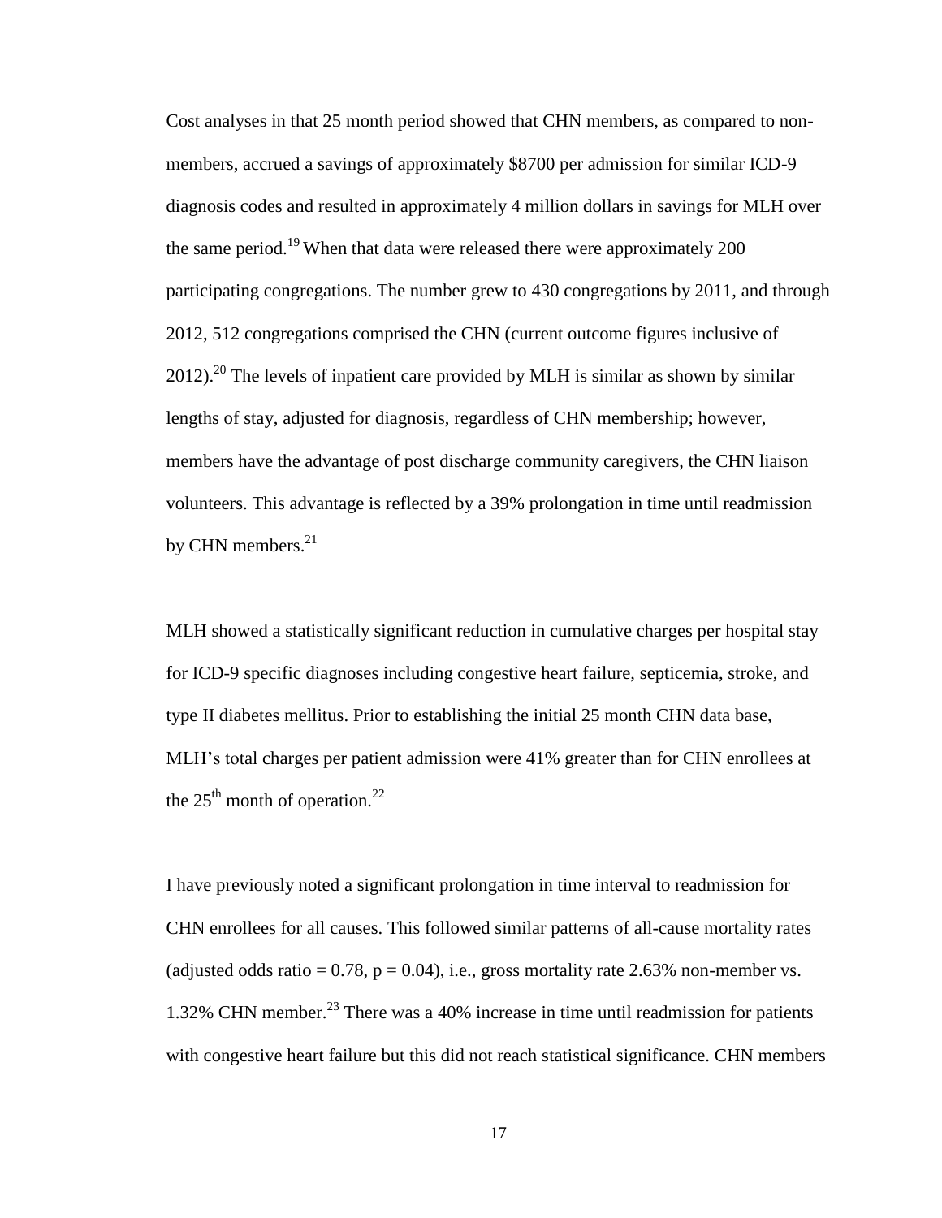Cost analyses in that 25 month period showed that CHN members, as compared to non-members, accrued a savings of approximately \$8700 per admission for similar ICD-9 diagnosis codes and resulted in approximately 4 million dollars in savings for MLH over the same period.[19] When that data were released there were approximately 200 participating congregations. The number grew to 430 congregations by 2011, and through 2012, 512 congregations comprised the CHN (current outcome figures inclusive of 2012).[20] The levels of inpatient care provided by MLH is similar as shown by similar lengths of stay, adjusted for diagnosis, regardless of CHN membership; however, members have the advantage of post discharge community caregivers, the CHN liaison volunteers. This advantage is reflected by a 39% prolongation in time until readmission by CHN members.[21]

MLH showed a statistically significant reduction in cumulative charges per hospital stay for ICD-9 specific diagnoses including congestive heart failure, septicemia, stroke, and type II diabetes mellitus. Prior to establishing the initial 25 month CHN data base, MLH's total charges per patient admission were 41% greater than for CHN enrollees at the 25th month of operation.[22]

I have previously noted a significant prolongation in time interval to readmission for CHN enrollees for all causes. This followed similar patterns of all-cause mortality rates (adjusted odds ratio = 0.78, $p = 0.04$), i.e., gross mortality rate 2.63% non-member vs. 1.32% CHN member.[23] There was a 40% increase in time until readmission for patients with congestive heart failure but this did not reach statistical significance. CHN members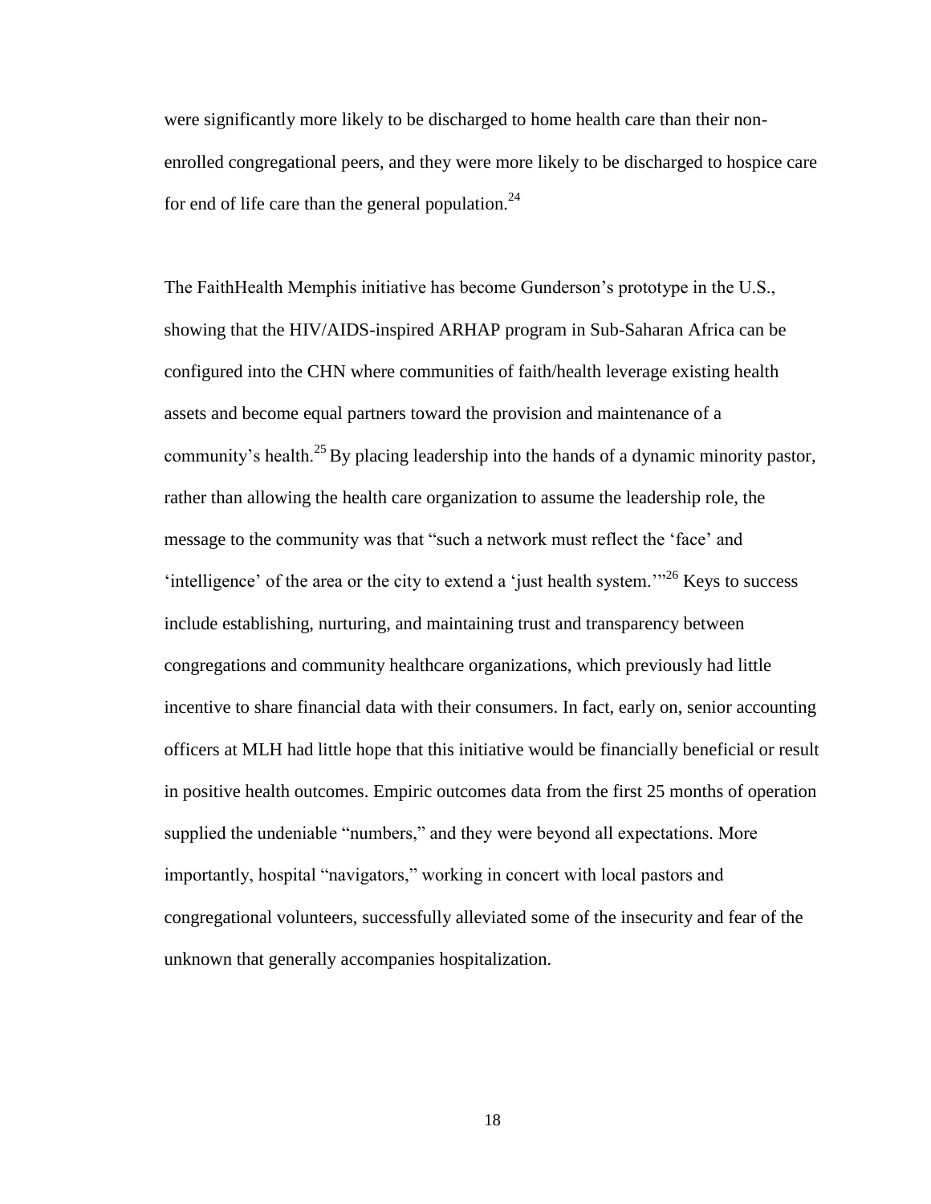were significantly more likely to be discharged to home health care than their non-enrolled congregational peers, and they were more likely to be discharged to hospice care for end of life care than the general population.[24]

The FaithHealth Memphis initiative has become Gunderson's prototype in the U.S., showing that the HIV/AIDS-inspired ARHAP program in Sub-Saharan Africa can be configured into the CHN where communities of faith/health leverage existing health assets and become equal partners toward the provision and maintenance of a community's health.[25] By placing leadership into the hands of a dynamic minority pastor, rather than allowing the health care organization to assume the leadership role, the message to the community was that "such a network must reflect the 'face' and 'intelligence' of the area or the city to extend a 'just health system.'"[26] Keys to success include establishing, nurturing, and maintaining trust and transparency between congregations and community healthcare organizations, which previously had little incentive to share financial data with their consumers. In fact, early on, senior accounting officers at MLH had little hope that this initiative would be financially beneficial or result in positive health outcomes. Empiric outcomes data from the first 25 months of operation supplied the undeniable "numbers," and they were beyond all expectations. More importantly, hospital "navigators," working in concert with local pastors and congregational volunteers, successfully alleviated some of the insecurity and fear of the unknown that generally accompanies hospitalization.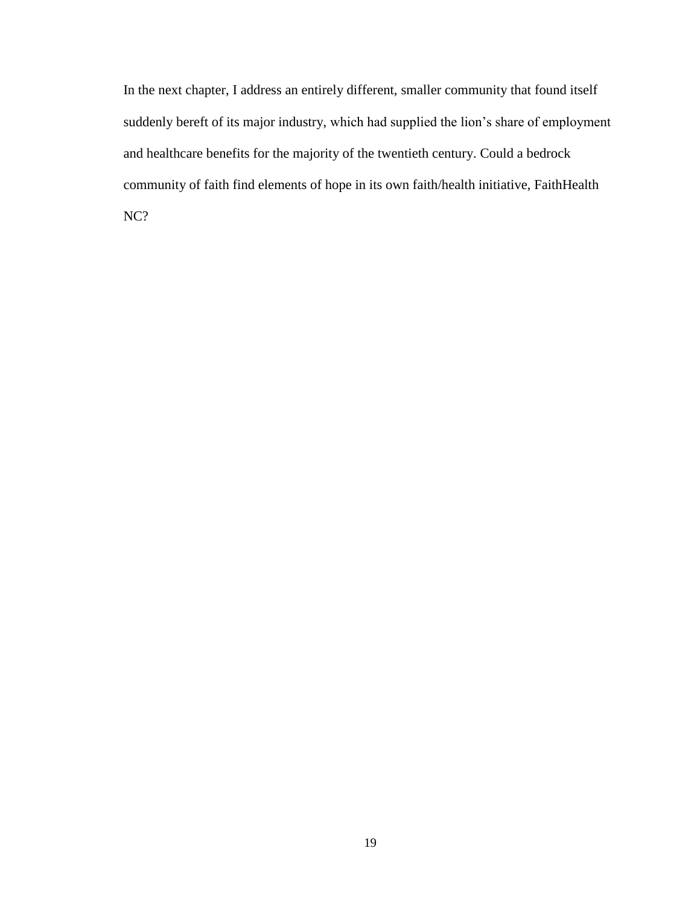In the next chapter, I address an entirely different, smaller community that found itself suddenly bereft of its major industry, which had supplied the lion's share of employment and healthcare benefits for the majority of the twentieth century. Could a bedrock community of faith find elements of hope in its own faith/health initiative, FaithHealth NC?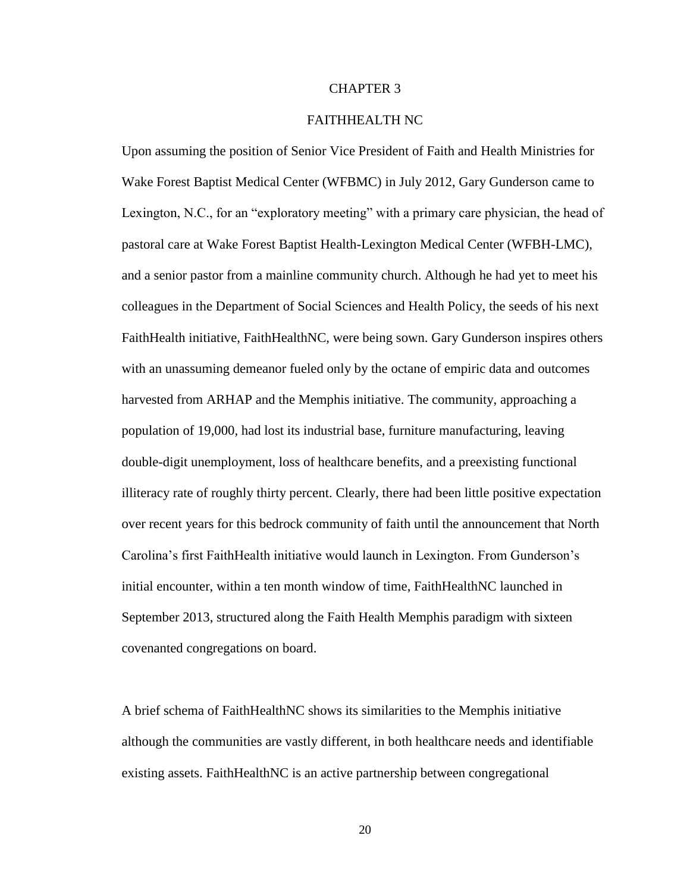# CHAPTER 3

## FAITHHEALTH NC

Upon assuming the position of Senior Vice President of Faith and Health Ministries for Wake Forest Baptist Medical Center (WFBMC) in July 2012, Gary Gunderson came to Lexington, N.C., for an "exploratory meeting" with a primary care physician, the head of pastoral care at Wake Forest Baptist Health-Lexington Medical Center (WFBH-LMC), and a senior pastor from a mainline community church. Although he had yet to meet his colleagues in the Department of Social Sciences and Health Policy, the seeds of his next FaithHealth initiative, FaithHealthNC, were being sown. Gary Gunderson inspires others with an unassuming demeanor fueled only by the octane of empiric data and outcomes harvested from ARHAP and the Memphis initiative. The community, approaching a population of 19,000, had lost its industrial base, furniture manufacturing, leaving double-digit unemployment, loss of healthcare benefits, and a preexisting functional illiteracy rate of roughly thirty percent. Clearly, there had been little positive expectation over recent years for this bedrock community of faith until the announcement that North Carolina's first FaithHealth initiative would launch in Lexington. From Gunderson's initial encounter, within a ten month window of time, FaithHealthNC launched in September 2013, structured along the Faith Health Memphis paradigm with sixteen covenanted congregations on board.

A brief schema of FaithHealthNC shows its similarities to the Memphis initiative although the communities are vastly different, in both healthcare needs and identifiable existing assets. FaithHealthNC is an active partnership between congregational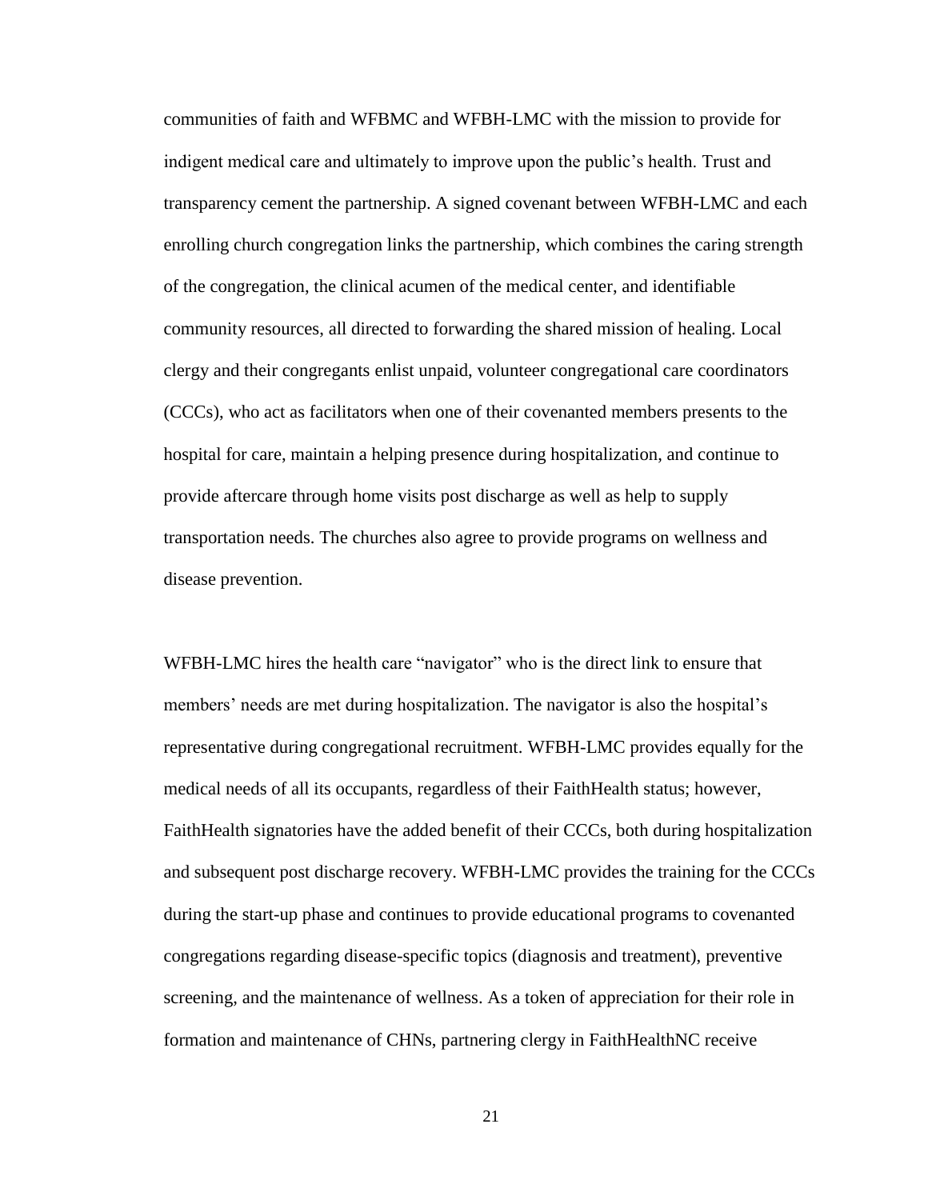communities of faith and WFBMC and WFBH-LMC with the mission to provide for indigent medical care and ultimately to improve upon the public's health. Trust and transparency cement the partnership. A signed covenant between WFBH-LMC and each enrolling church congregation links the partnership, which combines the caring strength of the congregation, the clinical acumen of the medical center, and identifiable community resources, all directed to forwarding the shared mission of healing. Local clergy and their congregants enlist unpaid, volunteer congregational care coordinators (CCCs), who act as facilitators when one of their covenanted members presents to the hospital for care, maintain a helping presence during hospitalization, and continue to provide aftercare through home visits post discharge as well as help to supply transportation needs. The churches also agree to provide programs on wellness and disease prevention.

WFBH-LMC hires the health care "navigator" who is the direct link to ensure that members' needs are met during hospitalization. The navigator is also the hospital's representative during congregational recruitment. WFBH-LMC provides equally for the medical needs of all its occupants, regardless of their FaithHealth status; however, FaithHealth signatories have the added benefit of their CCCs, both during hospitalization and subsequent post discharge recovery. WFBH-LMC provides the training for the CCCs during the start-up phase and continues to provide educational programs to covenanted congregations regarding disease-specific topics (diagnosis and treatment), preventive screening, and the maintenance of wellness. As a token of appreciation for their role in formation and maintenance of CHNs, partnering clergy in FaithHealthNC receive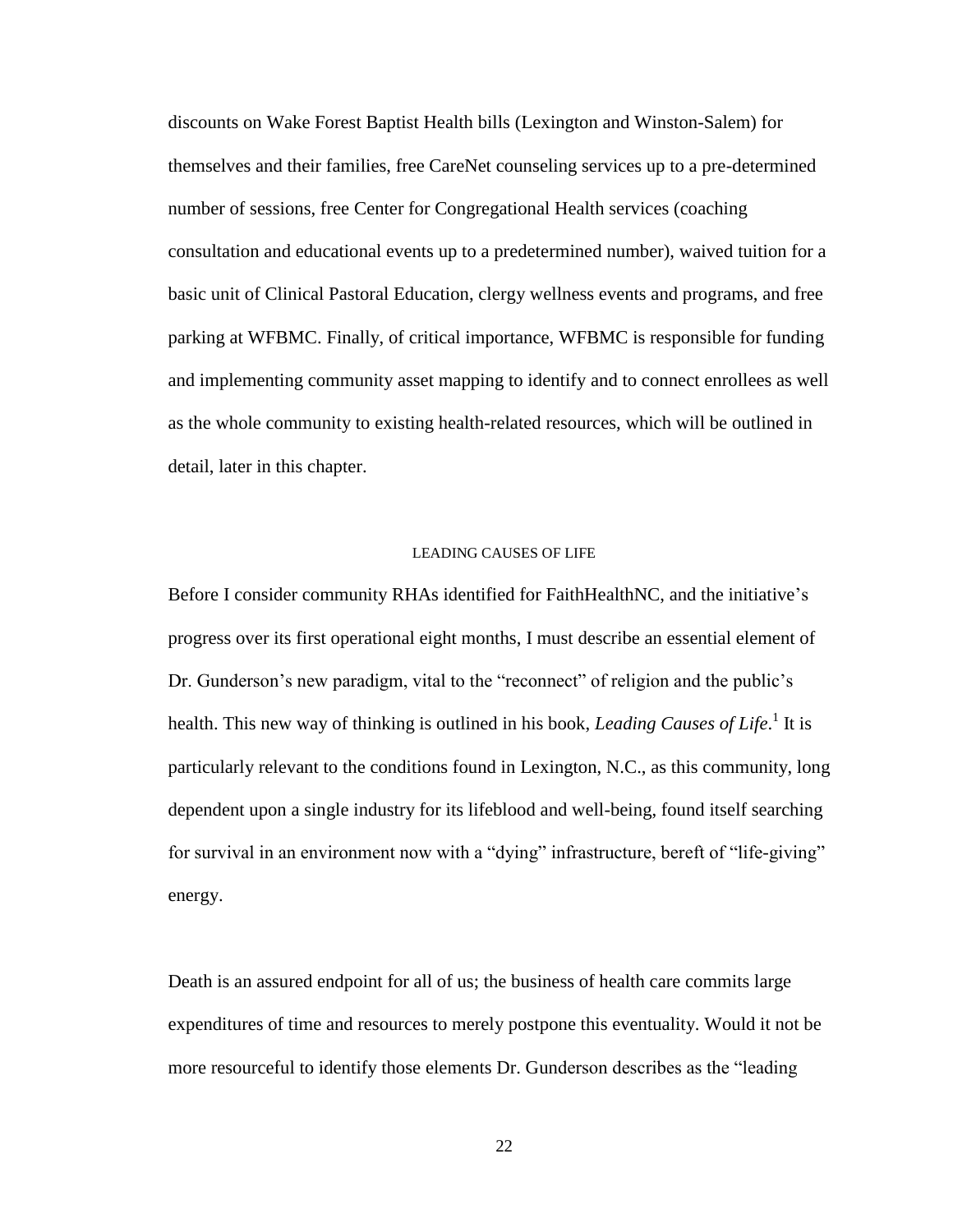discounts on Wake Forest Baptist Health bills (Lexington and Winston-Salem) for themselves and their families, free CareNet counseling services up to a pre-determined number of sessions, free Center for Congregational Health services (coaching consultation and educational events up to a predetermined number), waived tuition for a basic unit of Clinical Pastoral Education, clergy wellness events and programs, and free parking at WFBMC. Finally, of critical importance, WFBMC is responsible for funding and implementing community asset mapping to identify and to connect enrollees as well as the whole community to existing health-related resources, which will be outlined in detail, later in this chapter.

## LEADING CAUSES OF LIFE

Before I consider community RHAs identified for FaithHealthNC, and the initiative's progress over its first operational eight months, I must describe an essential element of Dr. Gunderson's new paradigm, vital to the "reconnect" of religion and the public's health. This new way of thinking is outlined in his book, *Leading Causes of Life*.[1] It is particularly relevant to the conditions found in Lexington, N.C., as this community, long dependent upon a single industry for its lifeblood and well-being, found itself searching for survival in an environment now with a "dying" infrastructure, bereft of "life-giving" energy.

Death is an assured endpoint for all of us; the business of health care commits large expenditures of time and resources to merely postpone this eventuality. Would it not be more resourceful to identify those elements Dr. Gunderson describes as the "leading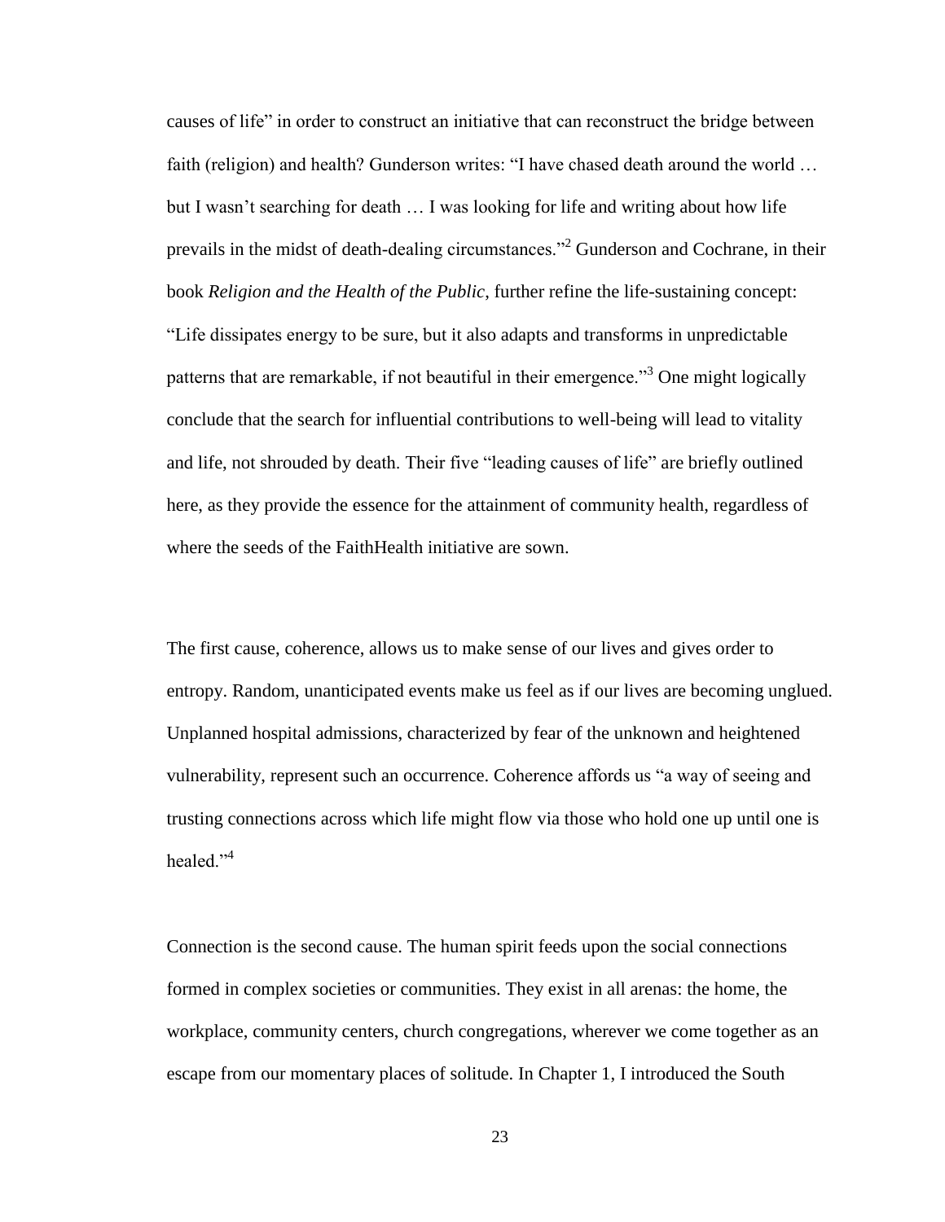causes of life" in order to construct an initiative that can reconstruct the bridge between faith (religion) and health? Gunderson writes: "I have chased death around the world … but I wasn't searching for death … I was looking for life and writing about how life prevails in the midst of death-dealing circumstances."[2] Gunderson and Cochrane, in their book *Religion and the Health of the Public*, further refine the life-sustaining concept: "Life dissipates energy to be sure, but it also adapts and transforms in unpredictable patterns that are remarkable, if not beautiful in their emergence."[3] One might logically conclude that the search for influential contributions to well-being will lead to vitality and life, not shrouded by death. Their five "leading causes of life" are briefly outlined here, as they provide the essence for the attainment of community health, regardless of where the seeds of the FaithHealth initiative are sown.

The first cause, coherence, allows us to make sense of our lives and gives order to entropy. Random, unanticipated events make us feel as if our lives are becoming unglued. Unplanned hospital admissions, characterized by fear of the unknown and heightened vulnerability, represent such an occurrence. Coherence affords us "a way of seeing and trusting connections across which life might flow via those who hold one up until one is healed."[4]

Connection is the second cause. The human spirit feeds upon the social connections formed in complex societies or communities. They exist in all arenas: the home, the workplace, community centers, church congregations, wherever we come together as an escape from our momentary places of solitude. In Chapter 1, I introduced the South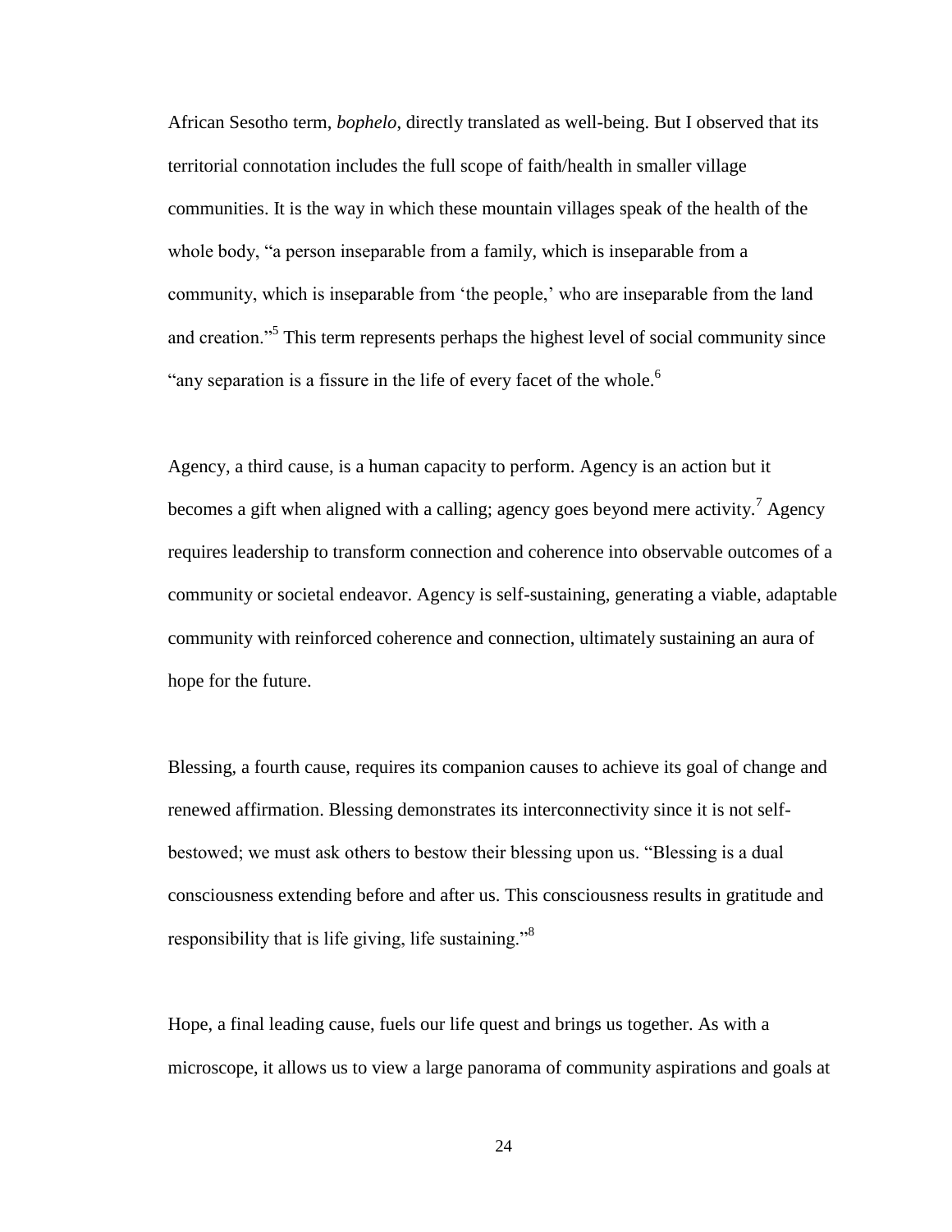African Sesotho term, *bophelo*, directly translated as well-being. But I observed that its territorial connotation includes the full scope of faith/health in smaller village communities. It is the way in which these mountain villages speak of the health of the whole body, "a person inseparable from a family, which is inseparable from a community, which is inseparable from 'the people,' who are inseparable from the land and creation."[5] This term represents perhaps the highest level of social community since "any separation is a fissure in the life of every facet of the whole.[6]

Agency, a third cause, is a human capacity to perform. Agency is an action but it becomes a gift when aligned with a calling; agency goes beyond mere activity.[7] Agency requires leadership to transform connection and coherence into observable outcomes of a community or societal endeavor. Agency is self-sustaining, generating a viable, adaptable community with reinforced coherence and connection, ultimately sustaining an aura of hope for the future.

Blessing, a fourth cause, requires its companion causes to achieve its goal of change and renewed affirmation. Blessing demonstrates its interconnectivity since it is not self-bestowed; we must ask others to bestow their blessing upon us. "Blessing is a dual consciousness extending before and after us. This consciousness results in gratitude and responsibility that is life giving, life sustaining."[8]

Hope, a final leading cause, fuels our life quest and brings us together. As with a microscope, it allows us to view a large panorama of community aspirations and goals at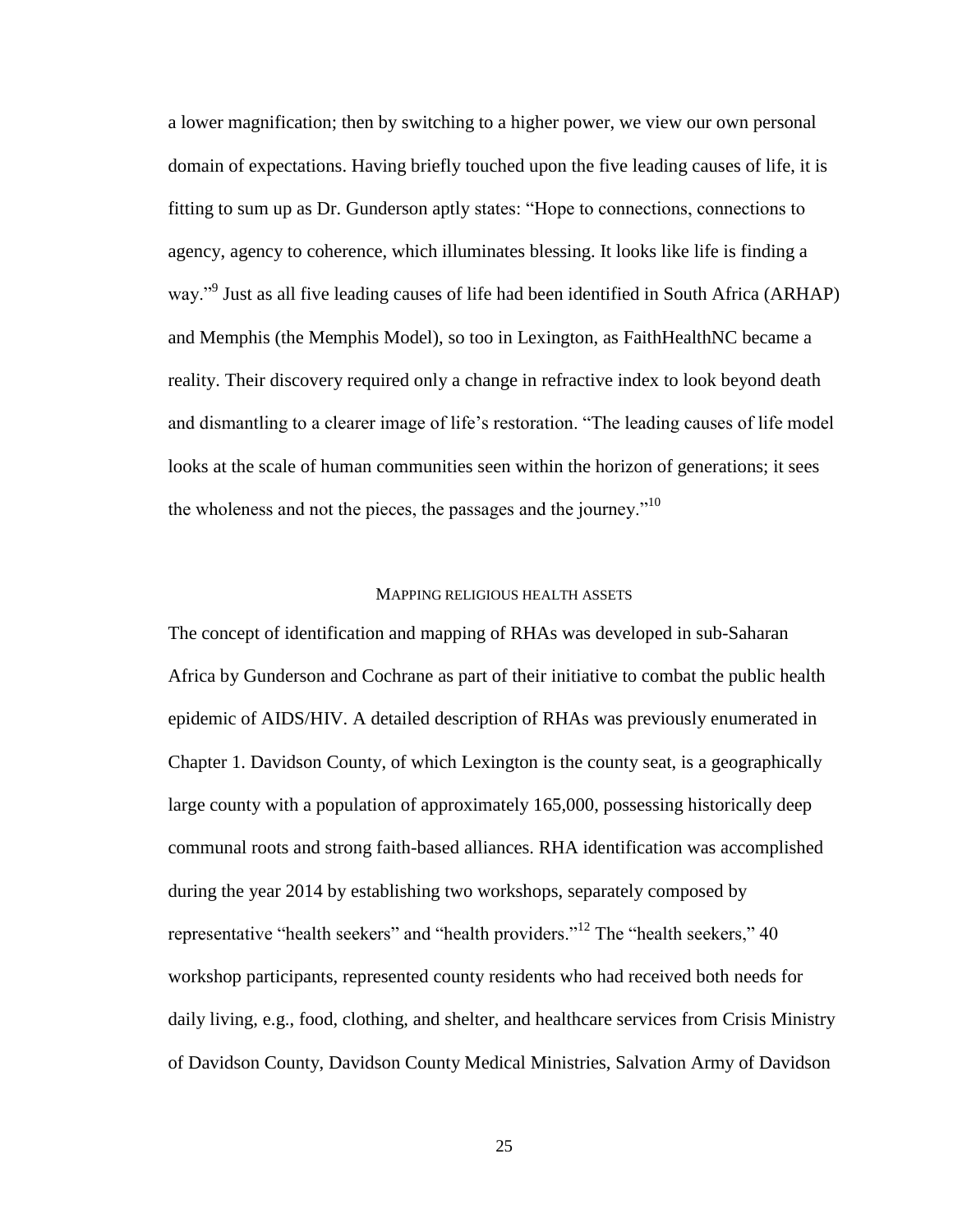a lower magnification; then by switching to a higher power, we view our own personal domain of expectations. Having briefly touched upon the five leading causes of life, it is fitting to sum up as Dr. Gunderson aptly states: "Hope to connections, connections to agency, agency to coherence, which illuminates blessing. It looks like life is finding a way."[9] Just as all five leading causes of life had been identified in South Africa (ARHAP) and Memphis (the Memphis Model), so too in Lexington, as FaithHealthNC became a reality. Their discovery required only a change in refractive index to look beyond death and dismantling to a clearer image of life's restoration. "The leading causes of life model looks at the scale of human communities seen within the horizon of generations; it sees the wholeness and not the pieces, the passages and the journey."[10]

## MAPPING RELIGIOUS HEALTH ASSETS

The concept of identification and mapping of RHAs was developed in sub-Saharan Africa by Gunderson and Cochrane as part of their initiative to combat the public health epidemic of AIDS/HIV. A detailed description of RHAs was previously enumerated in Chapter 1. Davidson County, of which Lexington is the county seat, is a geographically large county with a population of approximately 165,000, possessing historically deep communal roots and strong faith-based alliances. RHA identification was accomplished during the year 2014 by establishing two workshops, separately composed by representative "health seekers" and "health providers."[12] The "health seekers," 40 workshop participants, represented county residents who had received both needs for daily living, e.g., food, clothing, and shelter, and healthcare services from Crisis Ministry of Davidson County, Davidson County Medical Ministries, Salvation Army of Davidson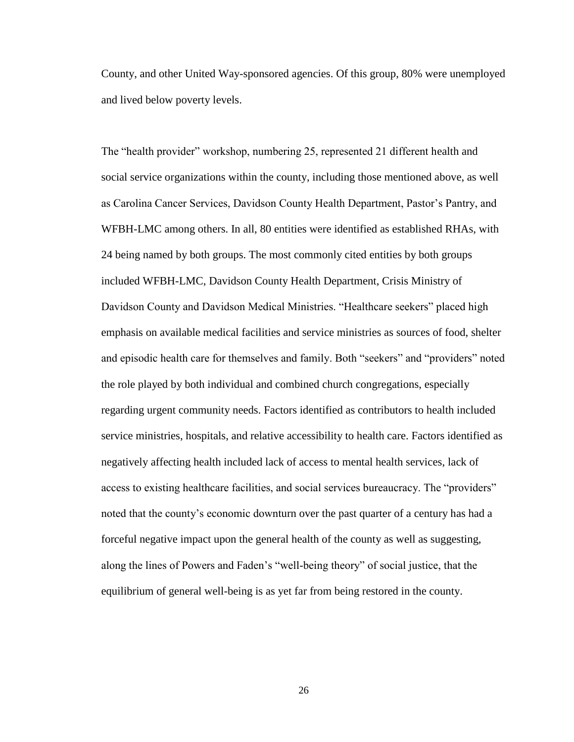County, and other United Way-sponsored agencies. Of this group, 80% were unemployed and lived below poverty levels.

The "health provider" workshop, numbering 25, represented 21 different health and social service organizations within the county, including those mentioned above, as well as Carolina Cancer Services, Davidson County Health Department, Pastor's Pantry, and WFBH-LMC among others. In all, 80 entities were identified as established RHAs, with 24 being named by both groups. The most commonly cited entities by both groups included WFBH-LMC, Davidson County Health Department, Crisis Ministry of Davidson County and Davidson Medical Ministries. "Healthcare seekers" placed high emphasis on available medical facilities and service ministries as sources of food, shelter and episodic health care for themselves and family. Both "seekers" and "providers" noted the role played by both individual and combined church congregations, especially regarding urgent community needs. Factors identified as contributors to health included service ministries, hospitals, and relative accessibility to health care. Factors identified as negatively affecting health included lack of access to mental health services, lack of access to existing healthcare facilities, and social services bureaucracy. The "providers" noted that the county's economic downturn over the past quarter of a century has had a forceful negative impact upon the general health of the county as well as suggesting, along the lines of Powers and Faden's "well-being theory" of social justice, that the equilibrium of general well-being is as yet far from being restored in the county.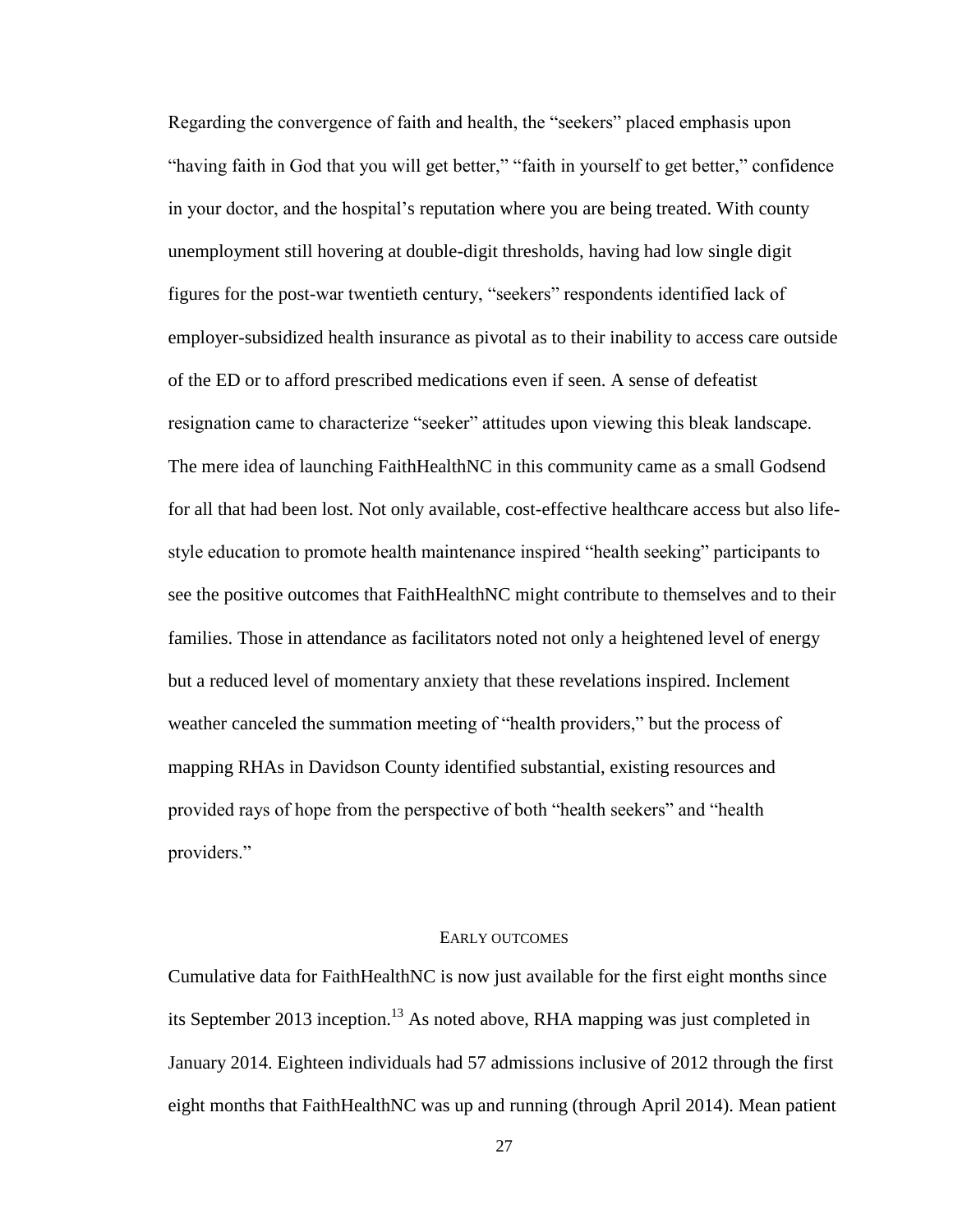Regarding the convergence of faith and health, the "seekers" placed emphasis upon "having faith in God that you will get better," "faith in yourself to get better," confidence in your doctor, and the hospital's reputation where you are being treated. With county unemployment still hovering at double-digit thresholds, having had low single digit figures for the post-war twentieth century, "seekers" respondents identified lack of employer-subsidized health insurance as pivotal as to their inability to access care outside of the ED or to afford prescribed medications even if seen. A sense of defeatist resignation came to characterize "seeker" attitudes upon viewing this bleak landscape. The mere idea of launching FaithHealthNC in this community came as a small Godsend for all that had been lost. Not only available, cost-effective healthcare access but also life-style education to promote health maintenance inspired "health seeking" participants to see the positive outcomes that FaithHealthNC might contribute to themselves and to their families. Those in attendance as facilitators noted not only a heightened level of energy but a reduced level of momentary anxiety that these revelations inspired. Inclement weather canceled the summation meeting of "health providers," but the process of mapping RHAs in Davidson County identified substantial, existing resources and provided rays of hope from the perspective of both "health seekers" and "health providers."

## EARLY OUTCOMES

Cumulative data for FaithHealthNC is now just available for the first eight months since its September 2013 inception.[13] As noted above, RHA mapping was just completed in January 2014. Eighteen individuals had 57 admissions inclusive of 2012 through the first eight months that FaithHealthNC was up and running (through April 2014). Mean patient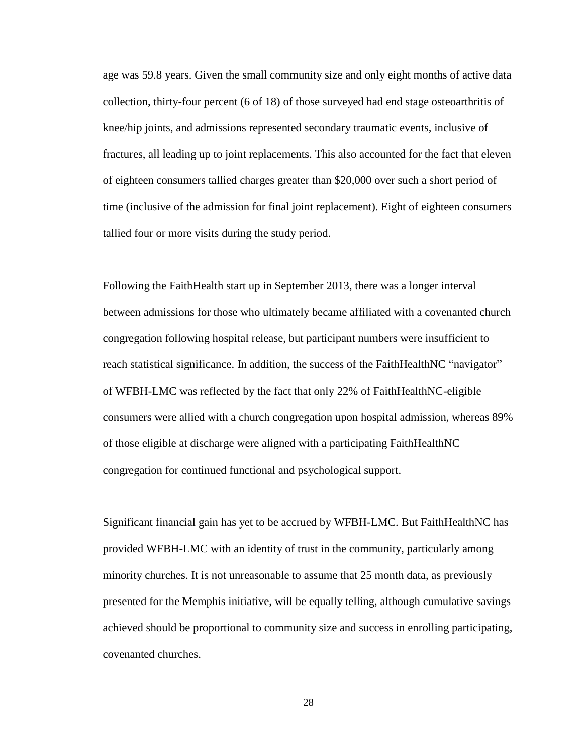age was 59.8 years. Given the small community size and only eight months of active data collection, thirty-four percent (6 of 18) of those surveyed had end stage osteoarthritis of knee/hip joints, and admissions represented secondary traumatic events, inclusive of fractures, all leading up to joint replacements. This also accounted for the fact that eleven of eighteen consumers tallied charges greater than $20,000 over such a short period of time (inclusive of the admission for final joint replacement). Eight of eighteen consumers tallied four or more visits during the study period.

Following the FaithHealth start up in September 2013, there was a longer interval between admissions for those who ultimately became affiliated with a covenanted church congregation following hospital release, but participant numbers were insufficient to reach statistical significance. In addition, the success of the FaithHealthNC "navigator" of WFBH-LMC was reflected by the fact that only 22% of FaithHealthNC-eligible consumers were allied with a church congregation upon hospital admission, whereas 89% of those eligible at discharge were aligned with a participating FaithHealthNC congregation for continued functional and psychological support.

Significant financial gain has yet to be accrued by WFBH-LMC. But FaithHealthNC has provided WFBH-LMC with an identity of trust in the community, particularly among minority churches. It is not unreasonable to assume that 25 month data, as previously presented for the Memphis initiative, will be equally telling, although cumulative savings achieved should be proportional to community size and success in enrolling participating, covenanted churches.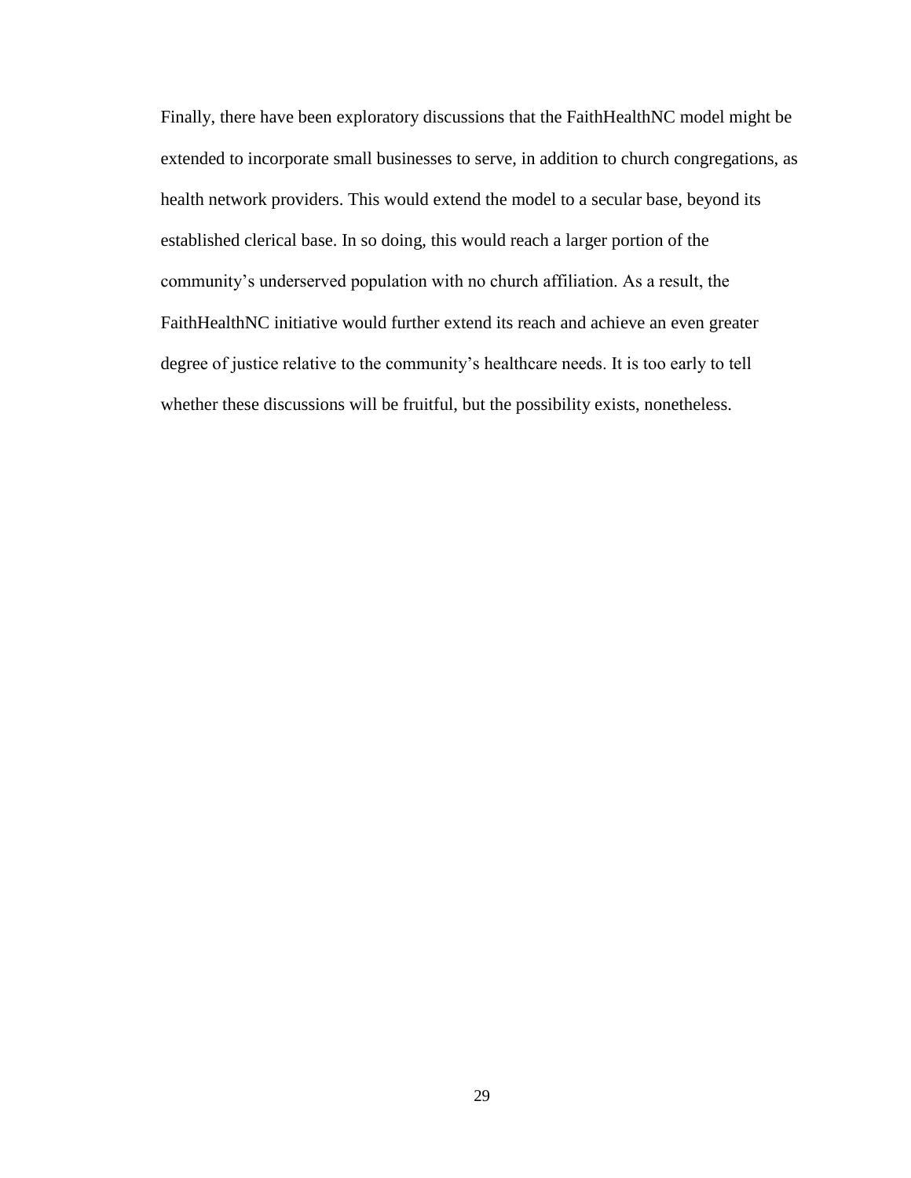Finally, there have been exploratory discussions that the FaithHealthNC model might be extended to incorporate small businesses to serve, in addition to church congregations, as health network providers. This would extend the model to a secular base, beyond its established clerical base. In so doing, this would reach a larger portion of the community's underserved population with no church affiliation. As a result, the FaithHealthNC initiative would further extend its reach and achieve an even greater degree of justice relative to the community's healthcare needs. It is too early to tell whether these discussions will be fruitful, but the possibility exists, nonetheless.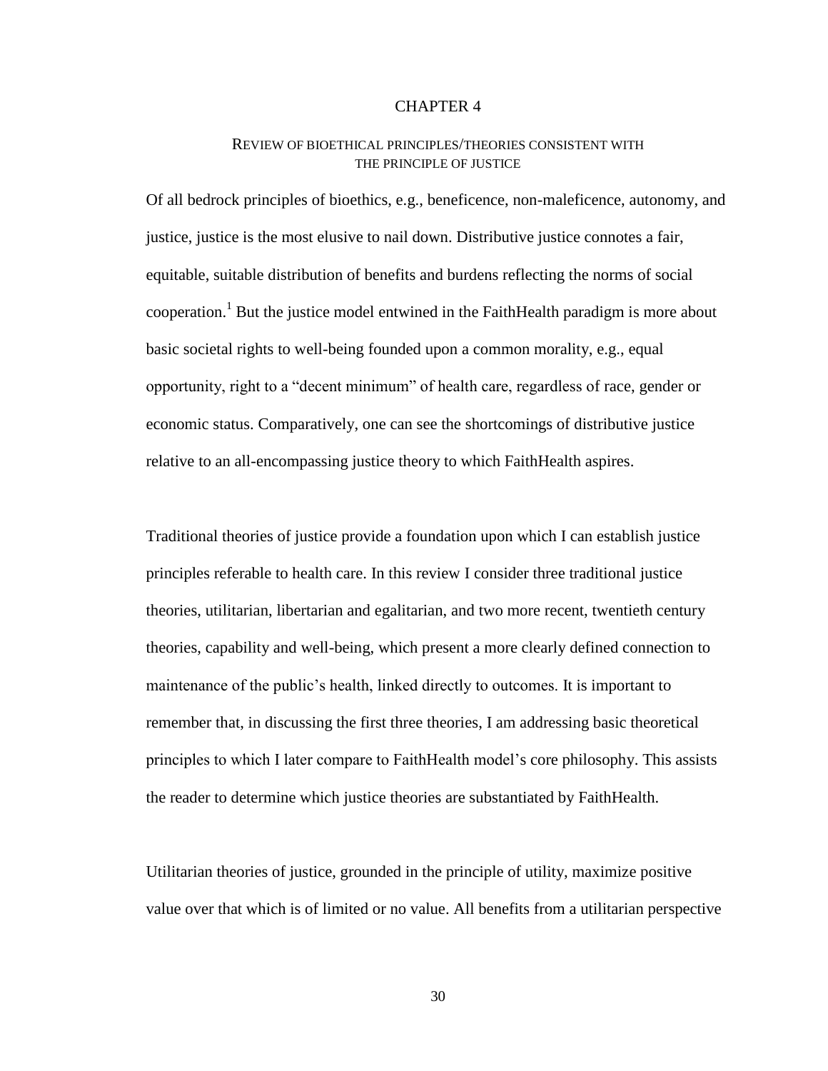# CHAPTER 4

## REVIEW OF BIOETHICAL PRINCIPLES/THEORIES CONSISTENT WITH THE PRINCIPLE OF JUSTICE

Of all bedrock principles of bioethics, e.g., beneficence, non-maleficence, autonomy, and justice, justice is the most elusive to nail down. Distributive justice connotes a fair, equitable, suitable distribution of benefits and burdens reflecting the norms of social cooperation.[1] But the justice model entwined in the FaithHealth paradigm is more about basic societal rights to well-being founded upon a common morality, e.g., equal opportunity, right to a "decent minimum" of health care, regardless of race, gender or economic status. Comparatively, one can see the shortcomings of distributive justice relative to an all-encompassing justice theory to which FaithHealth aspires.

Traditional theories of justice provide a foundation upon which I can establish justice principles referable to health care. In this review I consider three traditional justice theories, utilitarian, libertarian and egalitarian, and two more recent, twentieth century theories, capability and well-being, which present a more clearly defined connection to maintenance of the public's health, linked directly to outcomes. It is important to remember that, in discussing the first three theories, I am addressing basic theoretical principles to which I later compare to FaithHealth model's core philosophy. This assists the reader to determine which justice theories are substantiated by FaithHealth.

Utilitarian theories of justice, grounded in the principle of utility, maximize positive value over that which is of limited or no value. All benefits from a utilitarian perspective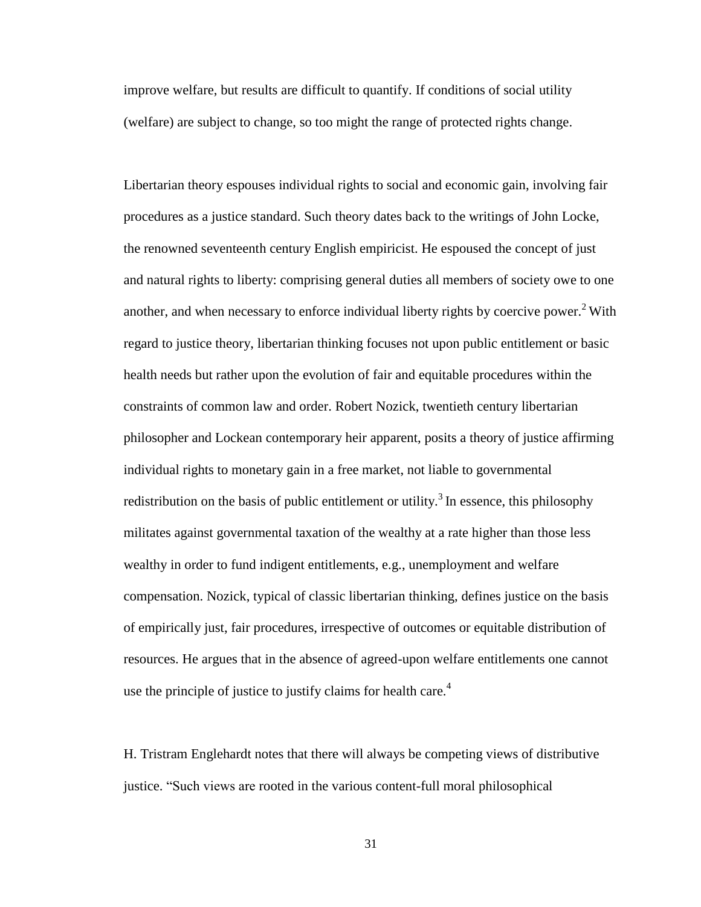improve welfare, but results are difficult to quantify. If conditions of social utility (welfare) are subject to change, so too might the range of protected rights change.

Libertarian theory espouses individual rights to social and economic gain, involving fair procedures as a justice standard. Such theory dates back to the writings of John Locke, the renowned seventeenth century English empiricist. He espoused the concept of just and natural rights to liberty: comprising general duties all members of society owe to one another, and when necessary to enforce individual liberty rights by coercive power.[2] With regard to justice theory, libertarian thinking focuses not upon public entitlement or basic health needs but rather upon the evolution of fair and equitable procedures within the constraints of common law and order. Robert Nozick, twentieth century libertarian philosopher and Lockean contemporary heir apparent, posits a theory of justice affirming individual rights to monetary gain in a free market, not liable to governmental redistribution on the basis of public entitlement or utility.[3] In essence, this philosophy militates against governmental taxation of the wealthy at a rate higher than those less wealthy in order to fund indigent entitlements, e.g., unemployment and welfare compensation. Nozick, typical of classic libertarian thinking, defines justice on the basis of empirically just, fair procedures, irrespective of outcomes or equitable distribution of resources. He argues that in the absence of agreed-upon welfare entitlements one cannot use the principle of justice to justify claims for health care.[4]

H. Tristram Englehardt notes that there will always be competing views of distributive justice. "Such views are rooted in the various content-full moral philosophical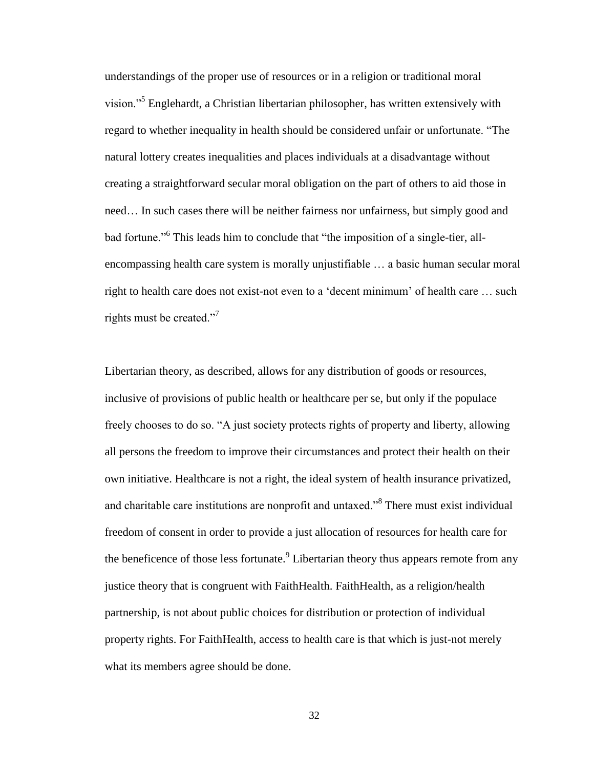understandings of the proper use of resources or in a religion or traditional moral vision."[5] Englehardt, a Christian libertarian philosopher, has written extensively with regard to whether inequality in health should be considered unfair or unfortunate. "The natural lottery creates inequalities and places individuals at a disadvantage without creating a straightforward secular moral obligation on the part of others to aid those in need… In such cases there will be neither fairness nor unfairness, but simply good and bad fortune."[6] This leads him to conclude that "the imposition of a single-tier, all-encompassing health care system is morally unjustifiable … a basic human secular moral right to health care does not exist-not even to a 'decent minimum' of health care … such rights must be created."[7]

Libertarian theory, as described, allows for any distribution of goods or resources, inclusive of provisions of public health or healthcare per se, but only if the populace freely chooses to do so. "A just society protects rights of property and liberty, allowing all persons the freedom to improve their circumstances and protect their health on their own initiative. Healthcare is not a right, the ideal system of health insurance privatized, and charitable care institutions are nonprofit and untaxed."[8] There must exist individual freedom of consent in order to provide a just allocation of resources for health care for the beneficence of those less fortunate.[9] Libertarian theory thus appears remote from any justice theory that is congruent with FaithHealth. FaithHealth, as a religion/health partnership, is not about public choices for distribution or protection of individual property rights. For FaithHealth, access to health care is that which is just-not merely what its members agree should be done.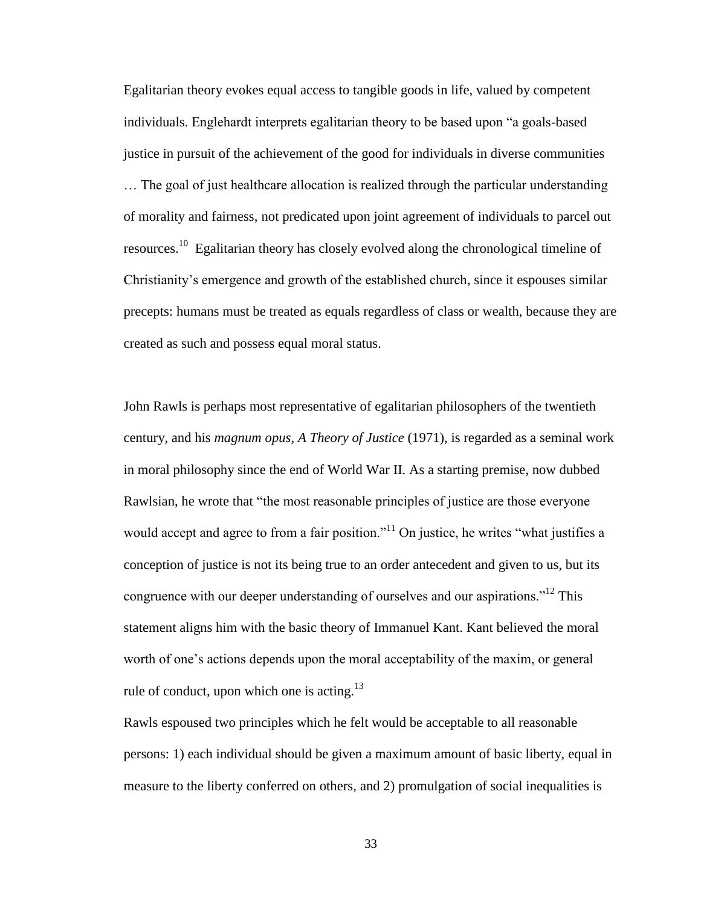Egalitarian theory evokes equal access to tangible goods in life, valued by competent individuals. Englehardt interprets egalitarian theory to be based upon "a goals-based justice in pursuit of the achievement of the good for individuals in diverse communities … The goal of just healthcare allocation is realized through the particular understanding of morality and fairness, not predicated upon joint agreement of individuals to parcel out resources.[10] Egalitarian theory has closely evolved along the chronological timeline of Christianity's emergence and growth of the established church, since it espouses similar precepts: humans must be treated as equals regardless of class or wealth, because they are created as such and possess equal moral status.

John Rawls is perhaps most representative of egalitarian philosophers of the twentieth century, and his *magnum opus*, *A Theory of Justice* (1971), is regarded as a seminal work in moral philosophy since the end of World War II. As a starting premise, now dubbed Rawlsian, he wrote that "the most reasonable principles of justice are those everyone would accept and agree to from a fair position."[11] On justice, he writes "what justifies a conception of justice is not its being true to an order antecedent and given to us, but its congruence with our deeper understanding of ourselves and our aspirations."[12] This statement aligns him with the basic theory of Immanuel Kant. Kant believed the moral worth of one's actions depends upon the moral acceptability of the maxim, or general rule of conduct, upon which one is acting.[13]

Rawls espoused two principles which he felt would be acceptable to all reasonable persons: 1) each individual should be given a maximum amount of basic liberty, equal in measure to the liberty conferred on others, and 2) promulgation of social inequalities is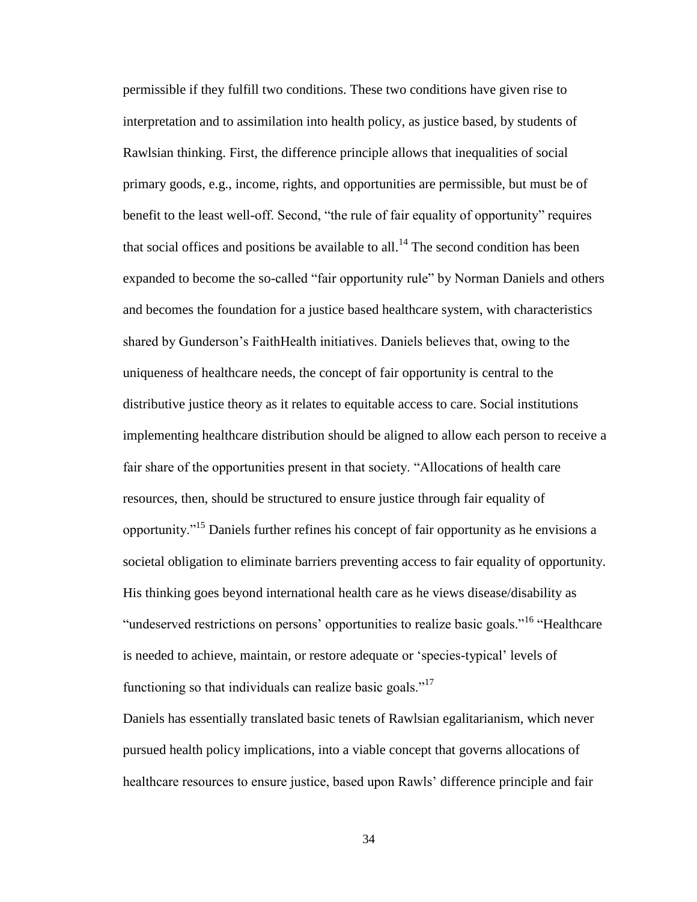permissible if they fulfill two conditions. These two conditions have given rise to interpretation and to assimilation into health policy, as justice based, by students of Rawlsian thinking. First, the difference principle allows that inequalities of social primary goods, e.g., income, rights, and opportunities are permissible, but must be of benefit to the least well-off. Second, "the rule of fair equality of opportunity" requires that social offices and positions be available to all.[14] The second condition has been expanded to become the so-called "fair opportunity rule" by Norman Daniels and others and becomes the foundation for a justice based healthcare system, with characteristics shared by Gunderson's FaithHealth initiatives. Daniels believes that, owing to the uniqueness of healthcare needs, the concept of fair opportunity is central to the distributive justice theory as it relates to equitable access to care. Social institutions implementing healthcare distribution should be aligned to allow each person to receive a fair share of the opportunities present in that society. "Allocations of health care resources, then, should be structured to ensure justice through fair equality of opportunity."[15] Daniels further refines his concept of fair opportunity as he envisions a societal obligation to eliminate barriers preventing access to fair equality of opportunity. His thinking goes beyond international health care as he views disease/disability as "undeserved restrictions on persons' opportunities to realize basic goals."[16] "Healthcare is needed to achieve, maintain, or restore adequate or 'species-typical' levels of functioning so that individuals can realize basic goals."[17]

Daniels has essentially translated basic tenets of Rawlsian egalitarianism, which never pursued health policy implications, into a viable concept that governs allocations of healthcare resources to ensure justice, based upon Rawls' difference principle and fair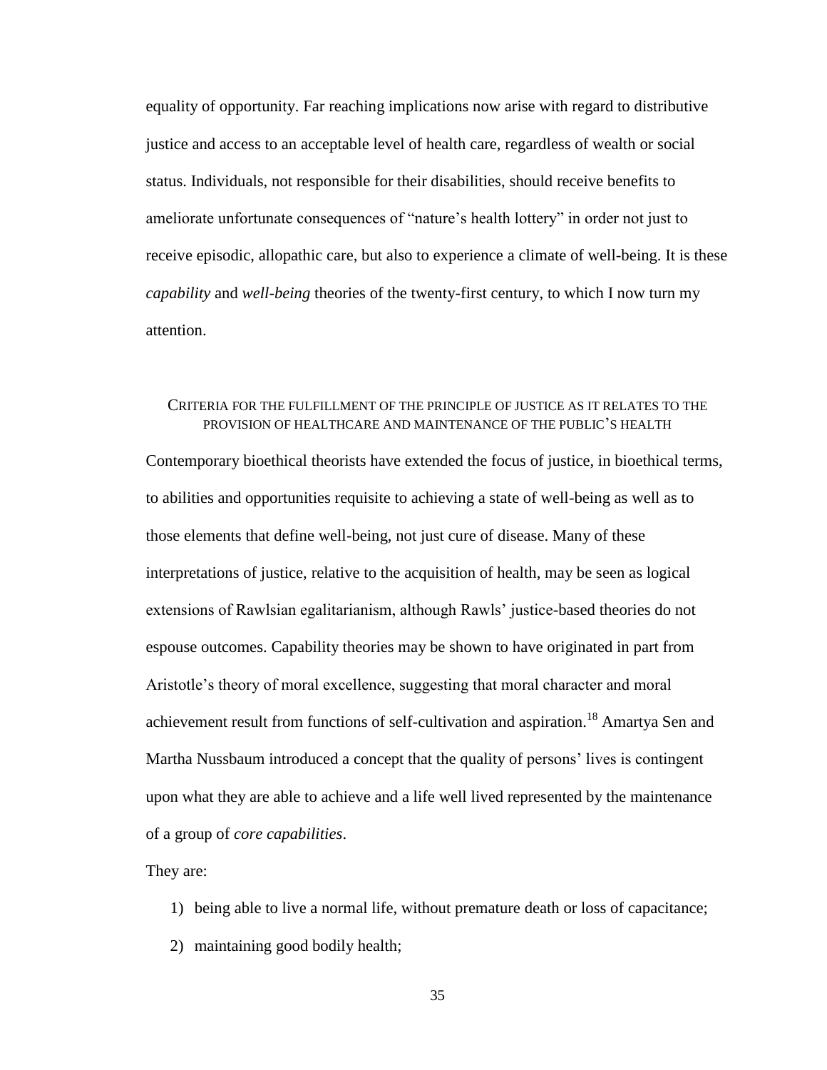equality of opportunity. Far reaching implications now arise with regard to distributive justice and access to an acceptable level of health care, regardless of wealth or social status. Individuals, not responsible for their disabilities, should receive benefits to ameliorate unfortunate consequences of "nature's health lottery" in order not just to receive episodic, allopathic care, but also to experience a climate of well-being. It is these *capability* and *well-being* theories of the twenty-first century, to which I now turn my attention.

## Criteria for the fulfillment of the principle of justice as it relates to the provision of healthcare and maintenance of the public's health

Contemporary bioethical theorists have extended the focus of justice, in bioethical terms, to abilities and opportunities requisite to achieving a state of well-being as well as to those elements that define well-being, not just cure of disease. Many of these interpretations of justice, relative to the acquisition of health, may be seen as logical extensions of Rawlsian egalitarianism, although Rawls' justice-based theories do not espouse outcomes. Capability theories may be shown to have originated in part from Aristotle's theory of moral excellence, suggesting that moral character and moral achievement result from functions of self-cultivation and aspiration.[18] Amartya Sen and Martha Nussbaum introduced a concept that the quality of persons' lives is contingent upon what they are able to achieve and a life well lived represented by the maintenance of a group of *core capabilities*.

They are:

1) being able to live a normal life, without premature death or loss of capacitance;
2) maintaining good bodily health;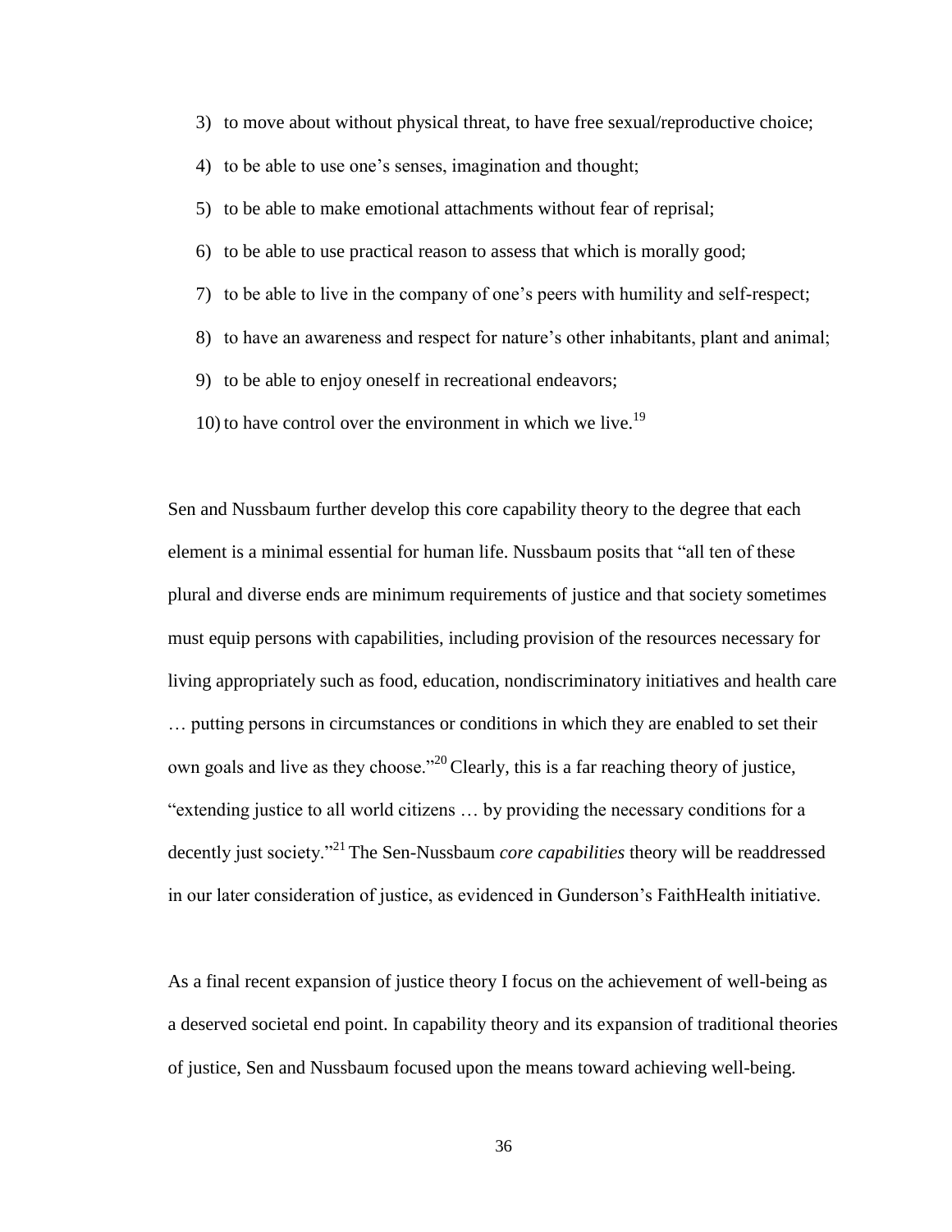3) to move about without physical threat, to have free sexual/reproductive choice;
4) to be able to use one's senses, imagination and thought;
5) to be able to make emotional attachments without fear of reprisal;
6) to be able to use practical reason to assess that which is morally good;
7) to be able to live in the company of one's peers with humility and self-respect;
8) to have an awareness and respect for nature's other inhabitants, plant and animal;
9) to be able to enjoy oneself in recreational endeavors;
10) to have control over the environment in which we live.[19]

Sen and Nussbaum further develop this core capability theory to the degree that each element is a minimal essential for human life. Nussbaum posits that "all ten of these plural and diverse ends are minimum requirements of justice and that society sometimes must equip persons with capabilities, including provision of the resources necessary for living appropriately such as food, education, nondiscriminatory initiatives and health care … putting persons in circumstances or conditions in which they are enabled to set their own goals and live as they choose."[20] Clearly, this is a far reaching theory of justice, "extending justice to all world citizens … by providing the necessary conditions for a decently just society."[21] The Sen-Nussbaum *core capabilities* theory will be readdressed in our later consideration of justice, as evidenced in Gunderson's FaithHealth initiative.

As a final recent expansion of justice theory I focus on the achievement of well-being as a deserved societal end point. In capability theory and its expansion of traditional theories of justice, Sen and Nussbaum focused upon the means toward achieving well-being.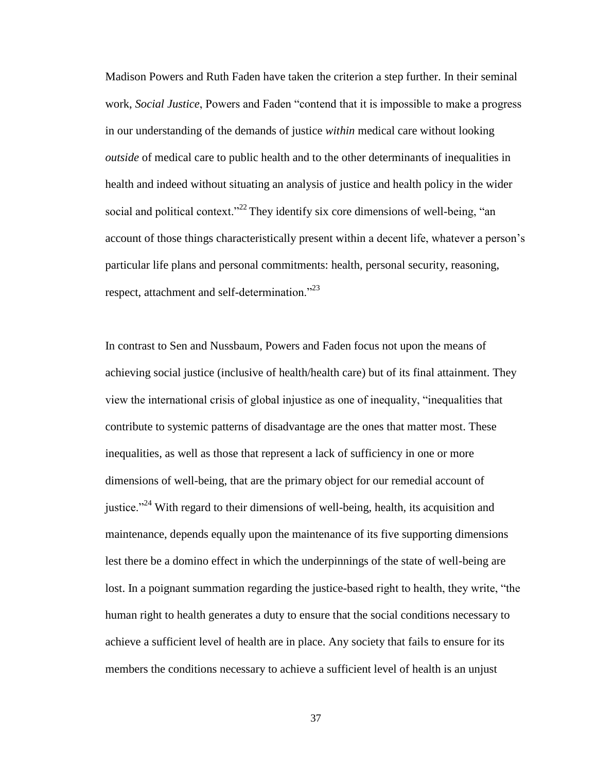Madison Powers and Ruth Faden have taken the criterion a step further. In their seminal work, *Social Justice*, Powers and Faden "contend that it is impossible to make a progress in our understanding of the demands of justice *within* medical care without looking *outside* of medical care to public health and to the other determinants of inequalities in health and indeed without situating an analysis of justice and health policy in the wider social and political context."[22] They identify six core dimensions of well-being, "an account of those things characteristically present within a decent life, whatever a person's particular life plans and personal commitments: health, personal security, reasoning, respect, attachment and self-determination."[23]

In contrast to Sen and Nussbaum, Powers and Faden focus not upon the means of achieving social justice (inclusive of health/health care) but of its final attainment. They view the international crisis of global injustice as one of inequality, "inequalities that contribute to systemic patterns of disadvantage are the ones that matter most. These inequalities, as well as those that represent a lack of sufficiency in one or more dimensions of well-being, that are the primary object for our remedial account of justice."[24] With regard to their dimensions of well-being, health, its acquisition and maintenance, depends equally upon the maintenance of its five supporting dimensions lest there be a domino effect in which the underpinnings of the state of well-being are lost. In a poignant summation regarding the justice-based right to health, they write, "the human right to health generates a duty to ensure that the social conditions necessary to achieve a sufficient level of health are in place. Any society that fails to ensure for its members the conditions necessary to achieve a sufficient level of health is an unjust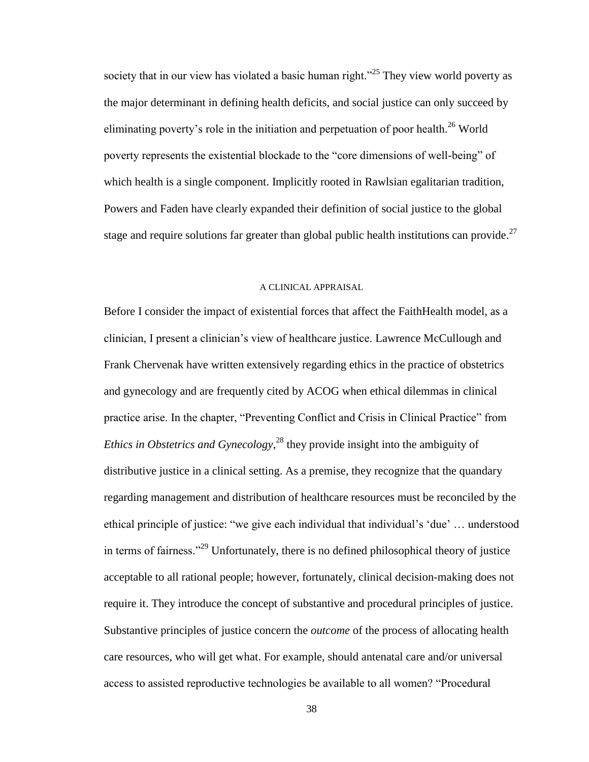society that in our view has violated a basic human right."[25] They view world poverty as the major determinant in defining health deficits, and social justice can only succeed by eliminating poverty's role in the initiation and perpetuation of poor health.[26] World poverty represents the existential blockade to the "core dimensions of well-being" of which health is a single component. Implicitly rooted in Rawlsian egalitarian tradition, Powers and Faden have clearly expanded their definition of social justice to the global stage and require solutions far greater than global public health institutions can provide.[27]

## A CLINICAL APPRAISAL

Before I consider the impact of existential forces that affect the FaithHealth model, as a clinician, I present a clinician's view of healthcare justice. Lawrence McCullough and Frank Chervenak have written extensively regarding ethics in the practice of obstetrics and gynecology and are frequently cited by ACOG when ethical dilemmas in clinical practice arise. In the chapter, "Preventing Conflict and Crisis in Clinical Practice" from *Ethics in Obstetrics and Gynecology*,[28] they provide insight into the ambiguity of distributive justice in a clinical setting. As a premise, they recognize that the quandary regarding management and distribution of healthcare resources must be reconciled by the ethical principle of justice: "we give each individual that individual's 'due' … understood in terms of fairness."[29] Unfortunately, there is no defined philosophical theory of justice acceptable to all rational people; however, fortunately, clinical decision-making does not require it. They introduce the concept of substantive and procedural principles of justice. Substantive principles of justice concern the *outcome* of the process of allocating health care resources, who will get what. For example, should antenatal care and/or universal access to assisted reproductive technologies be available to all women? "Procedural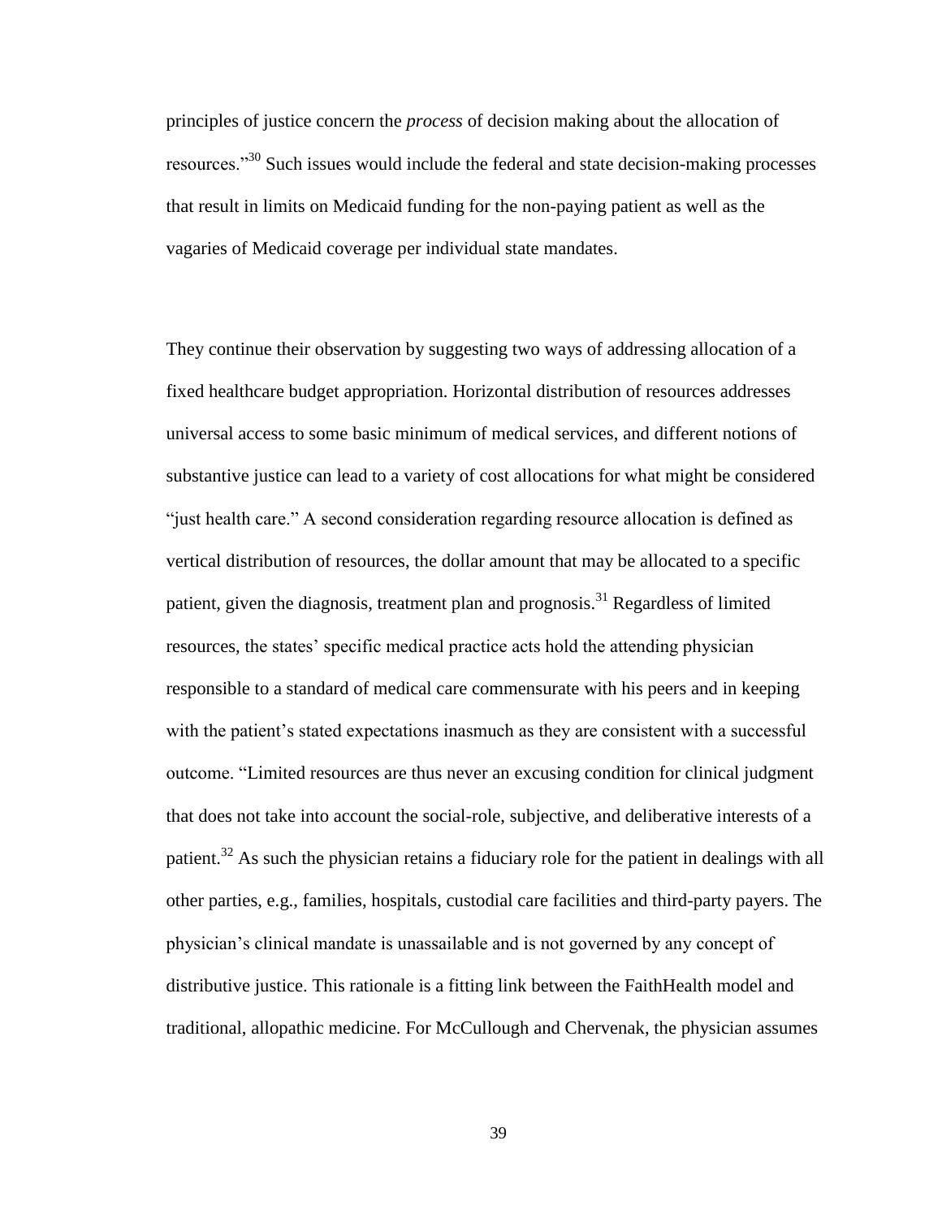principles of justice concern the *process* of decision making about the allocation of resources."[30] Such issues would include the federal and state decision-making processes that result in limits on Medicaid funding for the non-paying patient as well as the vagaries of Medicaid coverage per individual state mandates.

They continue their observation by suggesting two ways of addressing allocation of a fixed healthcare budget appropriation. Horizontal distribution of resources addresses universal access to some basic minimum of medical services, and different notions of substantive justice can lead to a variety of cost allocations for what might be considered "just health care." A second consideration regarding resource allocation is defined as vertical distribution of resources, the dollar amount that may be allocated to a specific patient, given the diagnosis, treatment plan and prognosis.[31] Regardless of limited resources, the states' specific medical practice acts hold the attending physician responsible to a standard of medical care commensurate with his peers and in keeping with the patient's stated expectations inasmuch as they are consistent with a successful outcome. "Limited resources are thus never an excusing condition for clinical judgment that does not take into account the social-role, subjective, and deliberative interests of a patient.[32] As such the physician retains a fiduciary role for the patient in dealings with all other parties, e.g., families, hospitals, custodial care facilities and third-party payers. The physician's clinical mandate is unassailable and is not governed by any concept of distributive justice. This rationale is a fitting link between the FaithHealth model and traditional, allopathic medicine. For McCullough and Chervenak, the physician assumes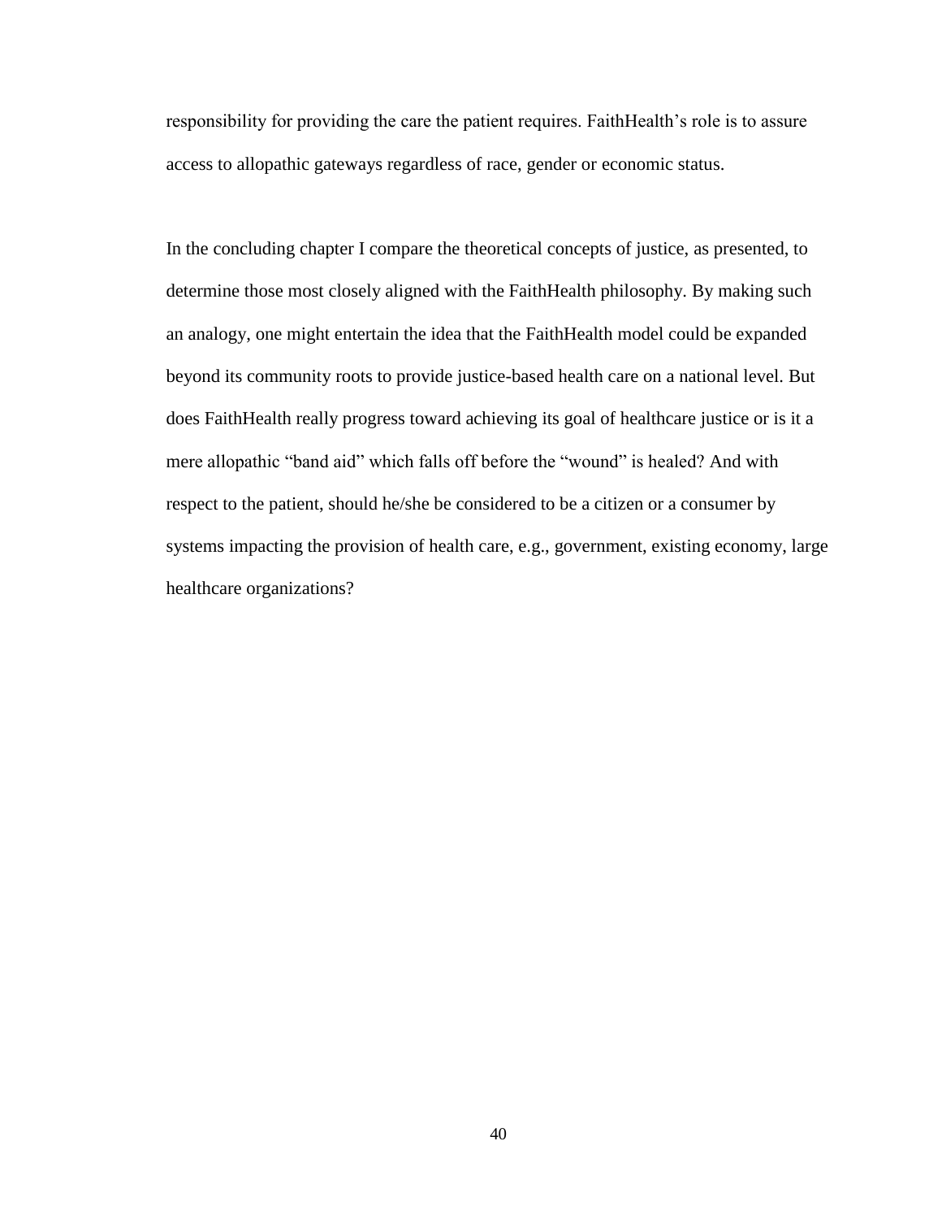responsibility for providing the care the patient requires. FaithHealth's role is to assure access to allopathic gateways regardless of race, gender or economic status.

In the concluding chapter I compare the theoretical concepts of justice, as presented, to determine those most closely aligned with the FaithHealth philosophy. By making such an analogy, one might entertain the idea that the FaithHealth model could be expanded beyond its community roots to provide justice-based health care on a national level. But does FaithHealth really progress toward achieving its goal of healthcare justice or is it a mere allopathic "band aid" which falls off before the "wound" is healed? And with respect to the patient, should he/she be considered to be a citizen or a consumer by systems impacting the provision of health care, e.g., government, existing economy, large healthcare organizations?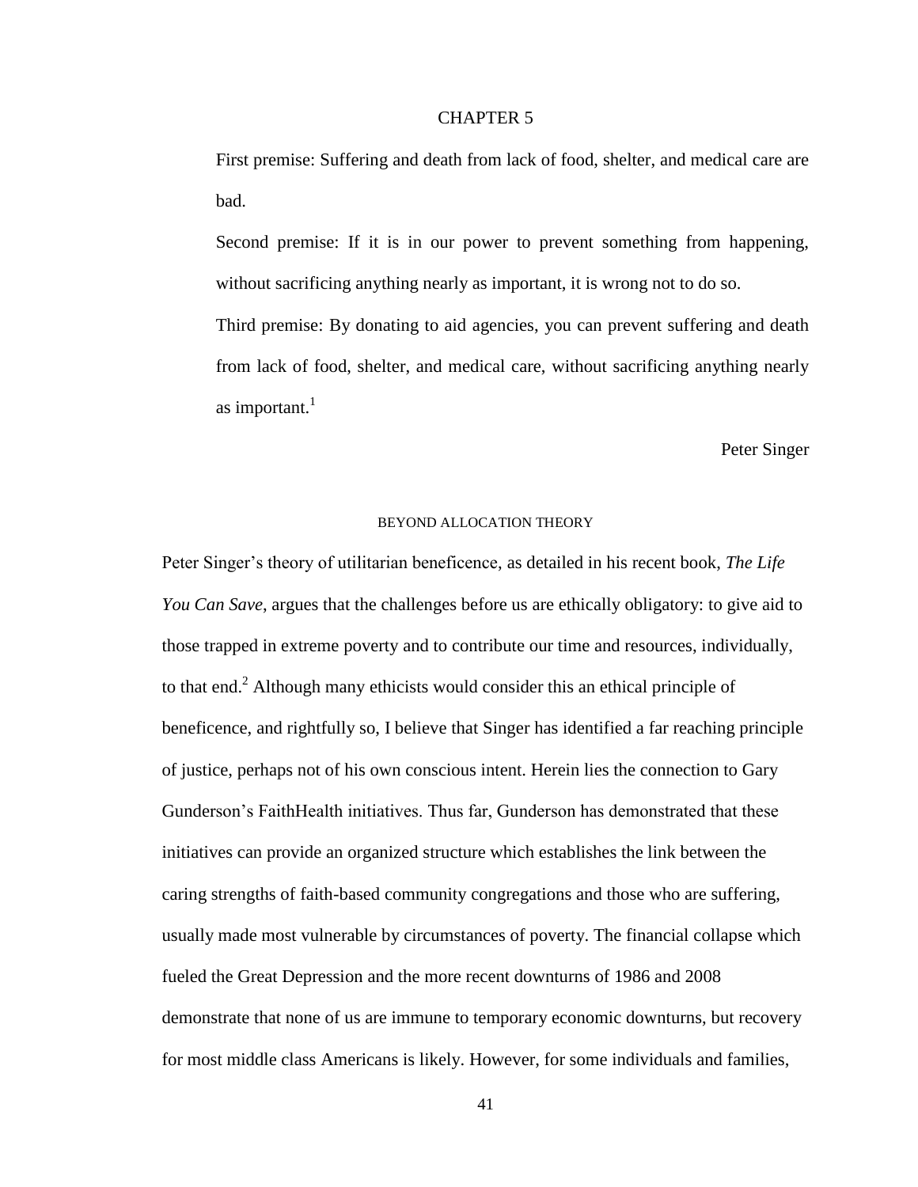# CHAPTER 5

> First premise: Suffering and death from lack of food, shelter, and medical care are bad.
>
> Second premise: If it is in our power to prevent something from happening, without sacrificing anything nearly as important, it is wrong not to do so.
>
> Third premise: By donating to aid agencies, you can prevent suffering and death from lack of food, shelter, and medical care, without sacrificing anything nearly as important.[1]
>
> Peter Singer

## BEYOND ALLOCATION THEORY

Peter Singer's theory of utilitarian beneficence, as detailed in his recent book, *The Life You Can Save*, argues that the challenges before us are ethically obligatory: to give aid to those trapped in extreme poverty and to contribute our time and resources, individually, to that end.[2] Although many ethicists would consider this an ethical principle of beneficence, and rightfully so, I believe that Singer has identified a far reaching principle of justice, perhaps not of his own conscious intent. Herein lies the connection to Gary Gunderson's FaithHealth initiatives. Thus far, Gunderson has demonstrated that these initiatives can provide an organized structure which establishes the link between the caring strengths of faith-based community congregations and those who are suffering, usually made most vulnerable by circumstances of poverty. The financial collapse which fueled the Great Depression and the more recent downturns of 1986 and 2008 demonstrate that none of us are immune to temporary economic downturns, but recovery for most middle class Americans is likely. However, for some individuals and families,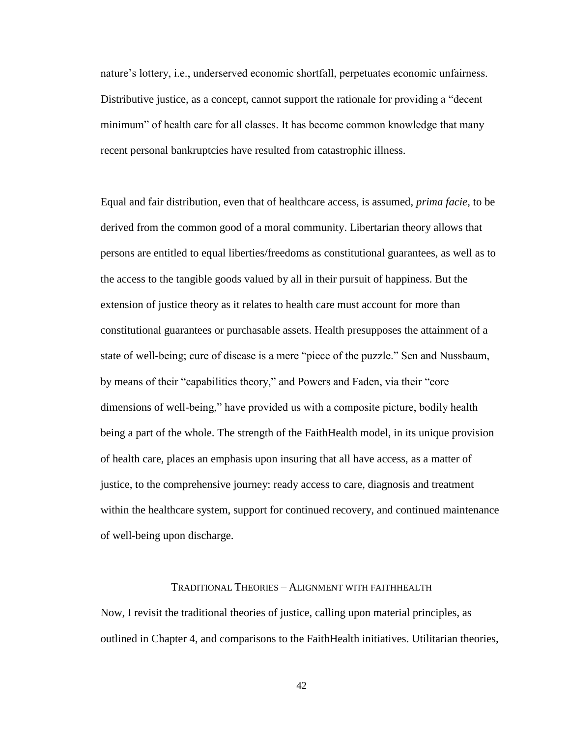nature's lottery, i.e., underserved economic shortfall, perpetuates economic unfairness. Distributive justice, as a concept, cannot support the rationale for providing a "decent minimum" of health care for all classes. It has become common knowledge that many recent personal bankruptcies have resulted from catastrophic illness.

Equal and fair distribution, even that of healthcare access, is assumed, *prima facie*, to be derived from the common good of a moral community. Libertarian theory allows that persons are entitled to equal liberties/freedoms as constitutional guarantees, as well as to the access to the tangible goods valued by all in their pursuit of happiness. But the extension of justice theory as it relates to health care must account for more than constitutional guarantees or purchasable assets. Health presupposes the attainment of a state of well-being; cure of disease is a mere "piece of the puzzle." Sen and Nussbaum, by means of their "capabilities theory," and Powers and Faden, via their "core dimensions of well-being," have provided us with a composite picture, bodily health being a part of the whole. The strength of the FaithHealth model, in its unique provision of health care, places an emphasis upon insuring that all have access, as a matter of justice, to the comprehensive journey: ready access to care, diagnosis and treatment within the healthcare system, support for continued recovery, and continued maintenance of well-being upon discharge.

### TRADITIONAL THEORIES – ALIGNMENT WITH FAITHHEALTH

Now, I revisit the traditional theories of justice, calling upon material principles, as outlined in Chapter 4, and comparisons to the FaithHealth initiatives. Utilitarian theories,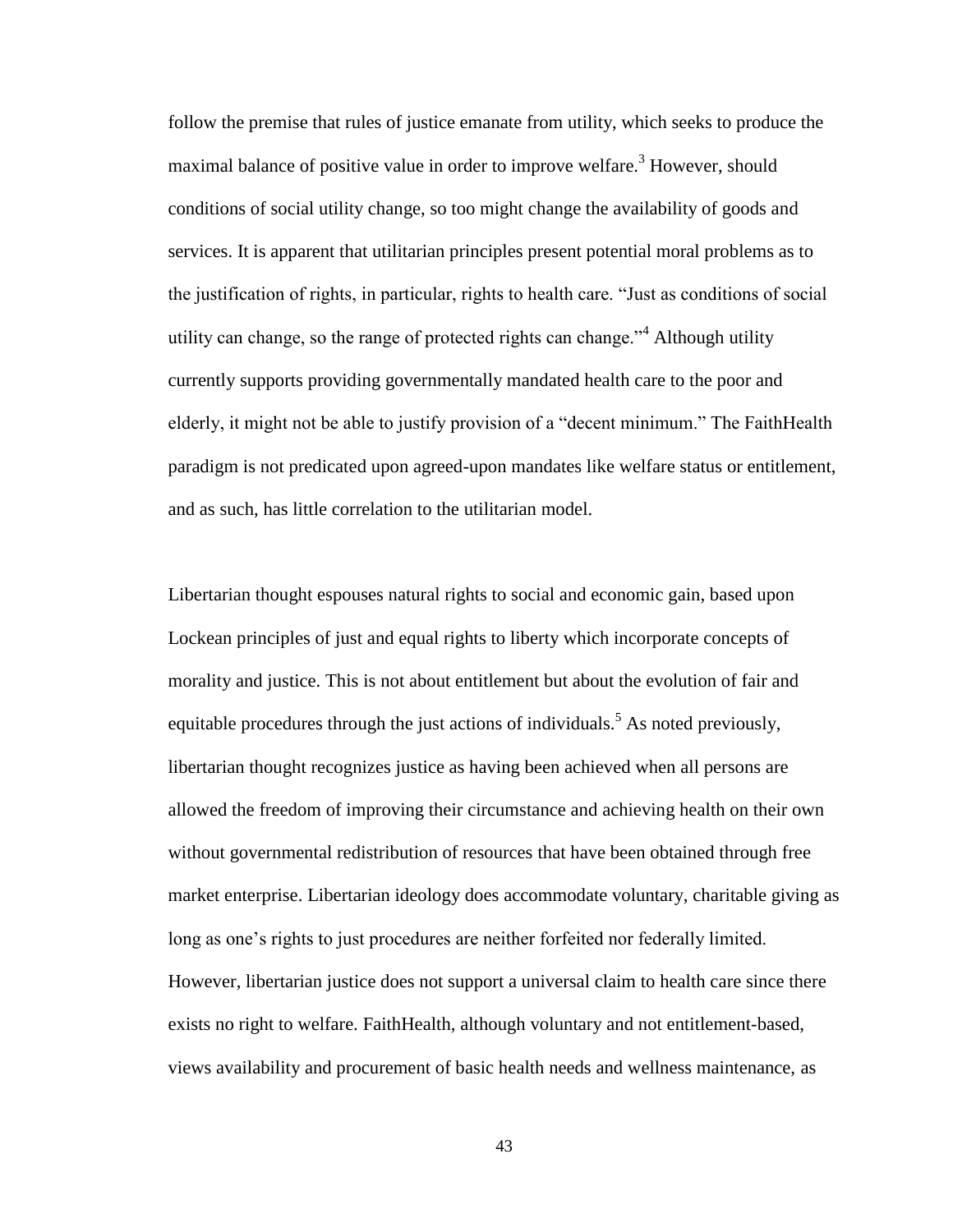follow the premise that rules of justice emanate from utility, which seeks to produce the maximal balance of positive value in order to improve welfare.[3] However, should conditions of social utility change, so too might change the availability of goods and services. It is apparent that utilitarian principles present potential moral problems as to the justification of rights, in particular, rights to health care. "Just as conditions of social utility can change, so the range of protected rights can change."[4] Although utility currently supports providing governmentally mandated health care to the poor and elderly, it might not be able to justify provision of a "decent minimum." The FaithHealth paradigm is not predicated upon agreed-upon mandates like welfare status or entitlement, and as such, has little correlation to the utilitarian model.

Libertarian thought espouses natural rights to social and economic gain, based upon Lockean principles of just and equal rights to liberty which incorporate concepts of morality and justice. This is not about entitlement but about the evolution of fair and equitable procedures through the just actions of individuals.[5] As noted previously, libertarian thought recognizes justice as having been achieved when all persons are allowed the freedom of improving their circumstance and achieving health on their own without governmental redistribution of resources that have been obtained through free market enterprise. Libertarian ideology does accommodate voluntary, charitable giving as long as one's rights to just procedures are neither forfeited nor federally limited. However, libertarian justice does not support a universal claim to health care since there exists no right to welfare. FaithHealth, although voluntary and not entitlement-based, views availability and procurement of basic health needs and wellness maintenance, as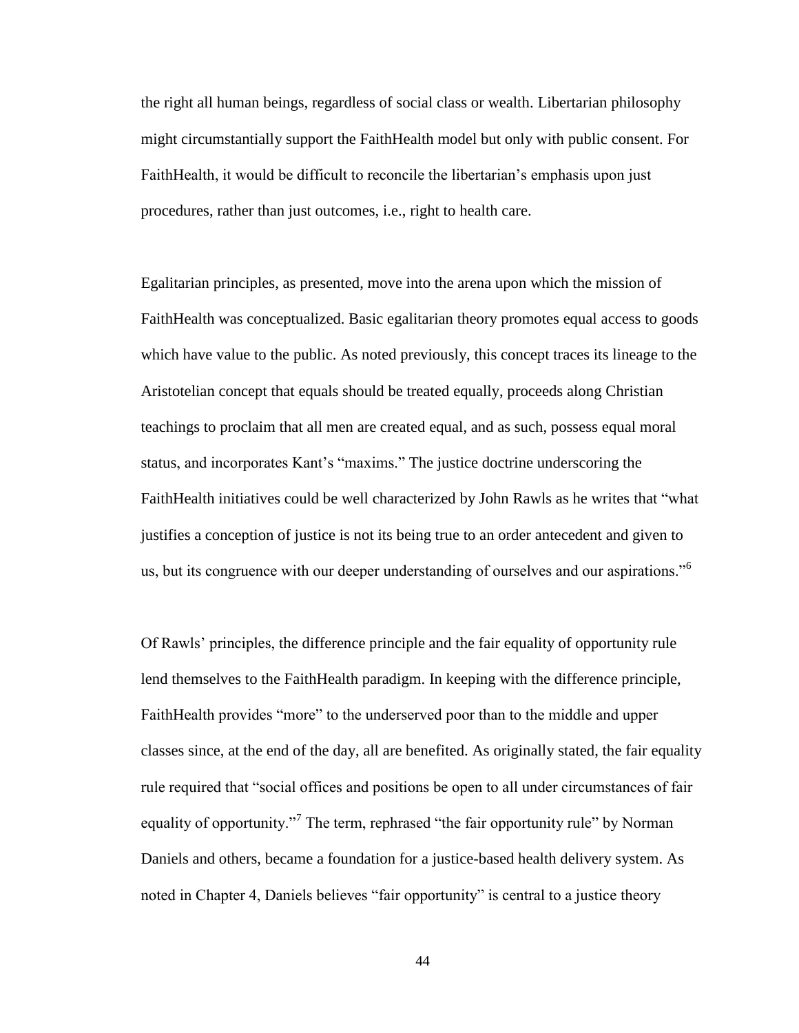the right all human beings, regardless of social class or wealth. Libertarian philosophy might circumstantially support the FaithHealth model but only with public consent. For FaithHealth, it would be difficult to reconcile the libertarian's emphasis upon just procedures, rather than just outcomes, i.e., right to health care.

Egalitarian principles, as presented, move into the arena upon which the mission of FaithHealth was conceptualized. Basic egalitarian theory promotes equal access to goods which have value to the public. As noted previously, this concept traces its lineage to the Aristotelian concept that equals should be treated equally, proceeds along Christian teachings to proclaim that all men are created equal, and as such, possess equal moral status, and incorporates Kant's "maxims." The justice doctrine underscoring the FaithHealth initiatives could be well characterized by John Rawls as he writes that "what justifies a conception of justice is not its being true to an order antecedent and given to us, but its congruence with our deeper understanding of ourselves and our aspirations."[6]

Of Rawls' principles, the difference principle and the fair equality of opportunity rule lend themselves to the FaithHealth paradigm. In keeping with the difference principle, FaithHealth provides "more" to the underserved poor than to the middle and upper classes since, at the end of the day, all are benefited. As originally stated, the fair equality rule required that "social offices and positions be open to all under circumstances of fair equality of opportunity."[7] The term, rephrased "the fair opportunity rule" by Norman Daniels and others, became a foundation for a justice-based health delivery system. As noted in Chapter 4, Daniels believes "fair opportunity" is central to a justice theory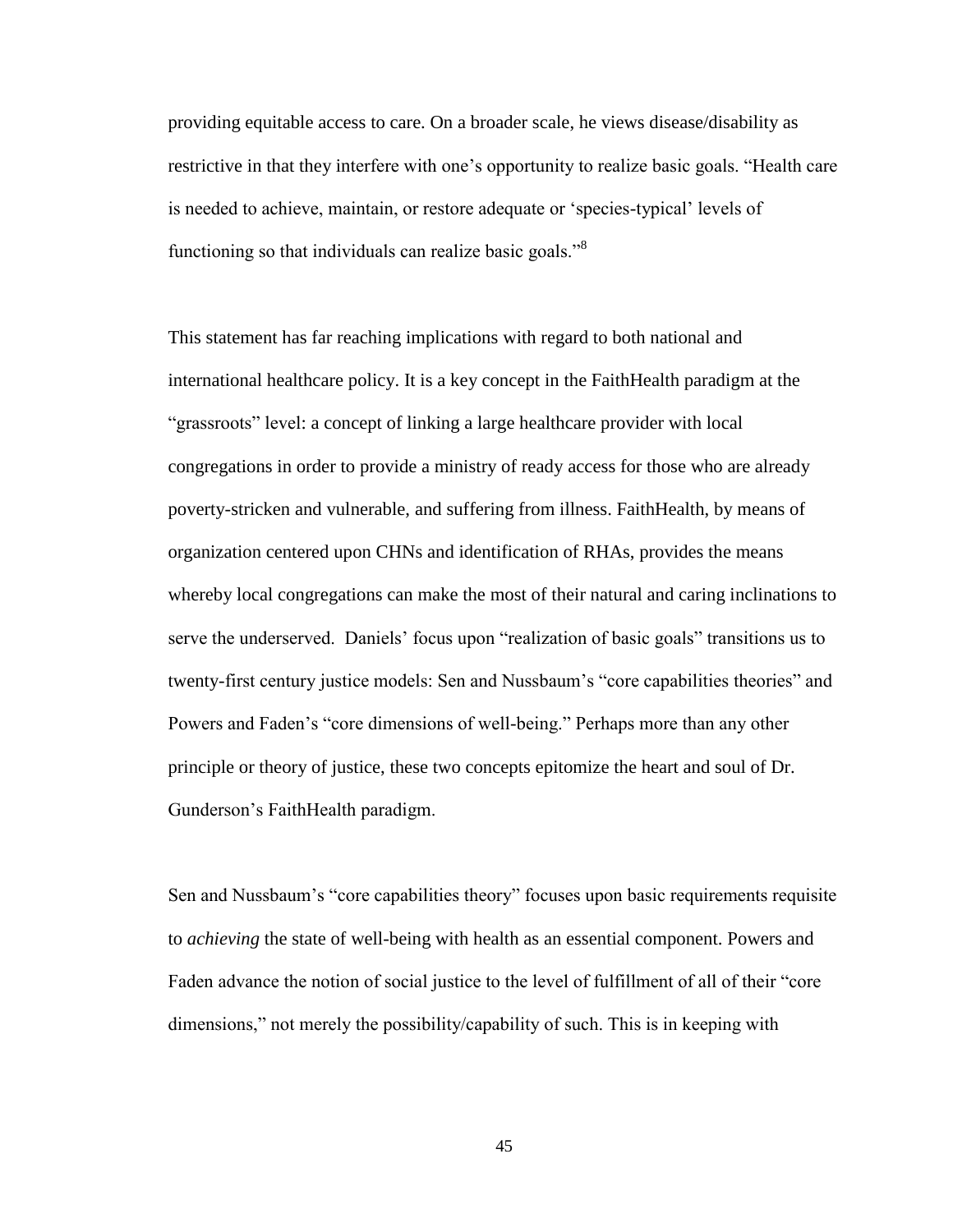providing equitable access to care. On a broader scale, he views disease/disability as restrictive in that they interfere with one's opportunity to realize basic goals. "Health care is needed to achieve, maintain, or restore adequate or 'species-typical' levels of functioning so that individuals can realize basic goals."[8]

This statement has far reaching implications with regard to both national and international healthcare policy. It is a key concept in the FaithHealth paradigm at the "grassroots" level: a concept of linking a large healthcare provider with local congregations in order to provide a ministry of ready access for those who are already poverty-stricken and vulnerable, and suffering from illness. FaithHealth, by means of organization centered upon CHNs and identification of RHAs, provides the means whereby local congregations can make the most of their natural and caring inclinations to serve the underserved. Daniels' focus upon "realization of basic goals" transitions us to twenty-first century justice models: Sen and Nussbaum's "core capabilities theories" and Powers and Faden's "core dimensions of well-being." Perhaps more than any other principle or theory of justice, these two concepts epitomize the heart and soul of Dr. Gunderson's FaithHealth paradigm.

Sen and Nussbaum's "core capabilities theory" focuses upon basic requirements requisite to *achieving* the state of well-being with health as an essential component. Powers and Faden advance the notion of social justice to the level of fulfillment of all of their "core dimensions," not merely the possibility/capability of such. This is in keeping with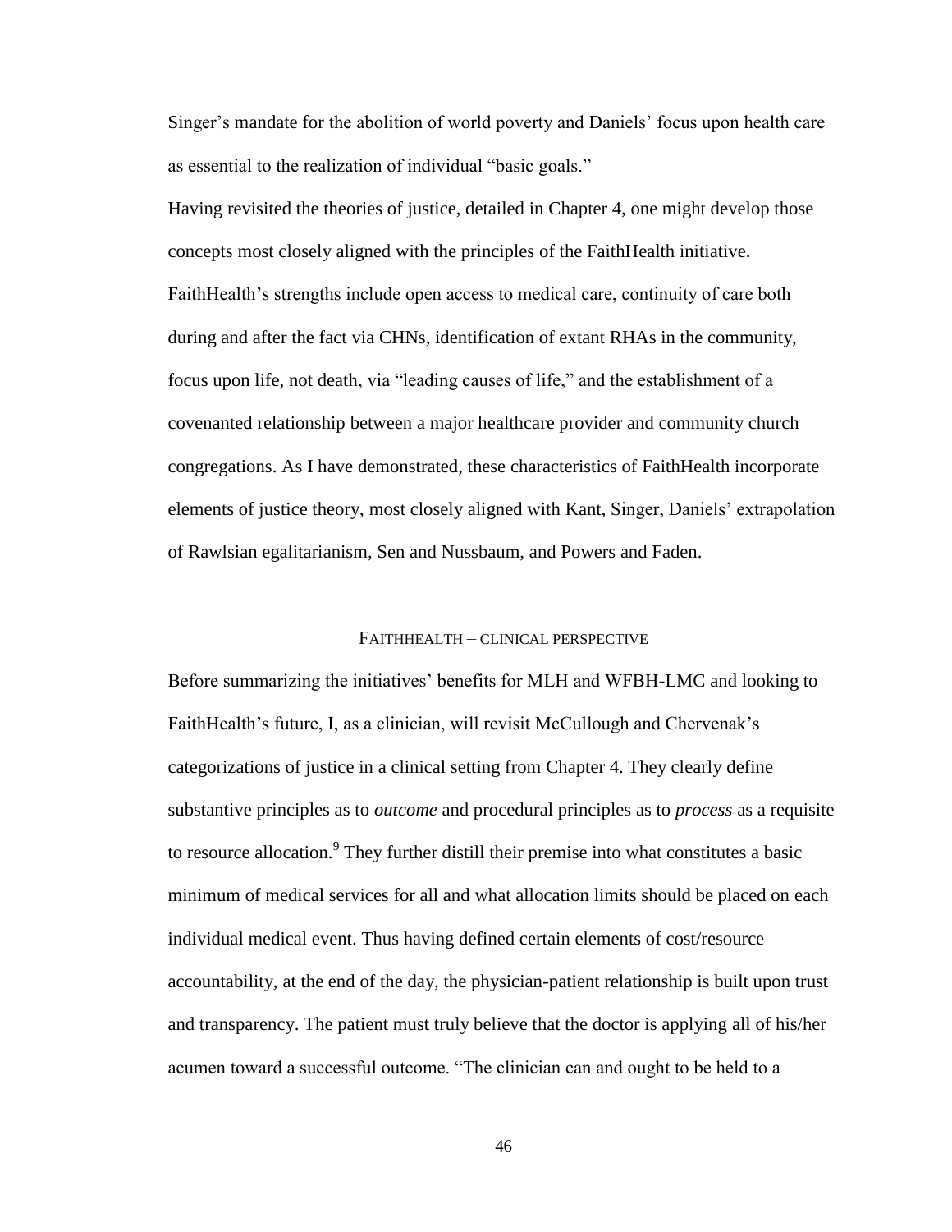Singer's mandate for the abolition of world poverty and Daniels' focus upon health care as essential to the realization of individual "basic goals."

Having revisited the theories of justice, detailed in Chapter 4, one might develop those concepts most closely aligned with the principles of the FaithHealth initiative. FaithHealth's strengths include open access to medical care, continuity of care both during and after the fact via CHNs, identification of extant RHAs in the community, focus upon life, not death, via "leading causes of life," and the establishment of a covenanted relationship between a major healthcare provider and community church congregations. As I have demonstrated, these characteristics of FaithHealth incorporate elements of justice theory, most closely aligned with Kant, Singer, Daniels' extrapolation of Rawlsian egalitarianism, Sen and Nussbaum, and Powers and Faden.

## FAITHHEALTH – CLINICAL PERSPECTIVE

Before summarizing the initiatives' benefits for MLH and WFBH-LMC and looking to FaithHealth's future, I, as a clinician, will revisit McCullough and Chervenak's categorizations of justice in a clinical setting from Chapter 4. They clearly define substantive principles as to *outcome* and procedural principles as to *process* as a requisite to resource allocation.[9] They further distill their premise into what constitutes a basic minimum of medical services for all and what allocation limits should be placed on each individual medical event. Thus having defined certain elements of cost/resource accountability, at the end of the day, the physician-patient relationship is built upon trust and transparency. The patient must truly believe that the doctor is applying all of his/her acumen toward a successful outcome. "The clinician can and ought to be held to a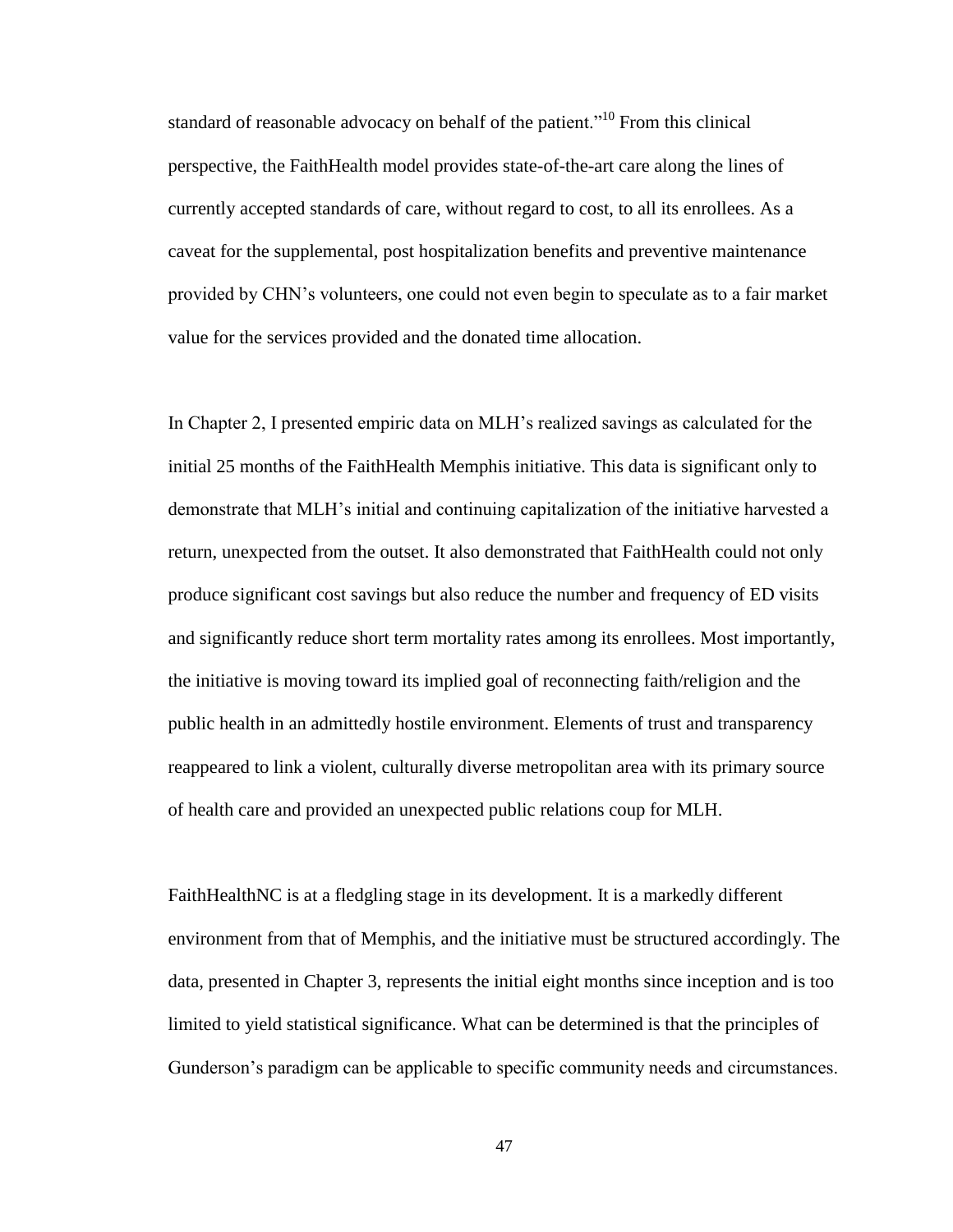standard of reasonable advocacy on behalf of the patient."[10] From this clinical perspective, the FaithHealth model provides state-of-the-art care along the lines of currently accepted standards of care, without regard to cost, to all its enrollees. As a caveat for the supplemental, post hospitalization benefits and preventive maintenance provided by CHN's volunteers, one could not even begin to speculate as to a fair market value for the services provided and the donated time allocation.

In Chapter 2, I presented empiric data on MLH's realized savings as calculated for the initial 25 months of the FaithHealth Memphis initiative. This data is significant only to demonstrate that MLH's initial and continuing capitalization of the initiative harvested a return, unexpected from the outset. It also demonstrated that FaithHealth could not only produce significant cost savings but also reduce the number and frequency of ED visits and significantly reduce short term mortality rates among its enrollees. Most importantly, the initiative is moving toward its implied goal of reconnecting faith/religion and the public health in an admittedly hostile environment. Elements of trust and transparency reappeared to link a violent, culturally diverse metropolitan area with its primary source of health care and provided an unexpected public relations coup for MLH.

FaithHealthNC is at a fledgling stage in its development. It is a markedly different environment from that of Memphis, and the initiative must be structured accordingly. The data, presented in Chapter 3, represents the initial eight months since inception and is too limited to yield statistical significance. What can be determined is that the principles of Gunderson's paradigm can be applicable to specific community needs and circumstances.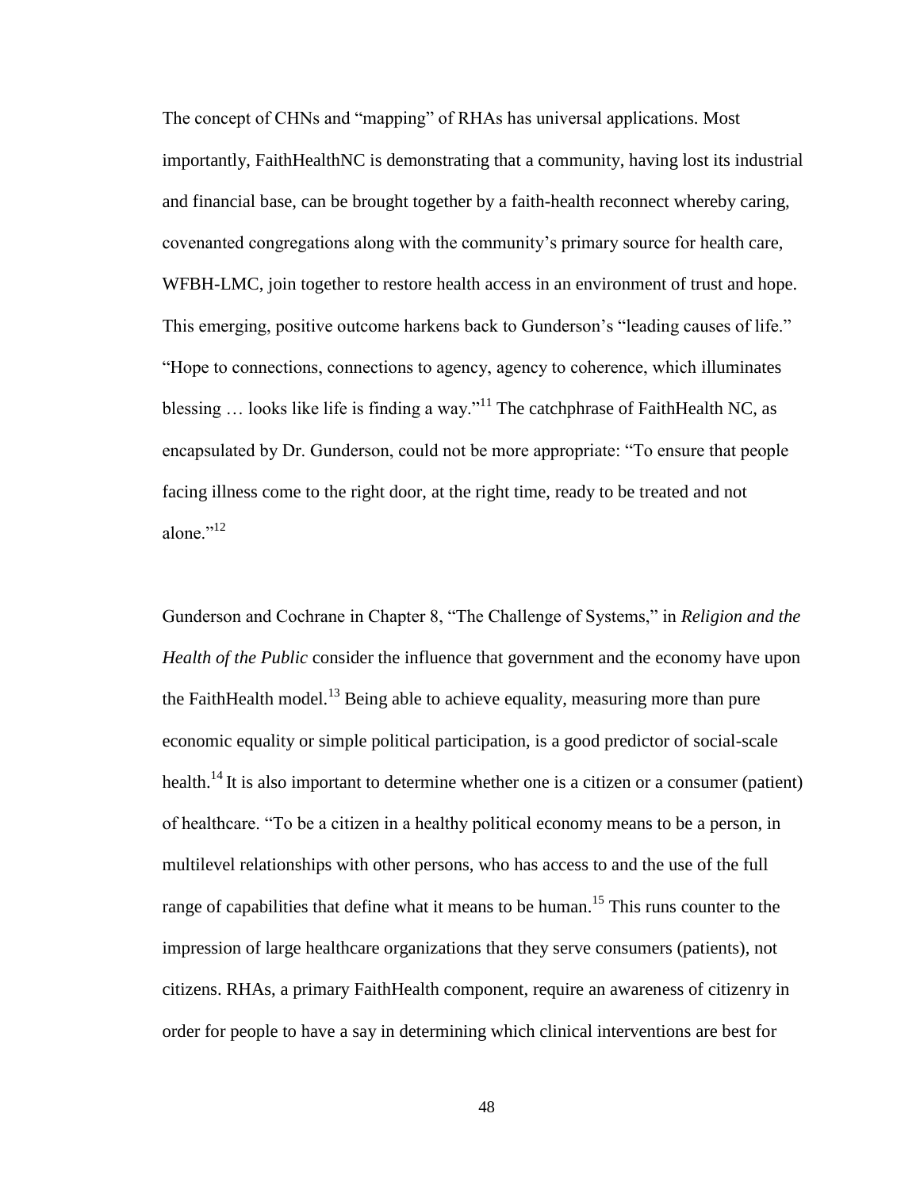The concept of CHNs and "mapping" of RHAs has universal applications. Most importantly, FaithHealthNC is demonstrating that a community, having lost its industrial and financial base, can be brought together by a faith-health reconnect whereby caring, covenanted congregations along with the community's primary source for health care, WFBH-LMC, join together to restore health access in an environment of trust and hope. This emerging, positive outcome harkens back to Gunderson's "leading causes of life." "Hope to connections, connections to agency, agency to coherence, which illuminates blessing … looks like life is finding a way."[11] The catchphrase of FaithHealth NC, as encapsulated by Dr. Gunderson, could not be more appropriate: "To ensure that people facing illness come to the right door, at the right time, ready to be treated and not alone."[12]

Gunderson and Cochrane in Chapter 8, "The Challenge of Systems," in *Religion and the Health of the Public* consider the influence that government and the economy have upon the FaithHealth model.[13] Being able to achieve equality, measuring more than pure economic equality or simple political participation, is a good predictor of social-scale health.[14] It is also important to determine whether one is a citizen or a consumer (patient) of healthcare. "To be a citizen in a healthy political economy means to be a person, in multilevel relationships with other persons, who has access to and the use of the full range of capabilities that define what it means to be human.[15] This runs counter to the impression of large healthcare organizations that they serve consumers (patients), not citizens. RHAs, a primary FaithHealth component, require an awareness of citizenry in order for people to have a say in determining which clinical interventions are best for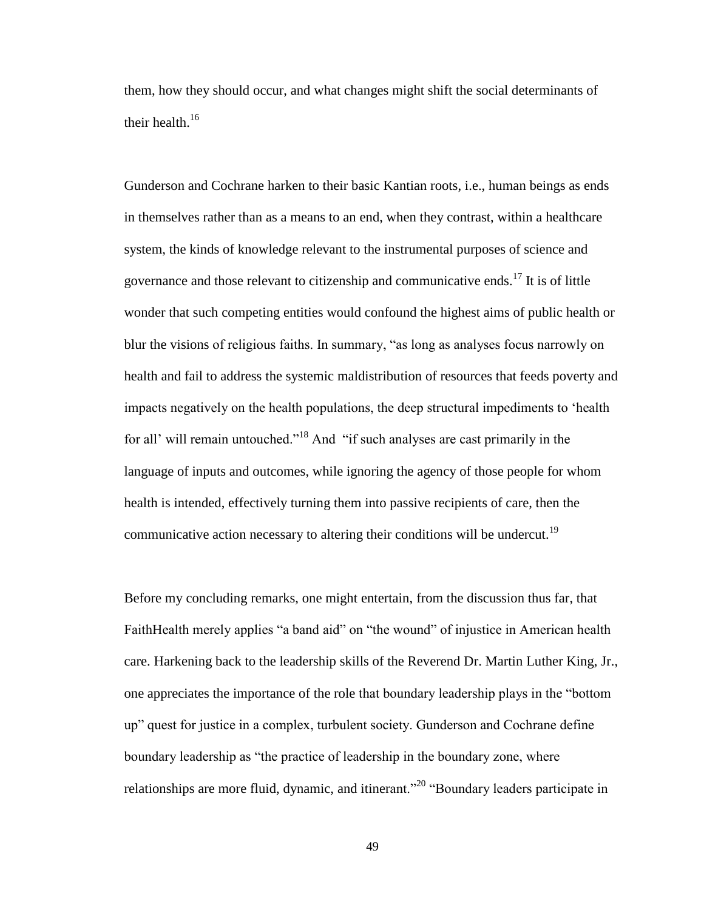them, how they should occur, and what changes might shift the social determinants of their health.[16]

Gunderson and Cochrane harken to their basic Kantian roots, i.e., human beings as ends in themselves rather than as a means to an end, when they contrast, within a healthcare system, the kinds of knowledge relevant to the instrumental purposes of science and governance and those relevant to citizenship and communicative ends.[17] It is of little wonder that such competing entities would confound the highest aims of public health or blur the visions of religious faiths. In summary, "as long as analyses focus narrowly on health and fail to address the systemic maldistribution of resources that feeds poverty and impacts negatively on the health populations, the deep structural impediments to 'health for all' will remain untouched."[18] And "if such analyses are cast primarily in the language of inputs and outcomes, while ignoring the agency of those people for whom health is intended, effectively turning them into passive recipients of care, then the communicative action necessary to altering their conditions will be undercut.[19]

Before my concluding remarks, one might entertain, from the discussion thus far, that FaithHealth merely applies "a band aid" on "the wound" of injustice in American health care. Harkening back to the leadership skills of the Reverend Dr. Martin Luther King, Jr., one appreciates the importance of the role that boundary leadership plays in the "bottom up" quest for justice in a complex, turbulent society. Gunderson and Cochrane define boundary leadership as "the practice of leadership in the boundary zone, where relationships are more fluid, dynamic, and itinerant."[20] "Boundary leaders participate in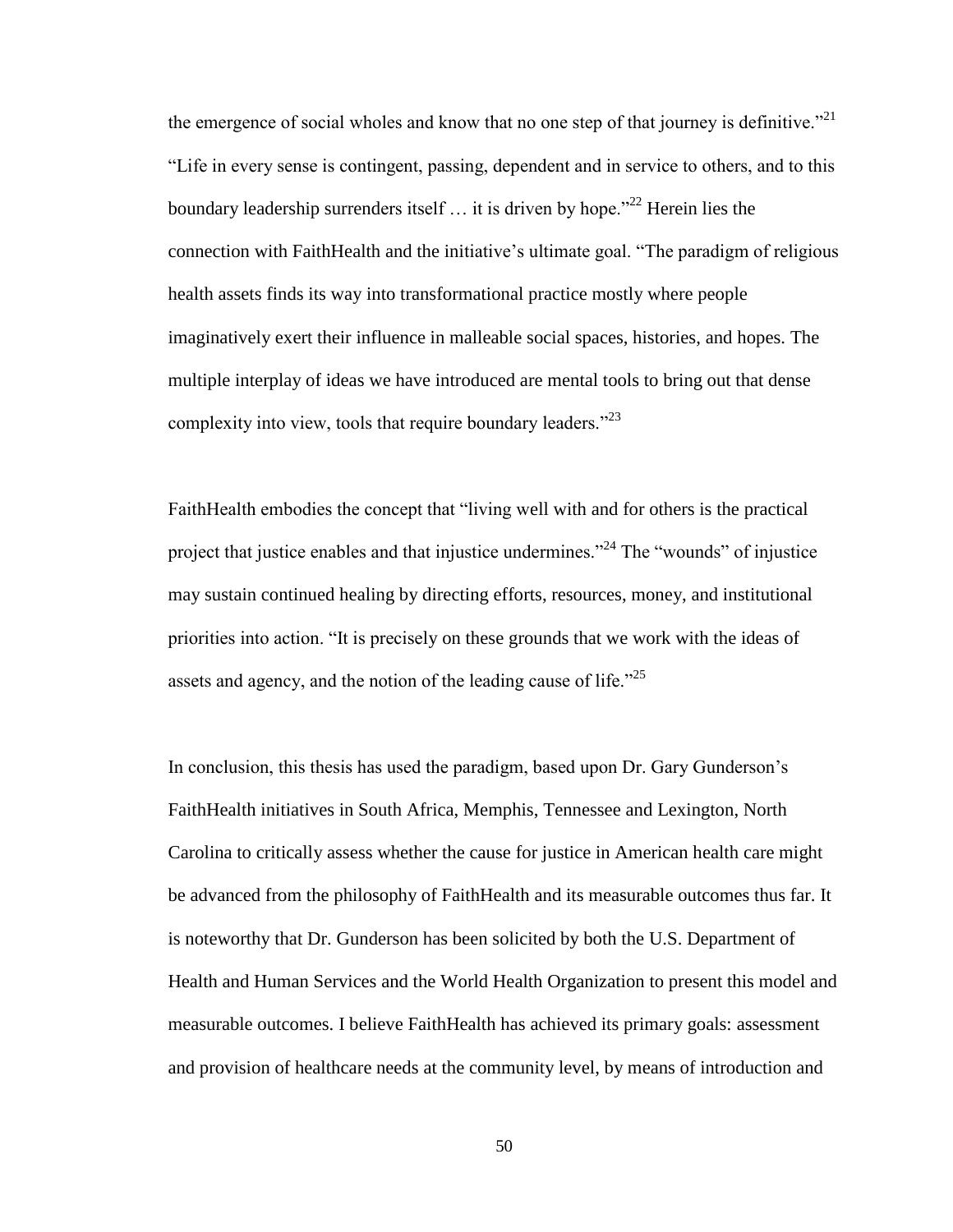the emergence of social wholes and know that no one step of that journey is definitive."[21] "Life in every sense is contingent, passing, dependent and in service to others, and to this boundary leadership surrenders itself … it is driven by hope."[22] Herein lies the connection with FaithHealth and the initiative's ultimate goal. "The paradigm of religious health assets finds its way into transformational practice mostly where people imaginatively exert their influence in malleable social spaces, histories, and hopes. The multiple interplay of ideas we have introduced are mental tools to bring out that dense complexity into view, tools that require boundary leaders."[23]

FaithHealth embodies the concept that "living well with and for others is the practical project that justice enables and that injustice undermines."[24] The "wounds" of injustice may sustain continued healing by directing efforts, resources, money, and institutional priorities into action. "It is precisely on these grounds that we work with the ideas of assets and agency, and the notion of the leading cause of life."[25]

In conclusion, this thesis has used the paradigm, based upon Dr. Gary Gunderson's FaithHealth initiatives in South Africa, Memphis, Tennessee and Lexington, North Carolina to critically assess whether the cause for justice in American health care might be advanced from the philosophy of FaithHealth and its measurable outcomes thus far. It is noteworthy that Dr. Gunderson has been solicited by both the U.S. Department of Health and Human Services and the World Health Organization to present this model and measurable outcomes. I believe FaithHealth has achieved its primary goals: assessment and provision of healthcare needs at the community level, by means of introduction and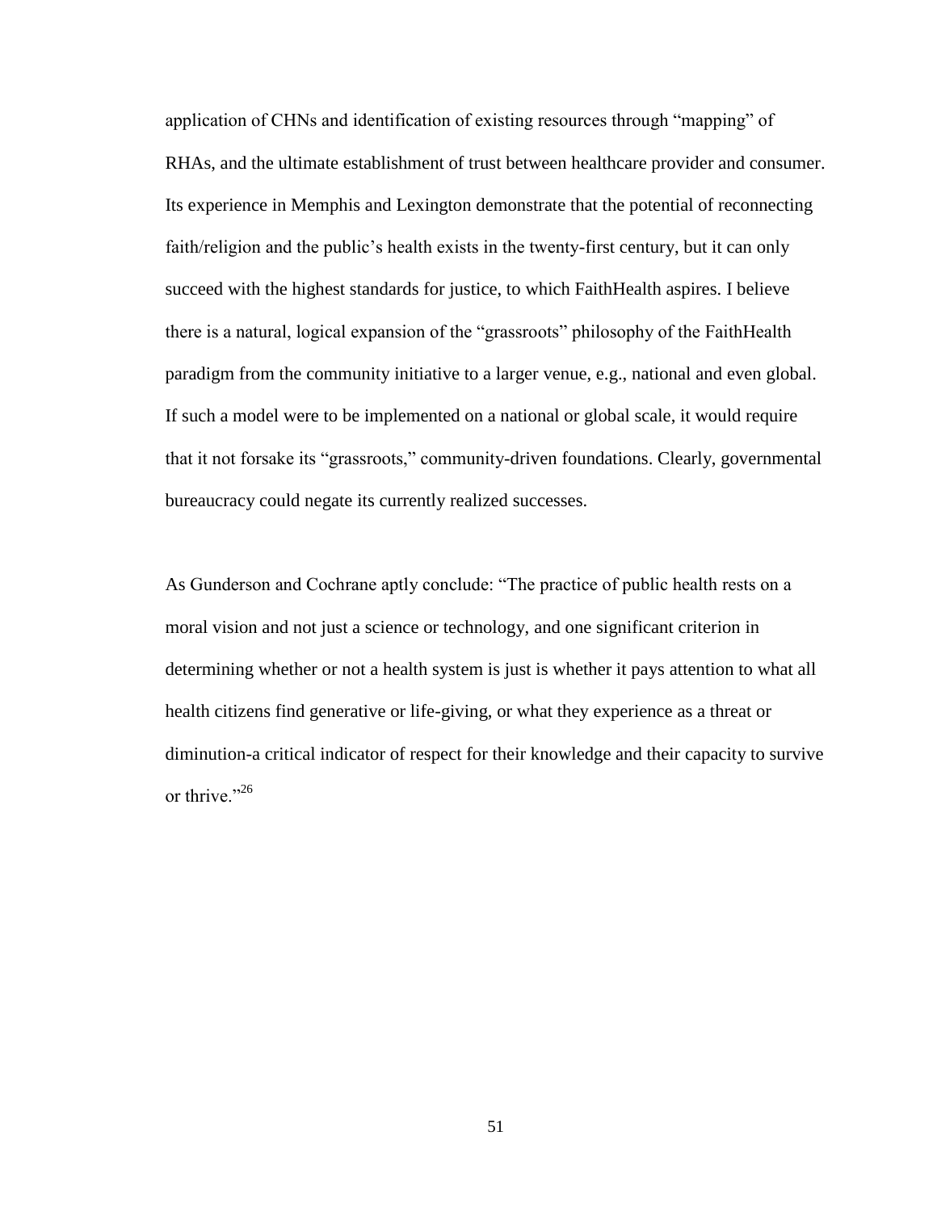application of CHNs and identification of existing resources through "mapping" of RHAs, and the ultimate establishment of trust between healthcare provider and consumer. Its experience in Memphis and Lexington demonstrate that the potential of reconnecting faith/religion and the public's health exists in the twenty-first century, but it can only succeed with the highest standards for justice, to which FaithHealth aspires. I believe there is a natural, logical expansion of the "grassroots" philosophy of the FaithHealth paradigm from the community initiative to a larger venue, e.g., national and even global. If such a model were to be implemented on a national or global scale, it would require that it not forsake its "grassroots," community-driven foundations. Clearly, governmental bureaucracy could negate its currently realized successes.

As Gunderson and Cochrane aptly conclude: "The practice of public health rests on a moral vision and not just a science or technology, and one significant criterion in determining whether or not a health system is just is whether it pays attention to what all health citizens find generative or life-giving, or what they experience as a threat or diminution-a critical indicator of respect for their knowledge and their capacity to survive or thrive."[26]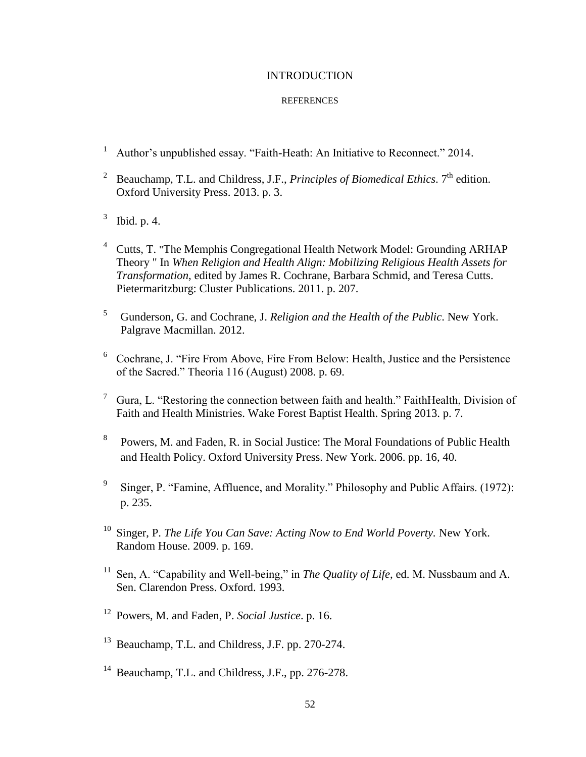# INTRODUCTION

## REFERENCES

1. Author's unpublished essay. "Faith-Heath: An Initiative to Reconnect." 2014.

2. Beauchamp, T.L. and Childress, J.F., *Principles of Biomedical Ethics*. 7th edition. Oxford University Press. 2013. p. 3.

3. Ibid. p. 4.

4. Cutts, T. "The Memphis Congregational Health Network Model: Grounding ARHAP Theory " In *When Religion and Health Align: Mobilizing Religious Health Assets for Transformation*, edited by James R. Cochrane, Barbara Schmid, and Teresa Cutts. Pietermaritzburg: Cluster Publications. 2011. p. 207.

5. Gunderson, G. and Cochrane, J. *Religion and the Health of the Public*. New York. Palgrave Macmillan. 2012.

6. Cochrane, J. "Fire From Above, Fire From Below: Health, Justice and the Persistence of the Sacred." Theoria 116 (August) 2008. p. 69.

7. Gura, L. "Restoring the connection between faith and health." FaithHealth, Division of Faith and Health Ministries. Wake Forest Baptist Health. Spring 2013. p. 7.

8. Powers, M. and Faden, R. in Social Justice: The Moral Foundations of Public Health and Health Policy. Oxford University Press. New York. 2006. pp. 16, 40.

9. Singer, P. "Famine, Affluence, and Morality." Philosophy and Public Affairs. (1972): p. 235.

10. Singer, P. *The Life You Can Save: Acting Now to End World Poverty*. New York. Random House. 2009. p. 169.

11. Sen, A. "Capability and Well-being," in *The Quality of Life*, ed. M. Nussbaum and A. Sen. Clarendon Press. Oxford. 1993.

12. Powers, M. and Faden, P. *Social Justice*. p. 16.

13. Beauchamp, T.L. and Childress, J.F. pp. 270-274.

14. Beauchamp, T.L. and Childress, J.F., pp. 276-278.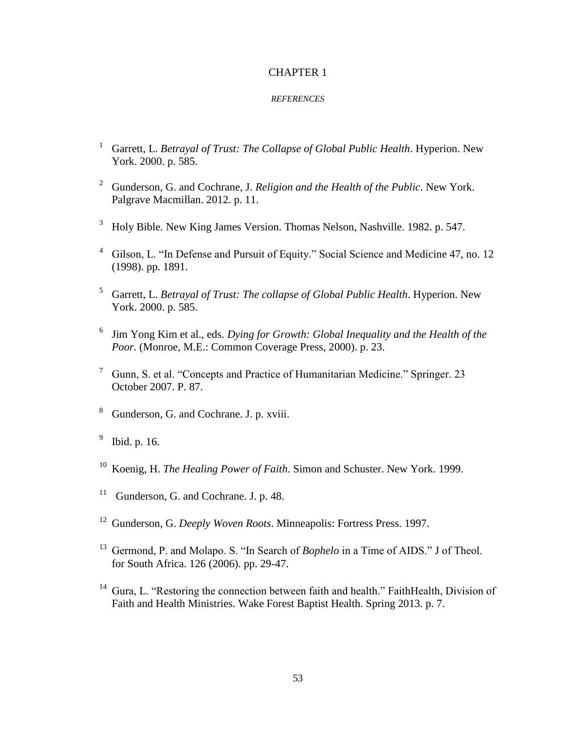# CHAPTER 1

## *REFERENCES*

[1] Garrett, L. *Betrayal of Trust: The Collapse of Global Public Health*. Hyperion. New York. 2000. p. 585.

[2] Gunderson, G. and Cochrane, J. *Religion and the Health of the Public*. New York. Palgrave Macmillan. 2012. p. 11.

[3] Holy Bible. New King James Version. Thomas Nelson, Nashville. 1982. p. 547.

[4] Gilson, L. "In Defense and Pursuit of Equity." Social Science and Medicine 47, no. 12 (1998). pp. 1891.

[5] Garrett, L. *Betrayal of Trust: The collapse of Global Public Health*. Hyperion. New York. 2000. p. 585.

[6] Jim Yong Kim et al., eds. *Dying for Growth: Global Inequality and the Health of the Poor*. (Monroe, M.E.: Common Coverage Press, 2000). p. 23.

[7] Gunn, S. et al. "Concepts and Practice of Humanitarian Medicine." Springer. 23 October 2007. P. 87.

[8] Gunderson, G. and Cochrane. J. p. xviii.

[9] Ibid. p. 16.

[10] Koenig, H. *The Healing Power of Faith*. Simon and Schuster. New York. 1999.

[11] Gunderson, G. and Cochrane. J. p. 48.

[12] Gunderson, G. *Deeply Woven Roots*. Minneapolis: Fortress Press. 1997.

[13] Germond, P. and Molapo. S. "In Search of *Bophelo* in a Time of AIDS." J of Theol. for South Africa. 126 (2006). pp. 29-47.

[14] Gura, L. "Restoring the connection between faith and health." FaithHealth, Division of Faith and Health Ministries. Wake Forest Baptist Health. Spring 2013. p. 7.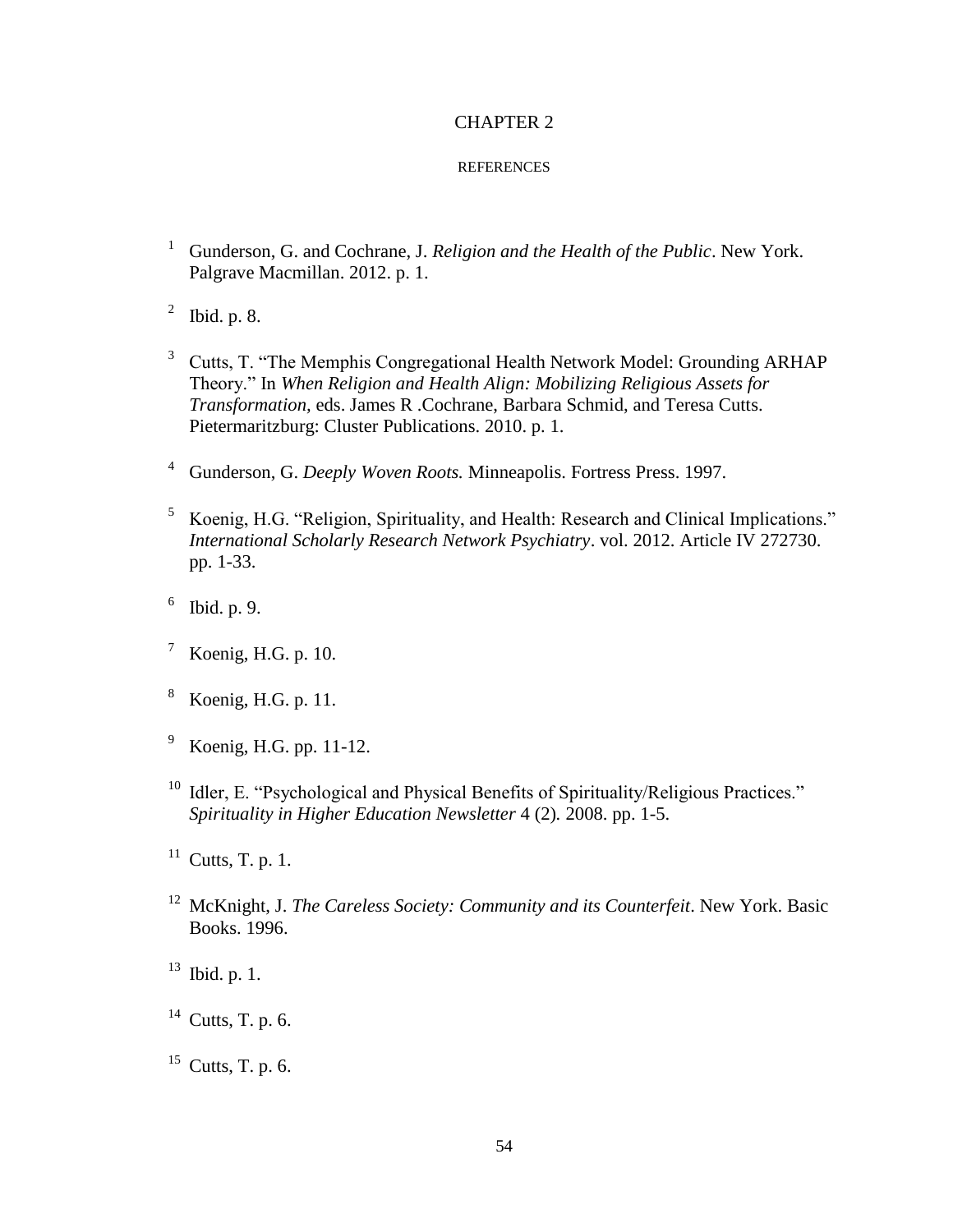# CHAPTER 2

## REFERENCES

[1] Gunderson, G. and Cochrane, J. *Religion and the Health of the Public*. New York. Palgrave Macmillan. 2012. p. 1.

[2] Ibid. p. 8.

[3] Cutts, T. "The Memphis Congregational Health Network Model: Grounding ARHAP Theory." In *When Religion and Health Align: Mobilizing Religious Assets for Transformation,* eds. James R .Cochrane, Barbara Schmid, and Teresa Cutts. Pietermaritzburg: Cluster Publications. 2010. p. 1.

[4] Gunderson, G. *Deeply Woven Roots.* Minneapolis. Fortress Press. 1997.

[5] Koenig, H.G. "Religion, Spirituality, and Health: Research and Clinical Implications." *International Scholarly Research Network Psychiatry*. vol. 2012. Article IV 272730. pp. 1-33.

[6] Ibid. p. 9.

[7] Koenig, H.G. p. 10.

[8] Koenig, H.G. p. 11.

[9] Koenig, H.G. pp. 11-12.

[10] Idler, E. "Psychological and Physical Benefits of Spirituality/Religious Practices." *Spirituality in Higher Education Newsletter* 4 (2)*.* 2008. pp. 1-5.

[11] Cutts, T. p. 1.

[12] McKnight, J. *The Careless Society: Community and its Counterfeit*. New York. Basic Books. 1996.

[13] Ibid. p. 1.

[14] Cutts, T. p. 6.

[15] Cutts, T. p. 6.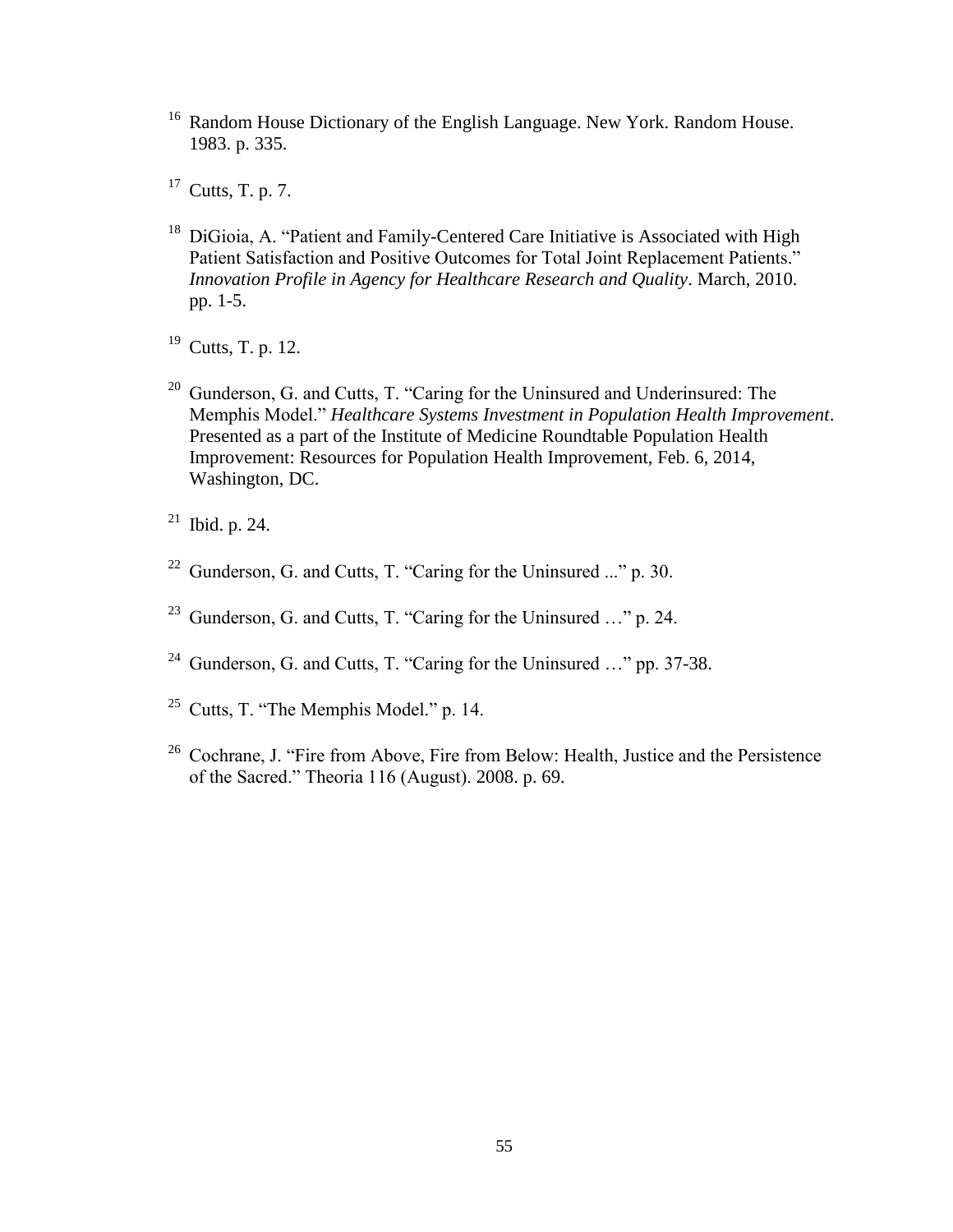[16] Random House Dictionary of the English Language. New York. Random House. 1983. p. 335.

[17] Cutts, T. p. 7.

[18] DiGioia, A. "Patient and Family-Centered Care Initiative is Associated with High Patient Satisfaction and Positive Outcomes for Total Joint Replacement Patients." *Innovation Profile in Agency for Healthcare Research and Quality*. March, 2010. pp. 1-5.

[19] Cutts, T. p. 12.

[20] Gunderson, G. and Cutts, T. "Caring for the Uninsured and Underinsured: The Memphis Model." *Healthcare Systems Investment in Population Health Improvement*. Presented as a part of the Institute of Medicine Roundtable Population Health Improvement: Resources for Population Health Improvement, Feb. 6, 2014, Washington, DC.

[21] Ibid. p. 24.

[22] Gunderson, G. and Cutts, T. "Caring for the Uninsured ..." p. 30.

[23] Gunderson, G. and Cutts, T. "Caring for the Uninsured …" p. 24.

[24] Gunderson, G. and Cutts, T. "Caring for the Uninsured …" pp. 37-38.

[25] Cutts, T. "The Memphis Model." p. 14.

[26] Cochrane, J. "Fire from Above, Fire from Below: Health, Justice and the Persistence of the Sacred." Theoria 116 (August). 2008. p. 69.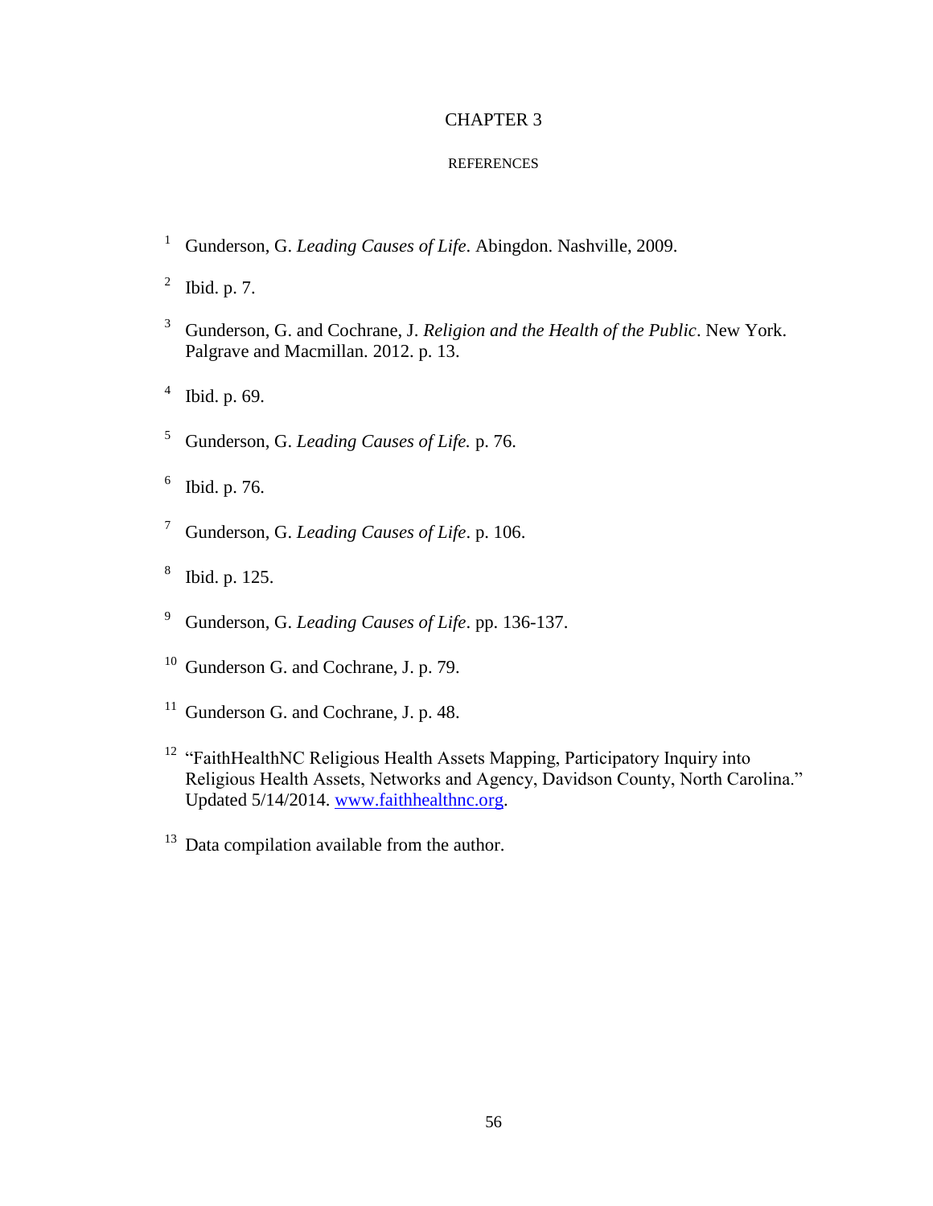# CHAPTER 3

## REFERENCES

[1] Gunderson, G. *Leading Causes of Life*. Abingdon. Nashville, 2009.

[2] Ibid. p. 7.

[3] Gunderson, G. and Cochrane, J. *Religion and the Health of the Public*. New York. Palgrave and Macmillan. 2012. p. 13.

[4] Ibid. p. 69.

[5] Gunderson, G. *Leading Causes of Life.* p. 76.

[6] Ibid. p. 76.

[7] Gunderson, G. *Leading Causes of Life*. p. 106.

[8] Ibid. p. 125.

[9] Gunderson, G. *Leading Causes of Life*. pp. 136-137.

[10] Gunderson G. and Cochrane, J. p. 79.

[11] Gunderson G. and Cochrane, J. p. 48.

[12] "FaithHealthNC Religious Health Assets Mapping, Participatory Inquiry into Religious Health Assets, Networks and Agency, Davidson County, North Carolina." Updated 5/14/2014. [www.faithhealthnc.org](http://www.faithhealthnc.org).

[13] Data compilation available from the author.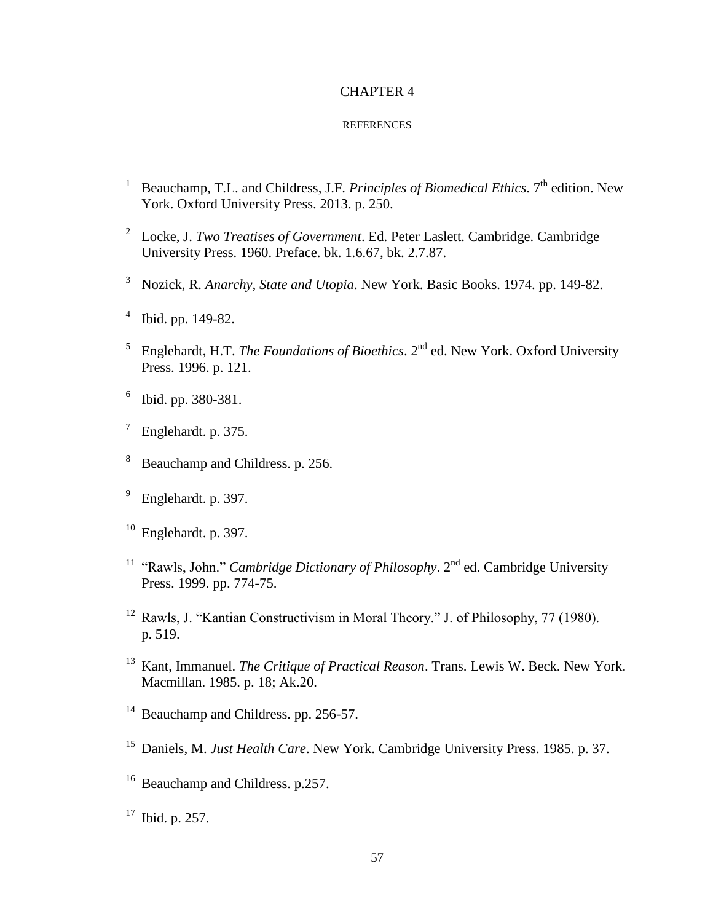# CHAPTER 4

## REFERENCES

1. Beauchamp, T.L. and Childress, J.F. *Principles of Biomedical Ethics*. 7th edition. New York. Oxford University Press. 2013. p. 250.

2. Locke, J. *Two Treatises of Government*. Ed. Peter Laslett. Cambridge. Cambridge University Press. 1960. Preface. bk. 1.6.67, bk. 2.7.87.

3. Nozick, R. *Anarchy, State and Utopia*. New York. Basic Books. 1974. pp. 149-82.

4. Ibid. pp. 149-82.

5. Englehardt, H.T. *The Foundations of Bioethics*. 2nd ed. New York. Oxford University Press. 1996. p. 121.

6. Ibid. pp. 380-381.

7. Englehardt. p. 375.

8. Beauchamp and Childress. p. 256.

9. Englehardt. p. 397.

10. Englehardt. p. 397.

11. "Rawls, John." *Cambridge Dictionary of Philosophy*. 2nd ed. Cambridge University Press. 1999. pp. 774-75.

12. Rawls, J. "Kantian Constructivism in Moral Theory." J. of Philosophy, 77 (1980). p. 519.

13. Kant, Immanuel. *The Critique of Practical Reason*. Trans. Lewis W. Beck. New York. Macmillan. 1985. p. 18; Ak.20.

14. Beauchamp and Childress. pp. 256-57.

15. Daniels, M. *Just Health Care*. New York. Cambridge University Press. 1985. p. 37.

16. Beauchamp and Childress. p.257.

17. Ibid. p. 257.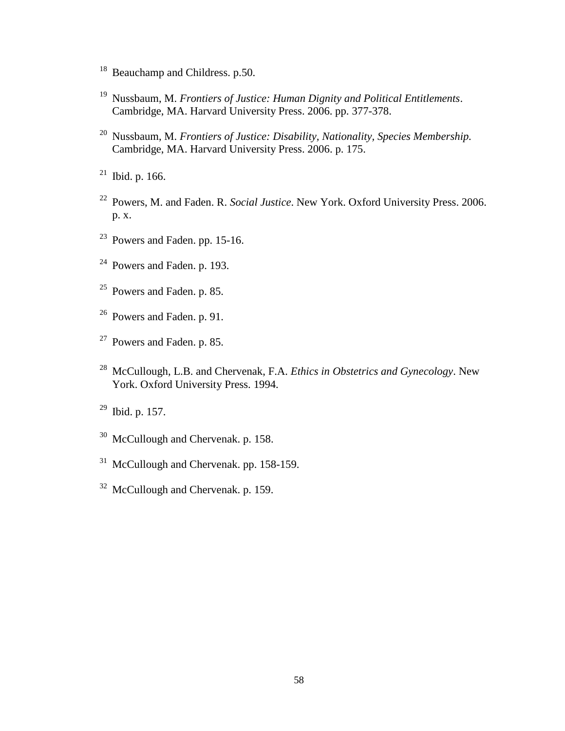[18] Beauchamp and Childress. p.50.

[19] Nussbaum, M. *Frontiers of Justice: Human Dignity and Political Entitlements*. Cambridge, MA. Harvard University Press. 2006. pp. 377-378.

[20] Nussbaum, M. *Frontiers of Justice: Disability, Nationality, Species Membership.* Cambridge, MA. Harvard University Press. 2006. p. 175.

[21] Ibid. p. 166.

[22] Powers, M. and Faden. R. *Social Justice*. New York. Oxford University Press. 2006. p. x.

[23] Powers and Faden. pp. 15-16.

[24] Powers and Faden. p. 193.

[25] Powers and Faden. p. 85.

[26] Powers and Faden. p. 91.

[27] Powers and Faden. p. 85.

[28] McCullough, L.B. and Chervenak, F.A. *Ethics in Obstetrics and Gynecology*. New York. Oxford University Press. 1994.

[29] Ibid. p. 157.

[30] McCullough and Chervenak. p. 158.

[31] McCullough and Chervenak. pp. 158-159.

[32] McCullough and Chervenak. p. 159.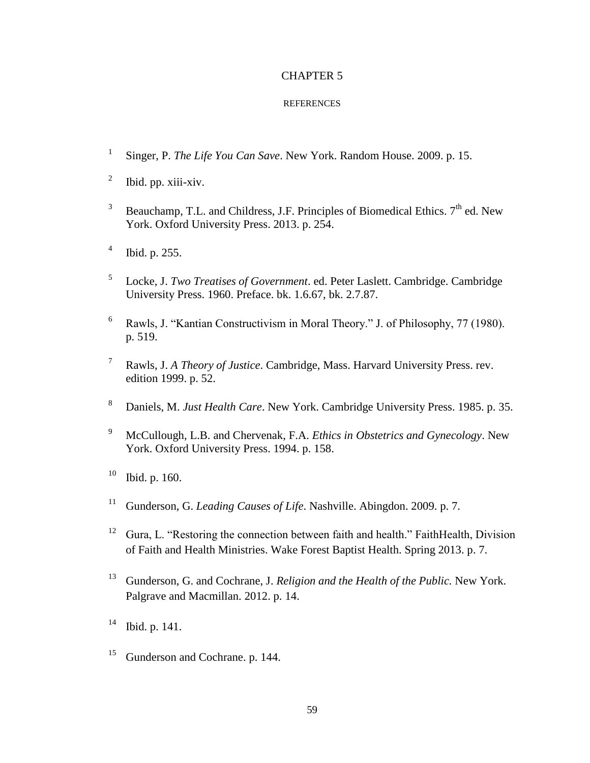# CHAPTER 5

## REFERENCES

1. Singer, P. *The Life You Can Save*. New York. Random House. 2009. p. 15.

2. Ibid. pp. xiii-xiv.

3. Beauchamp, T.L. and Childress, J.F. Principles of Biomedical Ethics. 7th ed. New York. Oxford University Press. 2013. p. 254.

4. Ibid. p. 255.

5. Locke, J. *Two Treatises of Government*. ed. Peter Laslett. Cambridge. Cambridge University Press. 1960. Preface. bk. 1.6.67, bk. 2.7.87.

6. Rawls, J. "Kantian Constructivism in Moral Theory." J. of Philosophy, 77 (1980). p. 519.

7. Rawls, J. *A Theory of Justice*. Cambridge, Mass. Harvard University Press. rev. edition 1999. p. 52.

8. Daniels, M. *Just Health Care*. New York. Cambridge University Press. 1985. p. 35.

9. McCullough, L.B. and Chervenak, F.A. *Ethics in Obstetrics and Gynecology*. New York. Oxford University Press. 1994. p. 158.

10. Ibid. p. 160.

11. Gunderson, G. *Leading Causes of Life*. Nashville. Abingdon. 2009. p. 7.

12. Gura, L. "Restoring the connection between faith and health." FaithHealth, Division of Faith and Health Ministries. Wake Forest Baptist Health. Spring 2013. p. 7.

13. Gunderson, G. and Cochrane, J. *Religion and the Health of the Public.* New York. Palgrave and Macmillan. 2012. p. 14.

14. Ibid. p. 141.

15. Gunderson and Cochrane. p. 144.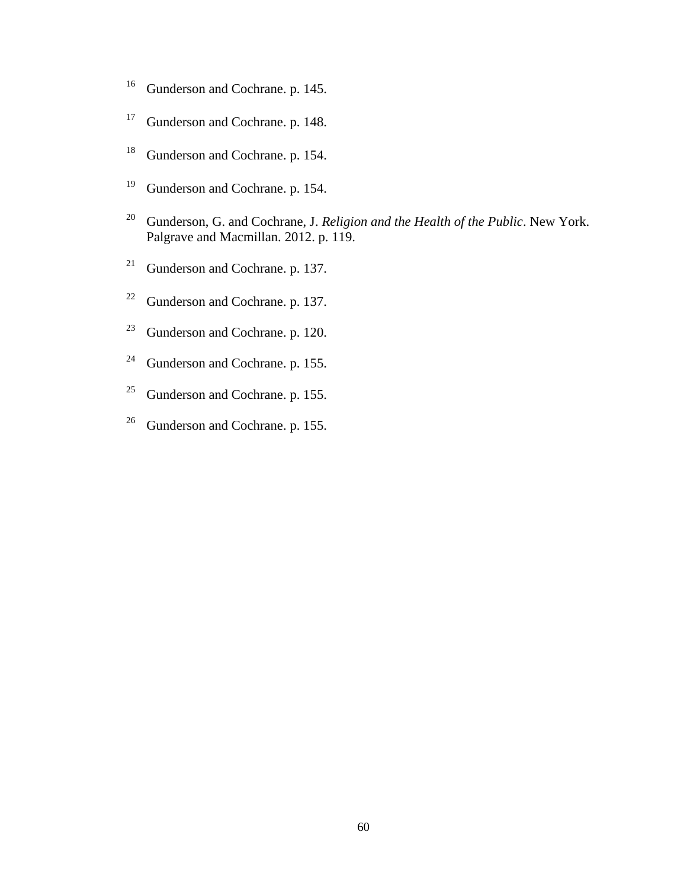[16] Gunderson and Cochrane. p. 145.

[17] Gunderson and Cochrane. p. 148.

[18] Gunderson and Cochrane. p. 154.

[19] Gunderson and Cochrane. p. 154.

[20] Gunderson, G. and Cochrane, J. *Religion and the Health of the Public*. New York. Palgrave and Macmillan. 2012. p. 119.

[21] Gunderson and Cochrane. p. 137.

[22] Gunderson and Cochrane. p. 137.

[23] Gunderson and Cochrane. p. 120.

[24] Gunderson and Cochrane. p. 155.

[25] Gunderson and Cochrane. p. 155.

[26] Gunderson and Cochrane. p. 155.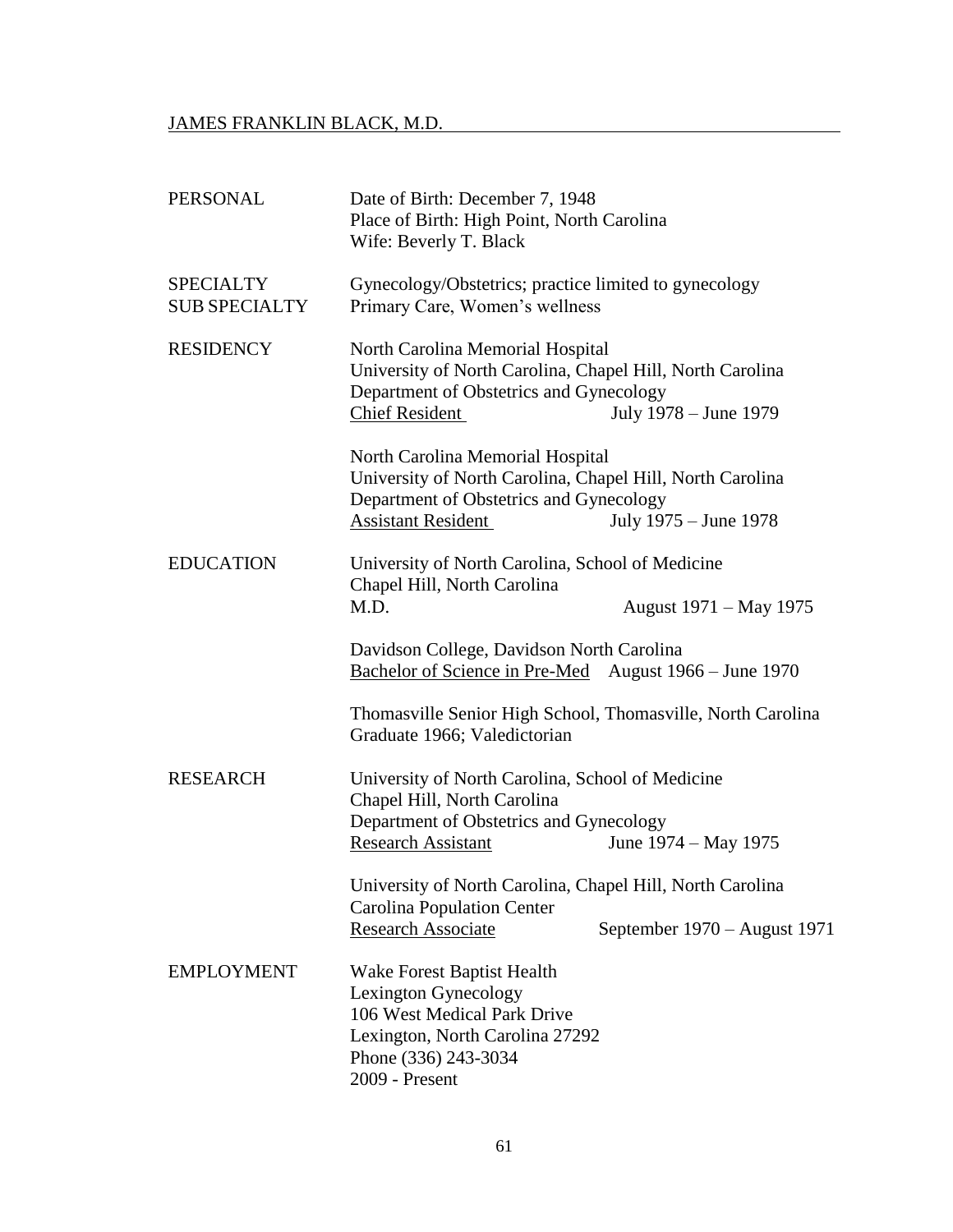<u>JAMES FRANKLIN BLACK, M.D.</u>

| | |
|---|---|
| PERSONAL | Date of Birth: December 7, 1948<br>Place of Birth: High Point, North Carolina<br>Wife: Beverly T. Black |
| SPECIALTY<br>SUB SPECIALTY | Gynecology/Obstetrics; practice limited to gynecology<br>Primary Care, Women's wellness |
| RESIDENCY | North Carolina Memorial Hospital<br>University of North Carolina, Chapel Hill, North Carolina<br>Department of Obstetrics and Gynecology<br><u>Chief Resident</u> July 1978 – June 1979 |
| | North Carolina Memorial Hospital<br>University of North Carolina, Chapel Hill, North Carolina<br>Department of Obstetrics and Gynecology<br><u>Assistant Resident</u> July 1975 – June 1978 |
| EDUCATION | University of North Carolina, School of Medicine<br>Chapel Hill, North Carolina<br>M.D. August 1971 – May 1975 |
| | Davidson College, Davidson North Carolina<br><u>Bachelor of Science in Pre-Med</u> August 1966 – June 1970 |
| | Thomasville Senior High School, Thomasville, North Carolina<br>Graduate 1966; Valedictorian |
| RESEARCH | University of North Carolina, School of Medicine<br>Chapel Hill, North Carolina<br>Department of Obstetrics and Gynecology<br><u>Research Assistant</u> June 1974 – May 1975 |
| | University of North Carolina, Chapel Hill, North Carolina<br>Carolina Population Center<br><u>Research Associate</u> September 1970 – August 1971 |
| EMPLOYMENT | Wake Forest Baptist Health<br>Lexington Gynecology<br>106 West Medical Park Drive<br>Lexington, North Carolina 27292<br>Phone (336) 243-3034<br>2009 - Present |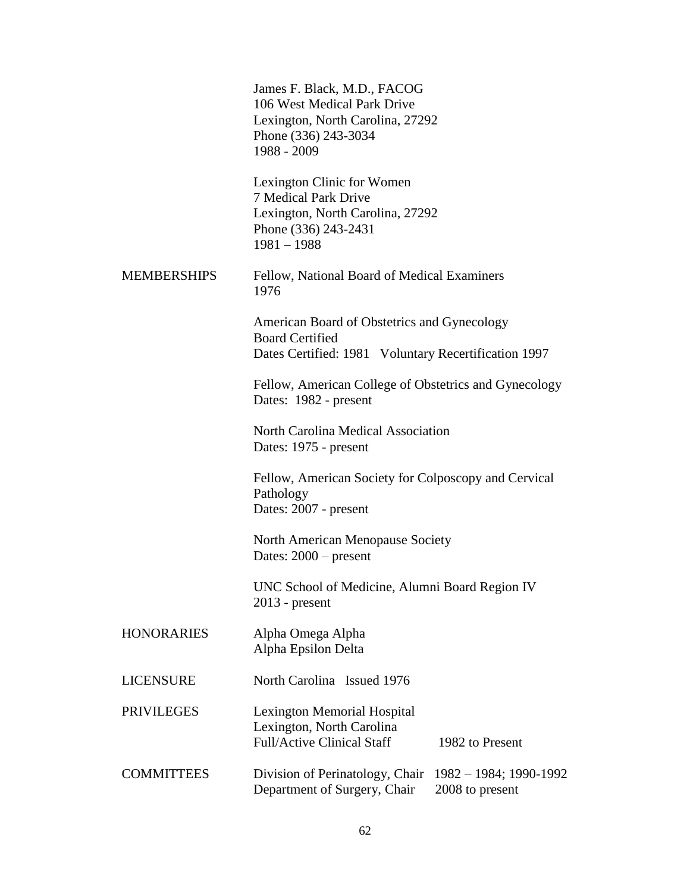James F. Black, M.D., FACOG
106 West Medical Park Drive
Lexington, North Carolina, 27292
Phone (336) 243-3034
1988 - 2009

Lexington Clinic for Women
7 Medical Park Drive
Lexington, North Carolina, 27292
Phone (336) 243-2431
1981 – 1988

**MEMBERSHIPS**

Fellow, National Board of Medical Examiners
1976

American Board of Obstetrics and Gynecology
Board Certified
Dates Certified: 1981 Voluntary Recertification 1997

Fellow, American College of Obstetrics and Gynecology
Dates: 1982 - present

North Carolina Medical Association
Dates: 1975 - present

Fellow, American Society for Colposcopy and Cervical Pathology
Dates: 2007 - present

North American Menopause Society
Dates: 2000 – present

UNC School of Medicine, Alumni Board Region IV
2013 - present

**HONORARIES**

Alpha Omega Alpha
Alpha Epsilon Delta

**LICENSURE**

North Carolina Issued 1976

**PRIVILEGES**

Lexington Memorial Hospital
Lexington, North Carolina
Full/Active Clinical Staff — 1982 to Present

**COMMITTEES**

Division of Perinatology, Chair — 1982 – 1984; 1990-1992
Department of Surgery, Chair — 2008 to present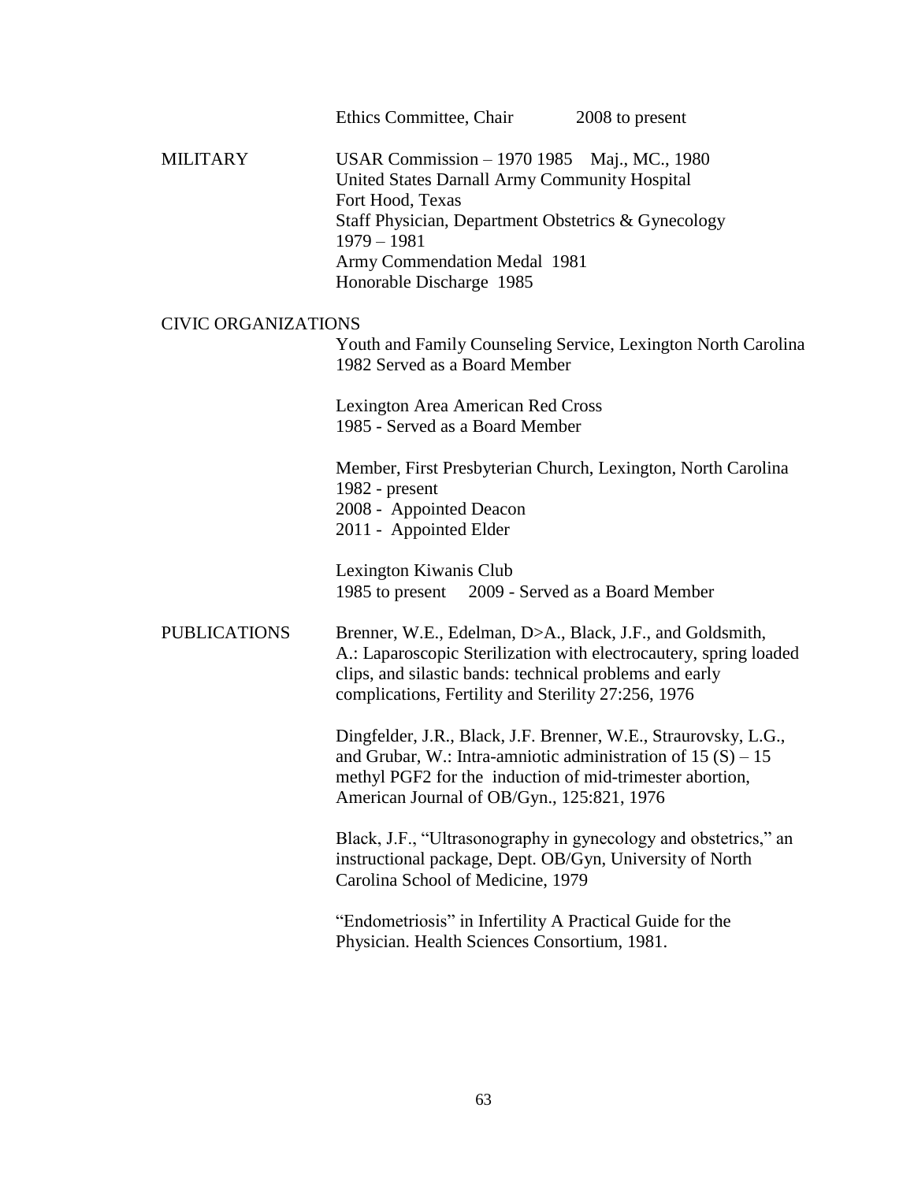Ethics Committee, Chair 2008 to present

**MILITARY**

USAR Commission – 1970 1985 Maj., MC., 1980
United States Darnall Army Community Hospital
Fort Hood, Texas
Staff Physician, Department Obstetrics & Gynecology
1979 – 1981
Army Commendation Medal 1981
Honorable Discharge 1985

**CIVIC ORGANIZATIONS**

Youth and Family Counseling Service, Lexington North Carolina
1982 Served as a Board Member

Lexington Area American Red Cross
1985 - Served as a Board Member

Member, First Presbyterian Church, Lexington, North Carolina
1982 - present
2008 - Appointed Deacon
2011 - Appointed Elder

Lexington Kiwanis Club
1985 to present 2009 - Served as a Board Member

**PUBLICATIONS**

Brenner, W.E., Edelman, D>A., Black, J.F., and Goldsmith, A.: Laparoscopic Sterilization with electrocautery, spring loaded clips, and silastic bands: technical problems and early complications, Fertility and Sterility 27:256, 1976

Dingfelder, J.R., Black, J.F. Brenner, W.E., Straurovsky, L.G., and Grubar, W.: Intra-amniotic administration of 15 (S) – 15 methyl PGF2 for the induction of mid-trimester abortion, American Journal of OB/Gyn., 125:821, 1976

Black, J.F., "Ultrasonography in gynecology and obstetrics," an instructional package, Dept. OB/Gyn, University of North Carolina School of Medicine, 1979

"Endometriosis" in Infertility A Practical Guide for the Physician. Health Sciences Consortium, 1981.